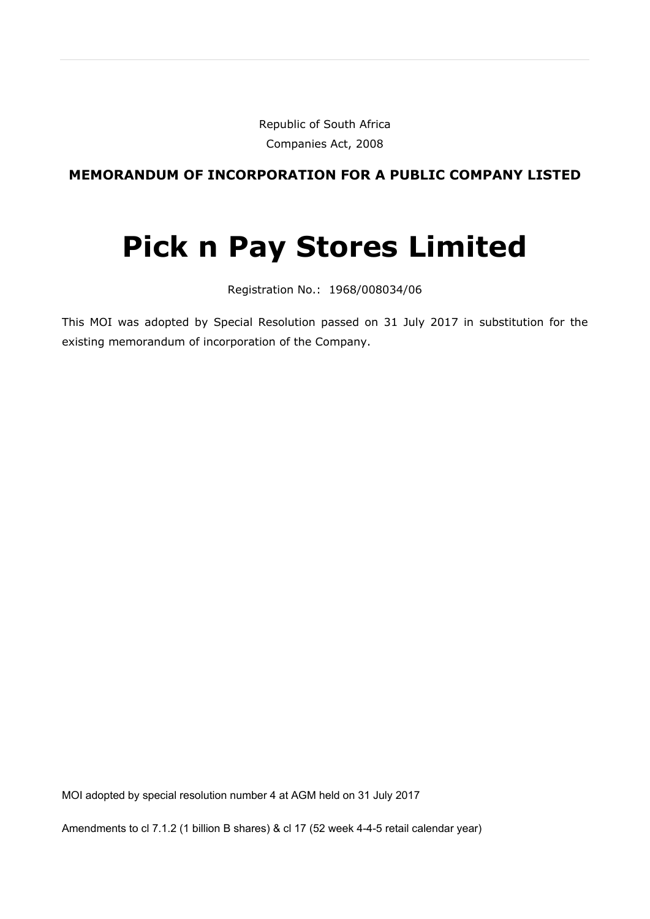Republic of South Africa

Companies Act, 2008

**MEMORANDUM OF INCORPORATION FOR A PUBLIC COMPANY LISTED**

# Pick n Pay Stores Limited

Registration No.: 1968/008034/06

This MOI was adopted by Special Resolution passed on 31 July 2017 in substitution for the existing memorandum of incorporation of the Company.

MOI adopted by special resolution number 4 at AGM held on 31 July 2017

Amendments to cl 7.1.2 (1 billion B shares) & cl 17 (52 week 4-4-5 retail calendar year)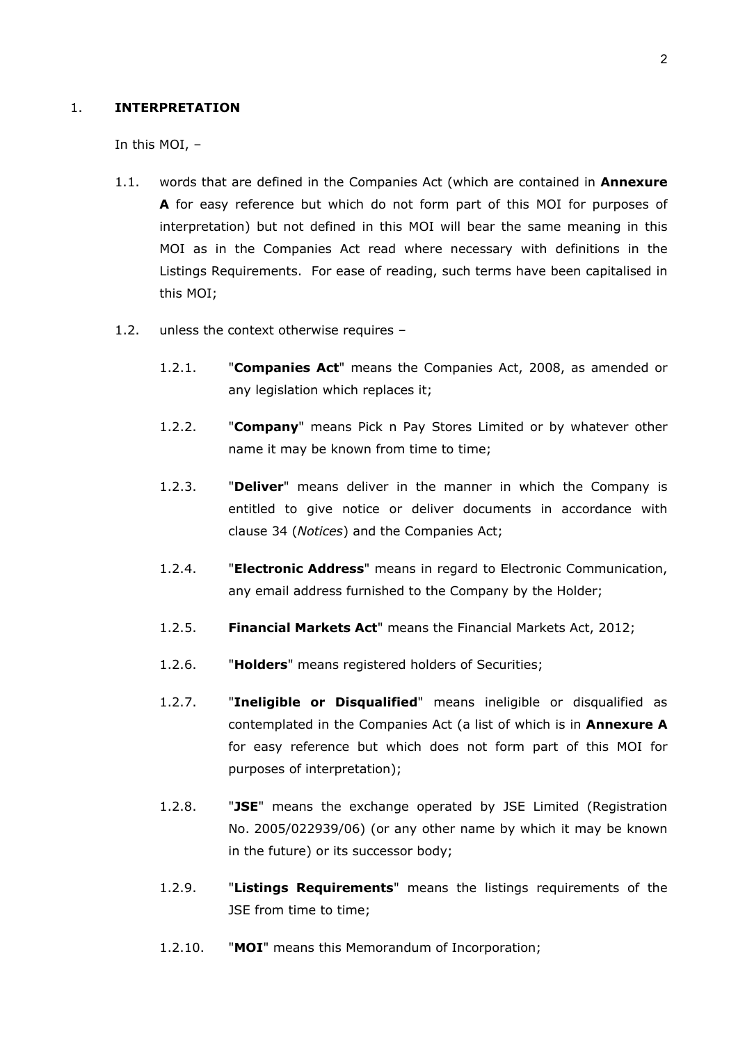## 1. INTERPRETATION

In this MOI, –

1.1. words that are defined in the Companies Act (which are contained in **Annexure A** for easy reference but which do not form part of this MOI for purposes of interpretation) but not defined in this MOI will bear the same meaning in this MOI as in the Companies Act read where necessary with definitions in the Listings Requirements. For ease of reading, such terms have been capitalised in this MOI;

1.2. unless the context otherwise requires –

1.2.1. "**Companies Act**" means the Companies Act, 2008, as amended or any legislation which replaces it;

1.2.2. "**Company**" means Pick n Pay Stores Limited or by whatever other name it may be known from time to time;

1.2.3. "**Deliver**" means deliver in the manner in which the Company is entitled to give notice or deliver documents in accordance with clause 34 (*Notices*) and the Companies Act;

1.2.4. "**Electronic Address**" means in regard to Electronic Communication, any email address furnished to the Company by the Holder;

1.2.5. **Financial Markets Act**" means the Financial Markets Act, 2012;

1.2.6. "**Holders**" means registered holders of Securities;

1.2.7. "**Ineligible or Disqualified**" means ineligible or disqualified as contemplated in the Companies Act (a list of which is in **Annexure A** for easy reference but which does not form part of this MOI for purposes of interpretation);

1.2.8. "**JSE**" means the exchange operated by JSE Limited (Registration No. 2005/022939/06) (or any other name by which it may be known in the future) or its successor body;

1.2.9. "**Listings Requirements**" means the listings requirements of the JSE from time to time;

1.2.10. "**MOI**" means this Memorandum of Incorporation;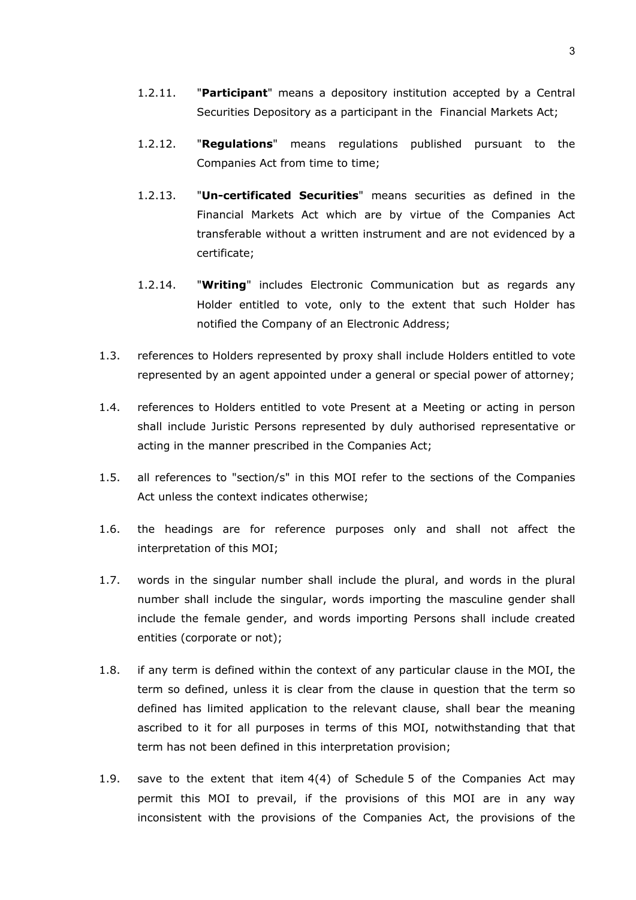1.2.11. "**Participant**" means a depository institution accepted by a Central Securities Depository as a participant in the Financial Markets Act;

1.2.12. "**Regulations**" means regulations published pursuant to the Companies Act from time to time;

1.2.13. "**Un-certificated Securities**" means securities as defined in the Financial Markets Act which are by virtue of the Companies Act transferable without a written instrument and are not evidenced by a certificate;

1.2.14. "**Writing**" includes Electronic Communication but as regards any Holder entitled to vote, only to the extent that such Holder has notified the Company of an Electronic Address;

1.3. references to Holders represented by proxy shall include Holders entitled to vote represented by an agent appointed under a general or special power of attorney;

1.4. references to Holders entitled to vote Present at a Meeting or acting in person shall include Juristic Persons represented by duly authorised representative or acting in the manner prescribed in the Companies Act;

1.5. all references to "section/s" in this MOI refer to the sections of the Companies Act unless the context indicates otherwise;

1.6. the headings are for reference purposes only and shall not affect the interpretation of this MOI;

1.7. words in the singular number shall include the plural, and words in the plural number shall include the singular, words importing the masculine gender shall include the female gender, and words importing Persons shall include created entities (corporate or not);

1.8. if any term is defined within the context of any particular clause in the MOI, the term so defined, unless it is clear from the clause in question that the term so defined has limited application to the relevant clause, shall bear the meaning ascribed to it for all purposes in terms of this MOI, notwithstanding that that term has not been defined in this interpretation provision;

1.9. save to the extent that item 4(4) of Schedule 5 of the Companies Act may permit this MOI to prevail, if the provisions of this MOI are in any way inconsistent with the provisions of the Companies Act, the provisions of the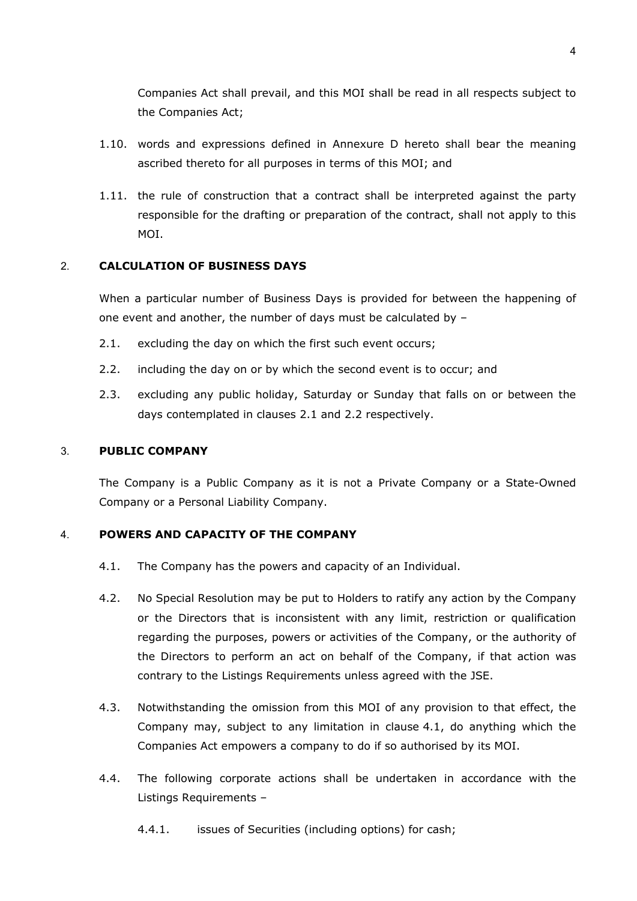Companies Act shall prevail, and this MOI shall be read in all respects subject to the Companies Act;

1.10. words and expressions defined in Annexure D hereto shall bear the meaning ascribed thereto for all purposes in terms of this MOI; and

1.11. the rule of construction that a contract shall be interpreted against the party responsible for the drafting or preparation of the contract, shall not apply to this MOI.

## 2. CALCULATION OF BUSINESS DAYS

When a particular number of Business Days is provided for between the happening of one event and another, the number of days must be calculated by –

2.1. excluding the day on which the first such event occurs;

2.2. including the day on or by which the second event is to occur; and

2.3. excluding any public holiday, Saturday or Sunday that falls on or between the days contemplated in clauses 2.1 and 2.2 respectively.

## 3. PUBLIC COMPANY

The Company is a Public Company as it is not a Private Company or a State-Owned Company or a Personal Liability Company.

## 4. POWERS AND CAPACITY OF THE COMPANY

4.1. The Company has the powers and capacity of an Individual.

4.2. No Special Resolution may be put to Holders to ratify any action by the Company or the Directors that is inconsistent with any limit, restriction or qualification regarding the purposes, powers or activities of the Company, or the authority of the Directors to perform an act on behalf of the Company, if that action was contrary to the Listings Requirements unless agreed with the JSE.

4.3. Notwithstanding the omission from this MOI of any provision to that effect, the Company may, subject to any limitation in clause 4.1, do anything which the Companies Act empowers a company to do if so authorised by its MOI.

4.4. The following corporate actions shall be undertaken in accordance with the Listings Requirements –

4.4.1. issues of Securities (including options) for cash;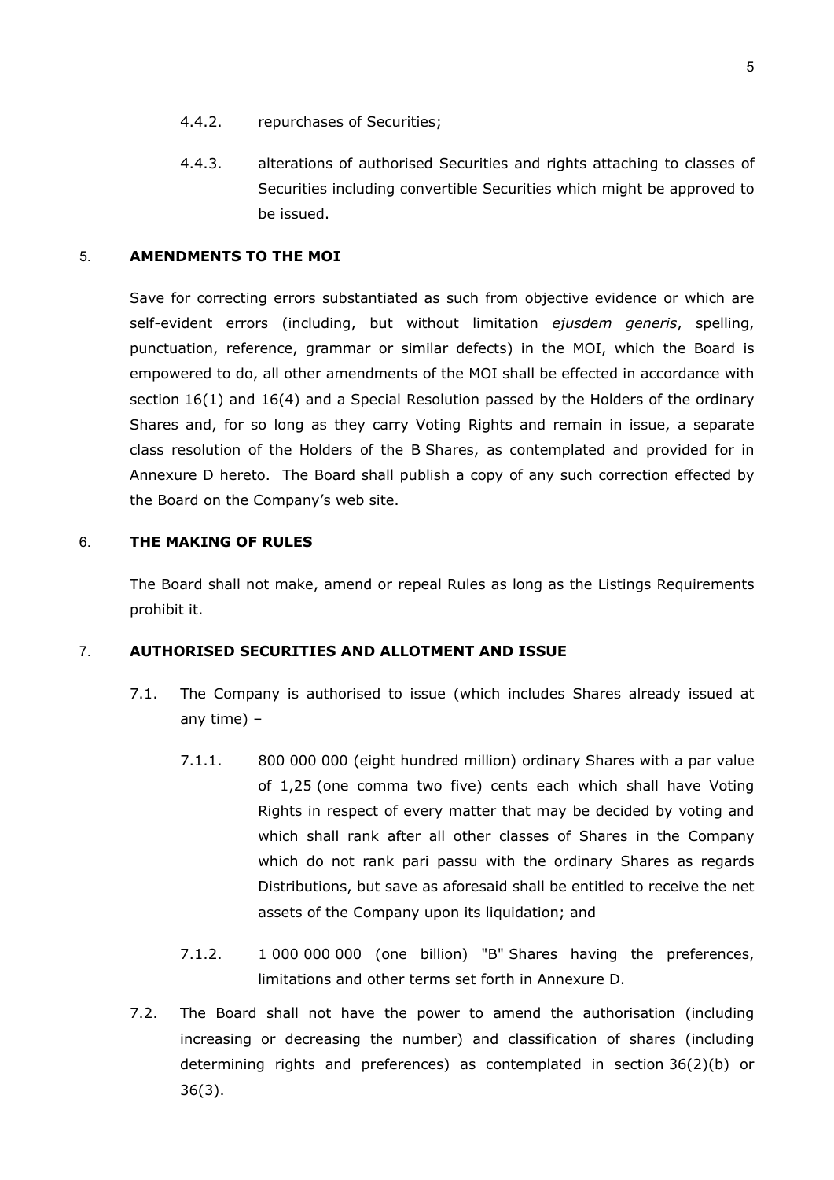4.4.2. repurchases of Securities;

4.4.3. alterations of authorised Securities and rights attaching to classes of Securities including convertible Securities which might be approved to be issued.

## 5. AMENDMENTS TO THE MOI

Save for correcting errors substantiated as such from objective evidence or which are self-evident errors (including, but without limitation *ejusdem generis*, spelling, punctuation, reference, grammar or similar defects) in the MOI, which the Board is empowered to do, all other amendments of the MOI shall be effected in accordance with section 16(1) and 16(4) and a Special Resolution passed by the Holders of the ordinary Shares and, for so long as they carry Voting Rights and remain in issue, a separate class resolution of the Holders of the B Shares, as contemplated and provided for in Annexure D hereto. The Board shall publish a copy of any such correction effected by the Board on the Company's web site.

## 6. THE MAKING OF RULES

The Board shall not make, amend or repeal Rules as long as the Listings Requirements prohibit it.

## 7. AUTHORISED SECURITIES AND ALLOTMENT AND ISSUE

7.1. The Company is authorised to issue (which includes Shares already issued at any time) –

7.1.1. 800 000 000 (eight hundred million) ordinary Shares with a par value of 1,25 (one comma two five) cents each which shall have Voting Rights in respect of every matter that may be decided by voting and which shall rank after all other classes of Shares in the Company which do not rank pari passu with the ordinary Shares as regards Distributions, but save as aforesaid shall be entitled to receive the net assets of the Company upon its liquidation; and

7.1.2. 1 000 000 000 (one billion) "B" Shares having the preferences, limitations and other terms set forth in Annexure D.

7.2. The Board shall not have the power to amend the authorisation (including increasing or decreasing the number) and classification of shares (including determining rights and preferences) as contemplated in section 36(2)(b) or 36(3).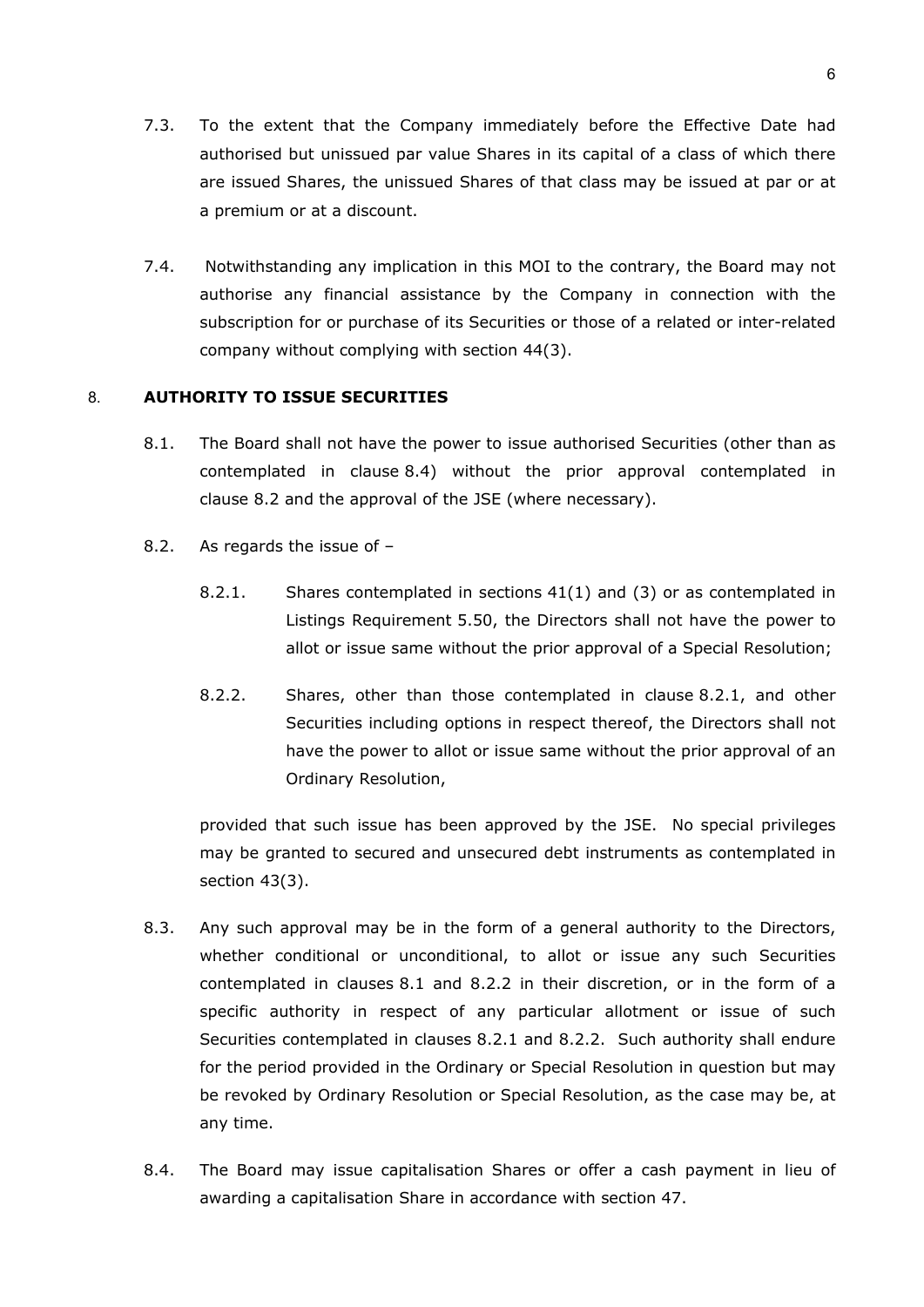7.3. To the extent that the Company immediately before the Effective Date had authorised but unissued par value Shares in its capital of a class of which there are issued Shares, the unissued Shares of that class may be issued at par or at a premium or at a discount.

7.4. Notwithstanding any implication in this MOI to the contrary, the Board may not authorise any financial assistance by the Company in connection with the subscription for or purchase of its Securities or those of a related or inter-related company without complying with section 44(3).

## 8. AUTHORITY TO ISSUE SECURITIES

8.1. The Board shall not have the power to issue authorised Securities (other than as contemplated in clause 8.4) without the prior approval contemplated in clause 8.2 and the approval of the JSE (where necessary).

8.2. As regards the issue of –

8.2.1. Shares contemplated in sections 41(1) and (3) or as contemplated in Listings Requirement 5.50, the Directors shall not have the power to allot or issue same without the prior approval of a Special Resolution;

8.2.2. Shares, other than those contemplated in clause 8.2.1, and other Securities including options in respect thereof, the Directors shall not have the power to allot or issue same without the prior approval of an Ordinary Resolution,

provided that such issue has been approved by the JSE. No special privileges may be granted to secured and unsecured debt instruments as contemplated in section 43(3).

8.3. Any such approval may be in the form of a general authority to the Directors, whether conditional or unconditional, to allot or issue any such Securities contemplated in clauses 8.1 and 8.2.2 in their discretion, or in the form of a specific authority in respect of any particular allotment or issue of such Securities contemplated in clauses 8.2.1 and 8.2.2. Such authority shall endure for the period provided in the Ordinary or Special Resolution in question but may be revoked by Ordinary Resolution or Special Resolution, as the case may be, at any time.

8.4. The Board may issue capitalisation Shares or offer a cash payment in lieu of awarding a capitalisation Share in accordance with section 47.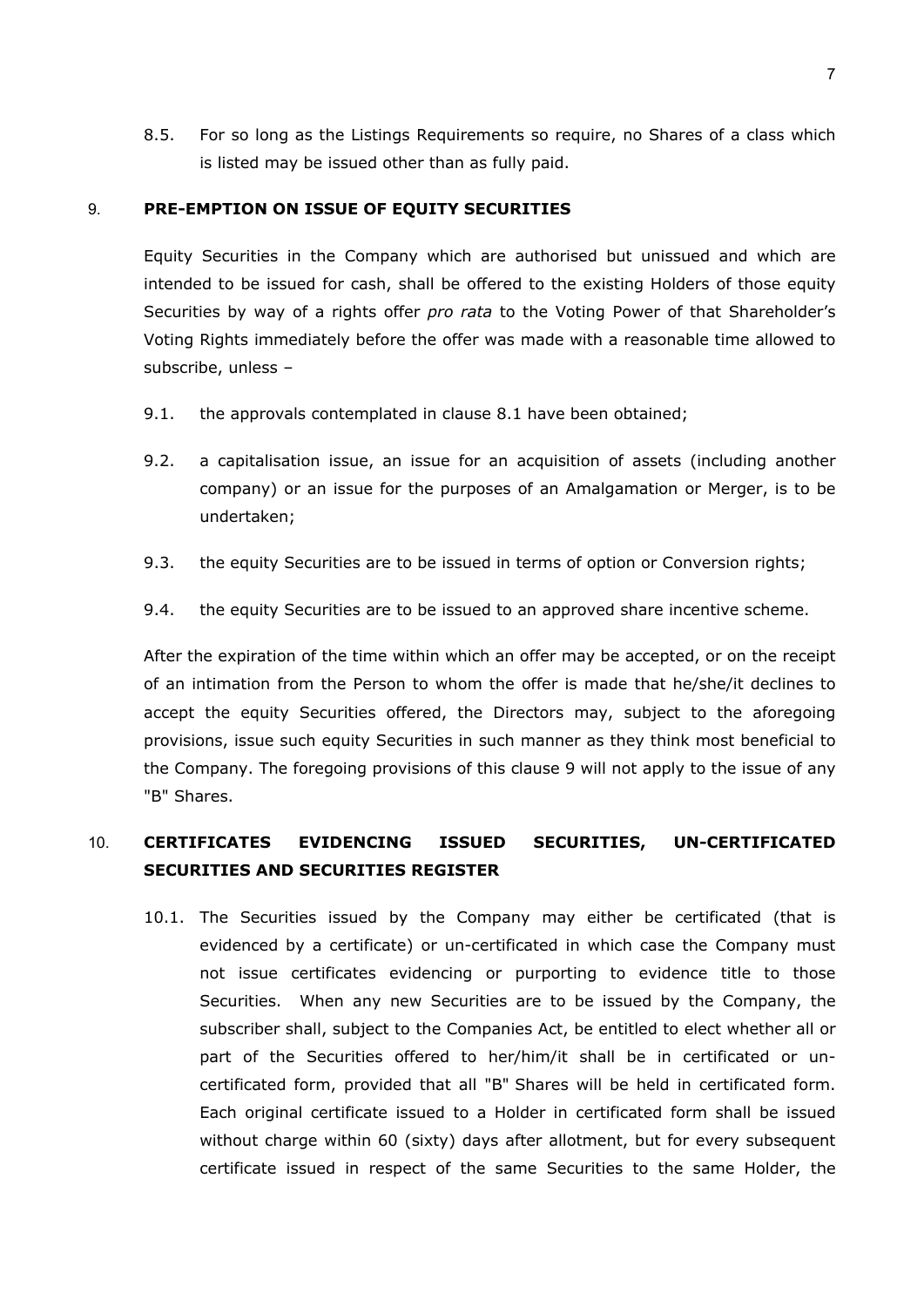8.5. For so long as the Listings Requirements so require, no Shares of a class which is listed may be issued other than as fully paid.

## 9. PRE-EMPTION ON ISSUE OF EQUITY SECURITIES

Equity Securities in the Company which are authorised but unissued and which are intended to be issued for cash, shall be offered to the existing Holders of those equity Securities by way of a rights offer *pro rata* to the Voting Power of that Shareholder's Voting Rights immediately before the offer was made with a reasonable time allowed to subscribe, unless –

9.1. the approvals contemplated in clause 8.1 have been obtained;

9.2. a capitalisation issue, an issue for an acquisition of assets (including another company) or an issue for the purposes of an Amalgamation or Merger, is to be undertaken;

9.3. the equity Securities are to be issued in terms of option or Conversion rights;

9.4. the equity Securities are to be issued to an approved share incentive scheme.

After the expiration of the time within which an offer may be accepted, or on the receipt of an intimation from the Person to whom the offer is made that he/she/it declines to accept the equity Securities offered, the Directors may, subject to the aforegoing provisions, issue such equity Securities in such manner as they think most beneficial to the Company. The foregoing provisions of this clause 9 will not apply to the issue of any "B" Shares.

## 10. CERTIFICATES EVIDENCING ISSUED SECURITIES, UN-CERTIFICATED SECURITIES AND SECURITIES REGISTER

10.1. The Securities issued by the Company may either be certificated (that is evidenced by a certificate) or un-certificated in which case the Company must not issue certificates evidencing or purporting to evidence title to those Securities. When any new Securities are to be issued by the Company, the subscriber shall, subject to the Companies Act, be entitled to elect whether all or part of the Securities offered to her/him/it shall be in certificated or un-certificated form, provided that all "B" Shares will be held in certificated form. Each original certificate issued to a Holder in certificated form shall be issued without charge within 60 (sixty) days after allotment, but for every subsequent certificate issued in respect of the same Securities to the same Holder, the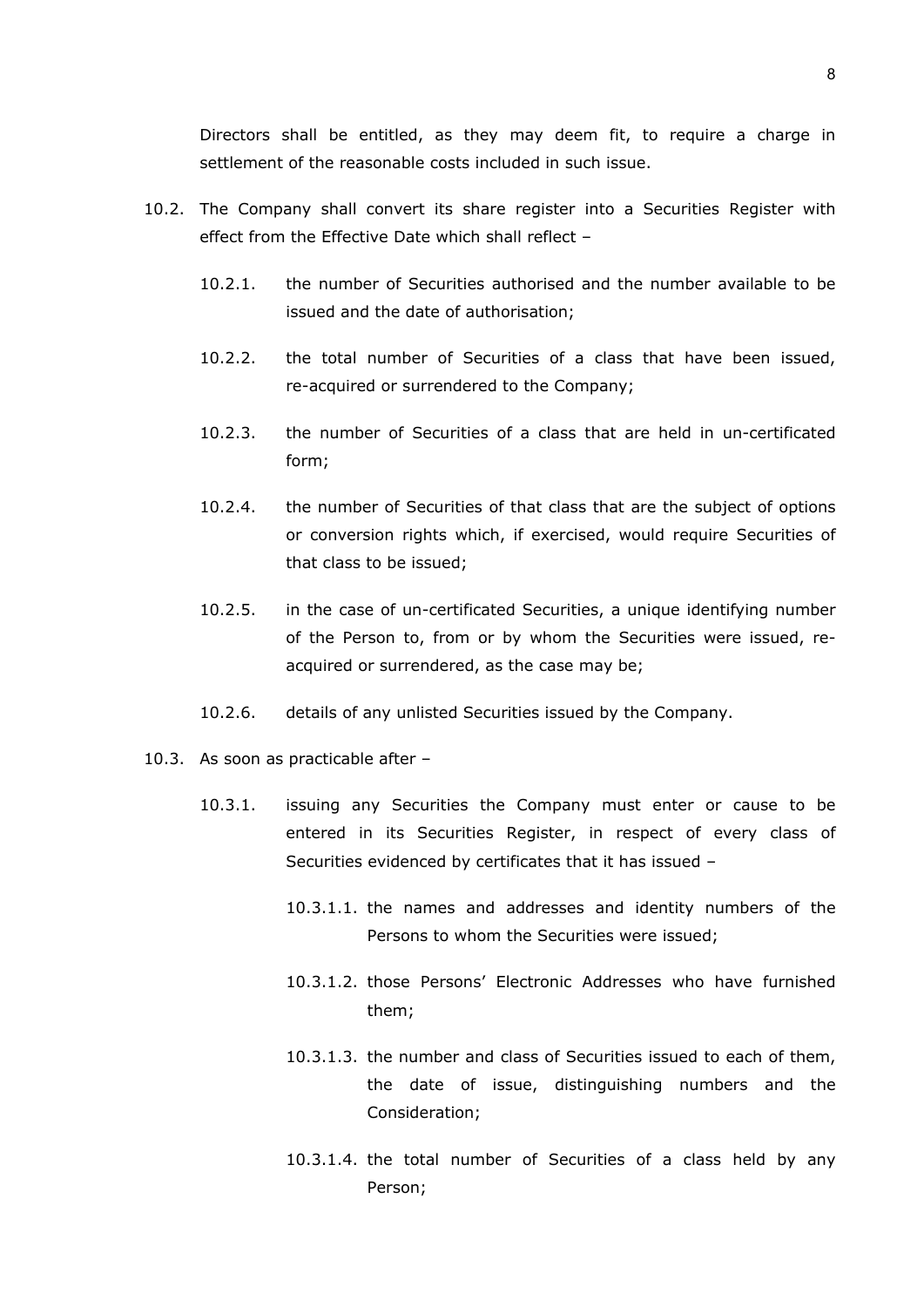Directors shall be entitled, as they may deem fit, to require a charge in settlement of the reasonable costs included in such issue.

10.2. The Company shall convert its share register into a Securities Register with effect from the Effective Date which shall reflect –

10.2.1. the number of Securities authorised and the number available to be issued and the date of authorisation;

10.2.2. the total number of Securities of a class that have been issued, re-acquired or surrendered to the Company;

10.2.3. the number of Securities of a class that are held in un-certificated form;

10.2.4. the number of Securities of that class that are the subject of options or conversion rights which, if exercised, would require Securities of that class to be issued;

10.2.5. in the case of un-certificated Securities, a unique identifying number of the Person to, from or by whom the Securities were issued, re-acquired or surrendered, as the case may be;

10.2.6. details of any unlisted Securities issued by the Company.

10.3. As soon as practicable after –

10.3.1. issuing any Securities the Company must enter or cause to be entered in its Securities Register, in respect of every class of Securities evidenced by certificates that it has issued –

10.3.1.1. the names and addresses and identity numbers of the Persons to whom the Securities were issued;

10.3.1.2. those Persons' Electronic Addresses who have furnished them;

10.3.1.3. the number and class of Securities issued to each of them, the date of issue, distinguishing numbers and the Consideration;

10.3.1.4. the total number of Securities of a class held by any Person;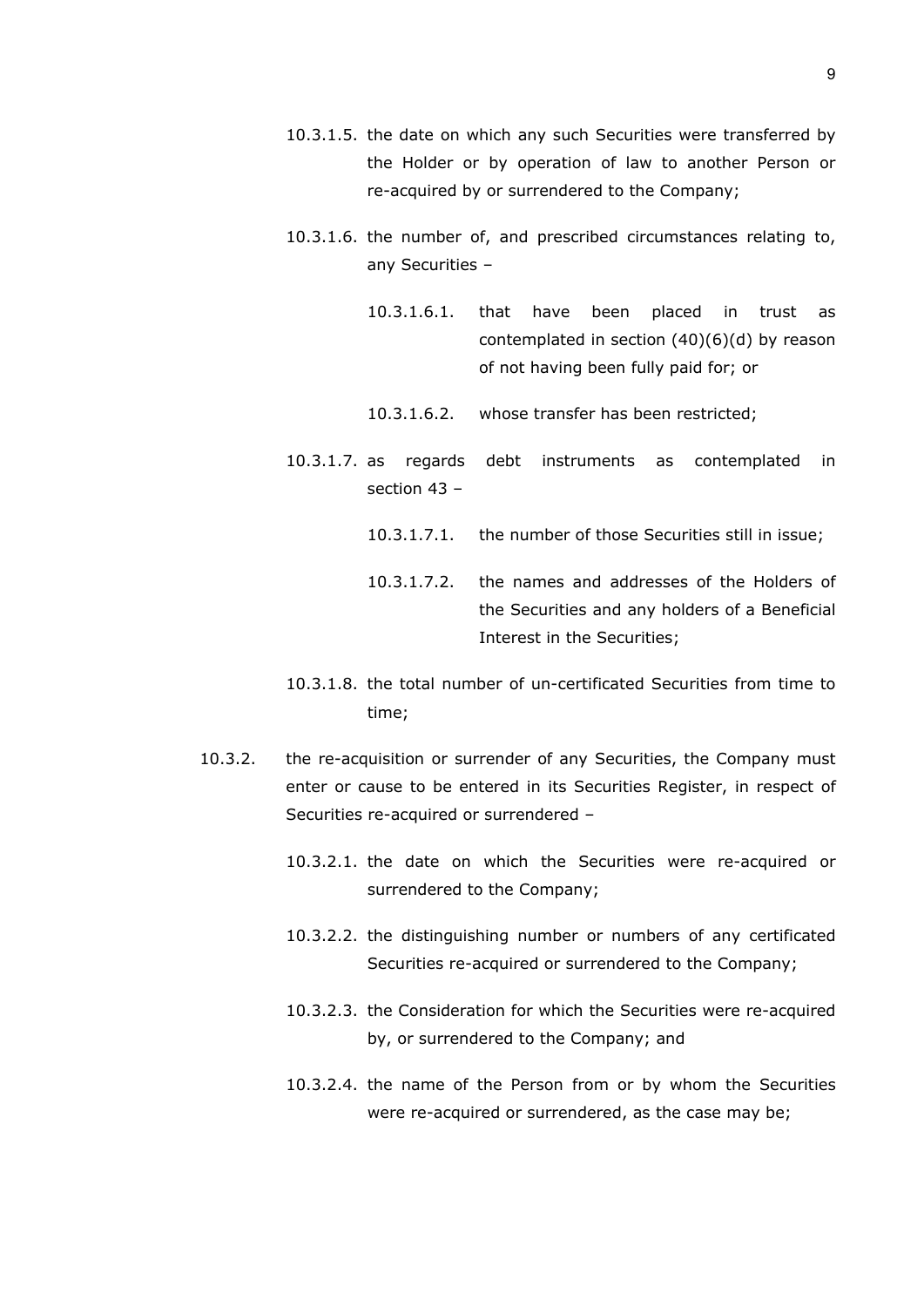10.3.1.5. the date on which any such Securities were transferred by the Holder or by operation of law to another Person or re-acquired by or surrendered to the Company;

10.3.1.6. the number of, and prescribed circumstances relating to, any Securities –

10.3.1.6.1. that have been placed in trust as contemplated in section (40)(6)(d) by reason of not having been fully paid for; or

10.3.1.6.2. whose transfer has been restricted;

10.3.1.7. as regards debt instruments as contemplated in section 43 –

10.3.1.7.1. the number of those Securities still in issue;

10.3.1.7.2. the names and addresses of the Holders of the Securities and any holders of a Beneficial Interest in the Securities;

10.3.1.8. the total number of un-certificated Securities from time to time;

10.3.2. the re-acquisition or surrender of any Securities, the Company must enter or cause to be entered in its Securities Register, in respect of Securities re-acquired or surrendered –

10.3.2.1. the date on which the Securities were re-acquired or surrendered to the Company;

10.3.2.2. the distinguishing number or numbers of any certificated Securities re-acquired or surrendered to the Company;

10.3.2.3. the Consideration for which the Securities were re-acquired by, or surrendered to the Company; and

10.3.2.4. the name of the Person from or by whom the Securities were re-acquired or surrendered, as the case may be;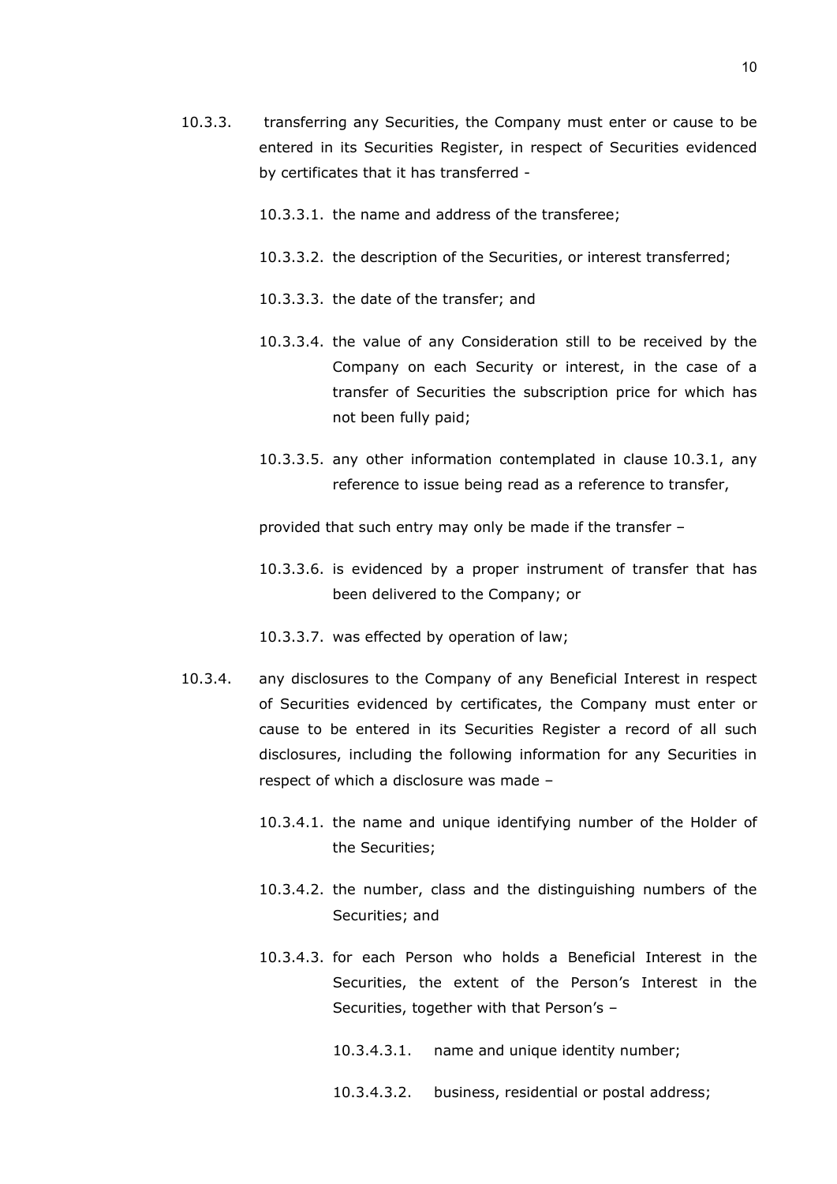10.3.3. transferring any Securities, the Company must enter or cause to be entered in its Securities Register, in respect of Securities evidenced by certificates that it has transferred -

10.3.3.1. the name and address of the transferee;

10.3.3.2. the description of the Securities, or interest transferred;

10.3.3.3. the date of the transfer; and

10.3.3.4. the value of any Consideration still to be received by the Company on each Security or interest, in the case of a transfer of Securities the subscription price for which has not been fully paid;

10.3.3.5. any other information contemplated in clause 10.3.1, any reference to issue being read as a reference to transfer,

provided that such entry may only be made if the transfer –

10.3.3.6. is evidenced by a proper instrument of transfer that has been delivered to the Company; or

10.3.3.7. was effected by operation of law;

10.3.4. any disclosures to the Company of any Beneficial Interest in respect of Securities evidenced by certificates, the Company must enter or cause to be entered in its Securities Register a record of all such disclosures, including the following information for any Securities in respect of which a disclosure was made –

10.3.4.1. the name and unique identifying number of the Holder of the Securities;

10.3.4.2. the number, class and the distinguishing numbers of the Securities; and

10.3.4.3. for each Person who holds a Beneficial Interest in the Securities, the extent of the Person's Interest in the Securities, together with that Person's –

10.3.4.3.1. name and unique identity number;

10.3.4.3.2. business, residential or postal address;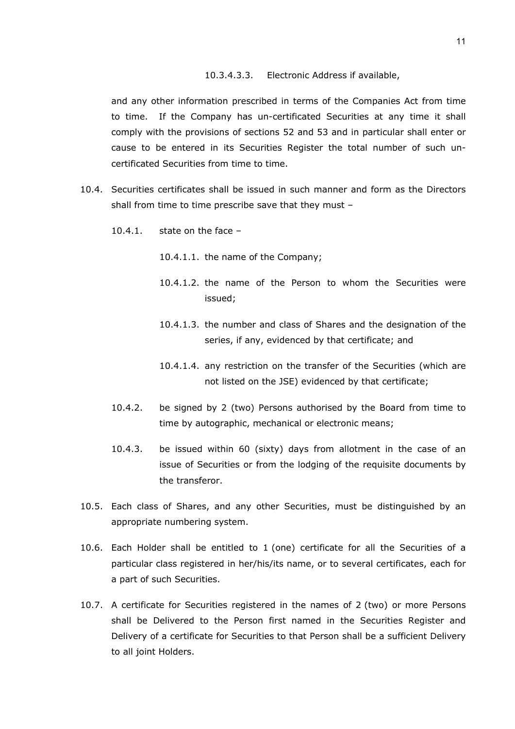10.3.4.3.3. Electronic Address if available,

and any other information prescribed in terms of the Companies Act from time to time. If the Company has un-certificated Securities at any time it shall comply with the provisions of sections 52 and 53 and in particular shall enter or cause to be entered in its Securities Register the total number of such un-certificated Securities from time to time.

10.4. Securities certificates shall be issued in such manner and form as the Directors shall from time to time prescribe save that they must –

10.4.1. state on the face –

10.4.1.1. the name of the Company;

10.4.1.2. the name of the Person to whom the Securities were issued;

10.4.1.3. the number and class of Shares and the designation of the series, if any, evidenced by that certificate; and

10.4.1.4. any restriction on the transfer of the Securities (which are not listed on the JSE) evidenced by that certificate;

10.4.2. be signed by 2 (two) Persons authorised by the Board from time to time by autographic, mechanical or electronic means;

10.4.3. be issued within 60 (sixty) days from allotment in the case of an issue of Securities or from the lodging of the requisite documents by the transferor.

10.5. Each class of Shares, and any other Securities, must be distinguished by an appropriate numbering system.

10.6. Each Holder shall be entitled to 1 (one) certificate for all the Securities of a particular class registered in her/his/its name, or to several certificates, each for a part of such Securities.

10.7. A certificate for Securities registered in the names of 2 (two) or more Persons shall be Delivered to the Person first named in the Securities Register and Delivery of a certificate for Securities to that Person shall be a sufficient Delivery to all joint Holders.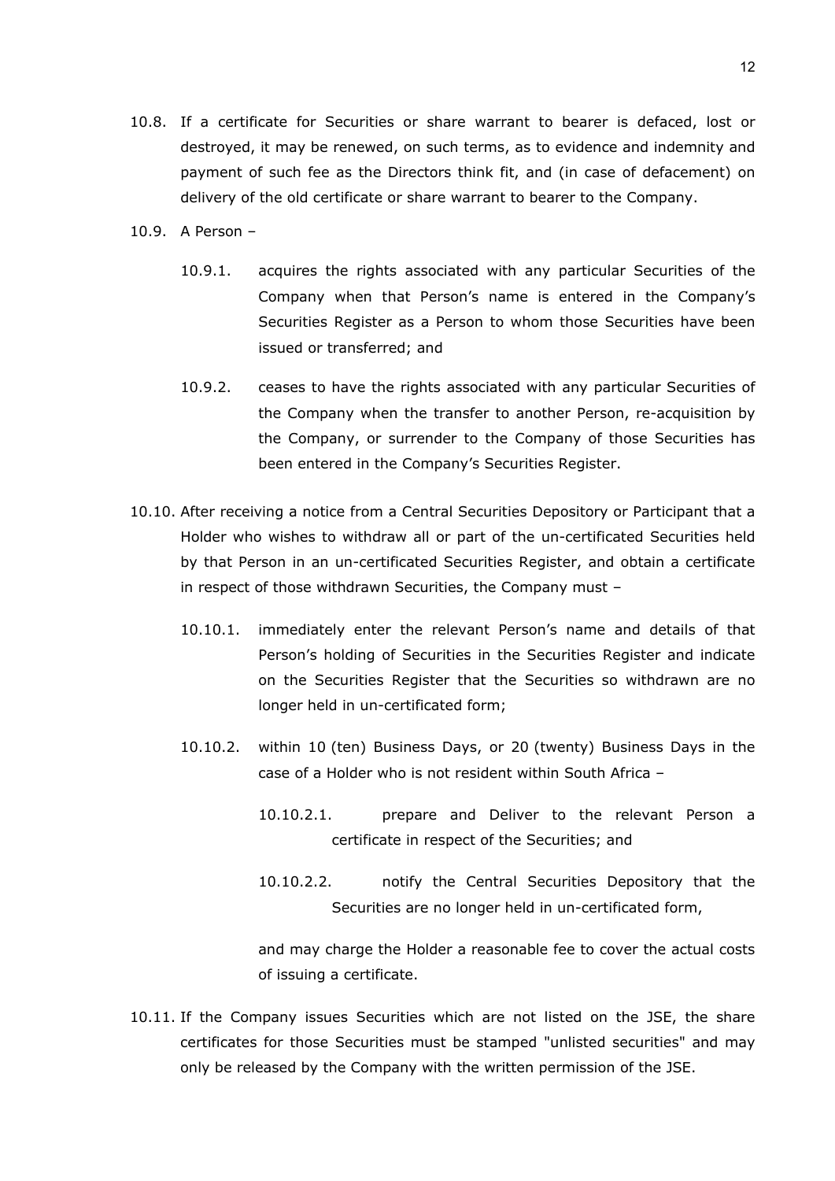10.8. If a certificate for Securities or share warrant to bearer is defaced, lost or destroyed, it may be renewed, on such terms, as to evidence and indemnity and payment of such fee as the Directors think fit, and (in case of defacement) on delivery of the old certificate or share warrant to bearer to the Company.

10.9. A Person –

10.9.1. acquires the rights associated with any particular Securities of the Company when that Person's name is entered in the Company's Securities Register as a Person to whom those Securities have been issued or transferred; and

10.9.2. ceases to have the rights associated with any particular Securities of the Company when the transfer to another Person, re-acquisition by the Company, or surrender to the Company of those Securities has been entered in the Company's Securities Register.

10.10. After receiving a notice from a Central Securities Depository or Participant that a Holder who wishes to withdraw all or part of the un-certificated Securities held by that Person in an un-certificated Securities Register, and obtain a certificate in respect of those withdrawn Securities, the Company must –

10.10.1. immediately enter the relevant Person's name and details of that Person's holding of Securities in the Securities Register and indicate on the Securities Register that the Securities so withdrawn are no longer held in un-certificated form;

10.10.2. within 10 (ten) Business Days, or 20 (twenty) Business Days in the case of a Holder who is not resident within South Africa –

10.10.2.1. prepare and Deliver to the relevant Person a certificate in respect of the Securities; and

10.10.2.2. notify the Central Securities Depository that the Securities are no longer held in un-certificated form,

and may charge the Holder a reasonable fee to cover the actual costs of issuing a certificate.

10.11. If the Company issues Securities which are not listed on the JSE, the share certificates for those Securities must be stamped "unlisted securities" and may only be released by the Company with the written permission of the JSE.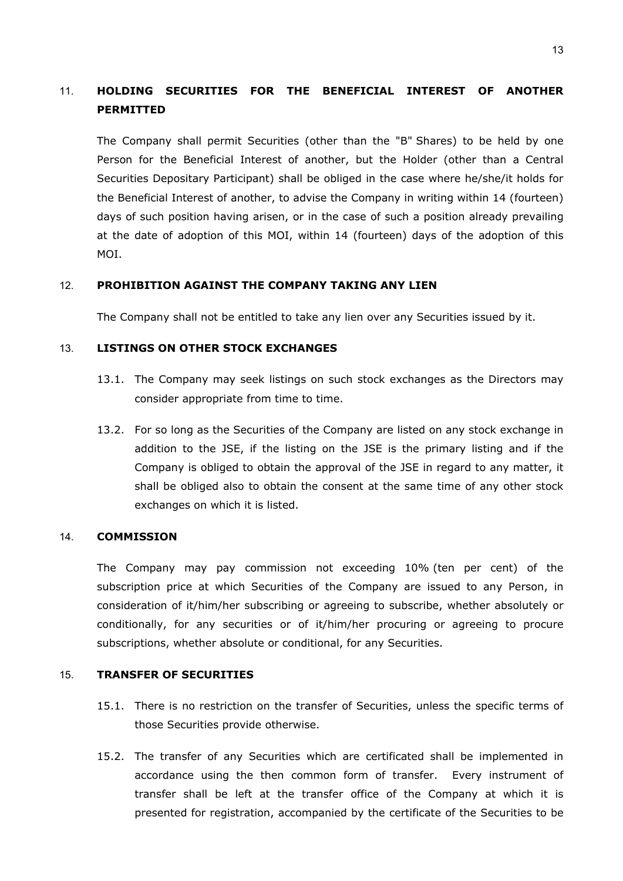## 11. HOLDING SECURITIES FOR THE BENEFICIAL INTEREST OF ANOTHER PERMITTED

The Company shall permit Securities (other than the "B" Shares) to be held by one Person for the Beneficial Interest of another, but the Holder (other than a Central Securities Depositary Participant) shall be obliged in the case where he/she/it holds for the Beneficial Interest of another, to advise the Company in writing within 14 (fourteen) days of such position having arisen, or in the case of such a position already prevailing at the date of adoption of this MOI, within 14 (fourteen) days of the adoption of this MOI.

## 12. PROHIBITION AGAINST THE COMPANY TAKING ANY LIEN

The Company shall not be entitled to take any lien over any Securities issued by it.

## 13. LISTINGS ON OTHER STOCK EXCHANGES

13.1. The Company may seek listings on such stock exchanges as the Directors may consider appropriate from time to time.

13.2. For so long as the Securities of the Company are listed on any stock exchange in addition to the JSE, if the listing on the JSE is the primary listing and if the Company is obliged to obtain the approval of the JSE in regard to any matter, it shall be obliged also to obtain the consent at the same time of any other stock exchanges on which it is listed.

## 14. COMMISSION

The Company may pay commission not exceeding 10% (ten per cent) of the subscription price at which Securities of the Company are issued to any Person, in consideration of it/him/her subscribing or agreeing to subscribe, whether absolutely or conditionally, for any securities or of it/him/her procuring or agreeing to procure subscriptions, whether absolute or conditional, for any Securities.

## 15. TRANSFER OF SECURITIES

15.1. There is no restriction on the transfer of Securities, unless the specific terms of those Securities provide otherwise.

15.2. The transfer of any Securities which are certificated shall be implemented in accordance using the then common form of transfer. Every instrument of transfer shall be left at the transfer office of the Company at which it is presented for registration, accompanied by the certificate of the Securities to be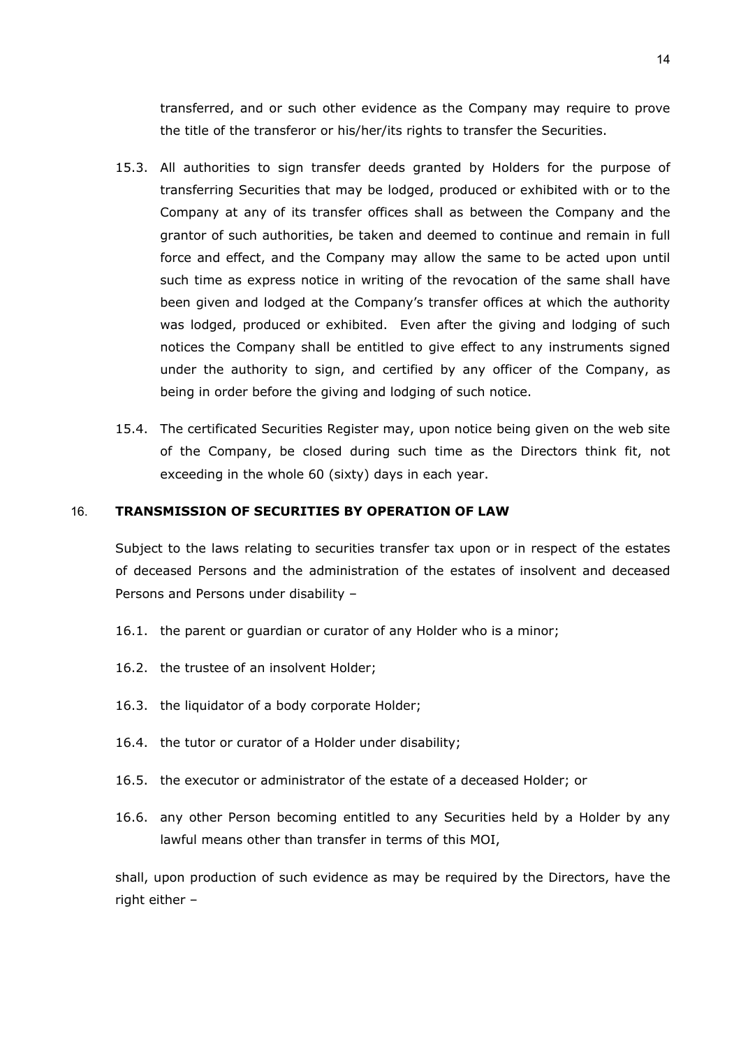transferred, and or such other evidence as the Company may require to prove the title of the transferor or his/her/its rights to transfer the Securities.

15.3. All authorities to sign transfer deeds granted by Holders for the purpose of transferring Securities that may be lodged, produced or exhibited with or to the Company at any of its transfer offices shall as between the Company and the grantor of such authorities, be taken and deemed to continue and remain in full force and effect, and the Company may allow the same to be acted upon until such time as express notice in writing of the revocation of the same shall have been given and lodged at the Company's transfer offices at which the authority was lodged, produced or exhibited. Even after the giving and lodging of such notices the Company shall be entitled to give effect to any instruments signed under the authority to sign, and certified by any officer of the Company, as being in order before the giving and lodging of such notice.

15.4. The certificated Securities Register may, upon notice being given on the web site of the Company, be closed during such time as the Directors think fit, not exceeding in the whole 60 (sixty) days in each year.

## 16. TRANSMISSION OF SECURITIES BY OPERATION OF LAW

Subject to the laws relating to securities transfer tax upon or in respect of the estates of deceased Persons and the administration of the estates of insolvent and deceased Persons and Persons under disability –

16.1. the parent or guardian or curator of any Holder who is a minor;

16.2. the trustee of an insolvent Holder;

16.3. the liquidator of a body corporate Holder;

16.4. the tutor or curator of a Holder under disability;

16.5. the executor or administrator of the estate of a deceased Holder; or

16.6. any other Person becoming entitled to any Securities held by a Holder by any lawful means other than transfer in terms of this MOI,

shall, upon production of such evidence as may be required by the Directors, have the right either –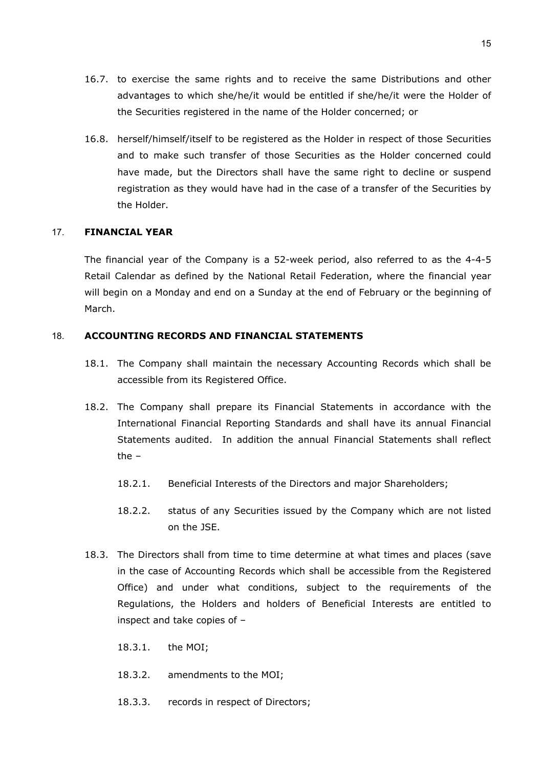16.7. to exercise the same rights and to receive the same Distributions and other advantages to which she/he/it would be entitled if she/he/it were the Holder of the Securities registered in the name of the Holder concerned; or

16.8. herself/himself/itself to be registered as the Holder in respect of those Securities and to make such transfer of those Securities as the Holder concerned could have made, but the Directors shall have the same right to decline or suspend registration as they would have had in the case of a transfer of the Securities by the Holder.

## 17. FINANCIAL YEAR

The financial year of the Company is a 52-week period, also referred to as the 4-4-5 Retail Calendar as defined by the National Retail Federation, where the financial year will begin on a Monday and end on a Sunday at the end of February or the beginning of March.

## 18. ACCOUNTING RECORDS AND FINANCIAL STATEMENTS

18.1. The Company shall maintain the necessary Accounting Records which shall be accessible from its Registered Office.

18.2. The Company shall prepare its Financial Statements in accordance with the International Financial Reporting Standards and shall have its annual Financial Statements audited. In addition the annual Financial Statements shall reflect the –

18.2.1. Beneficial Interests of the Directors and major Shareholders;

18.2.2. status of any Securities issued by the Company which are not listed on the JSE.

18.3. The Directors shall from time to time determine at what times and places (save in the case of Accounting Records which shall be accessible from the Registered Office) and under what conditions, subject to the requirements of the Regulations, the Holders and holders of Beneficial Interests are entitled to inspect and take copies of –

18.3.1. the MOI;

18.3.2. amendments to the MOI;

18.3.3. records in respect of Directors;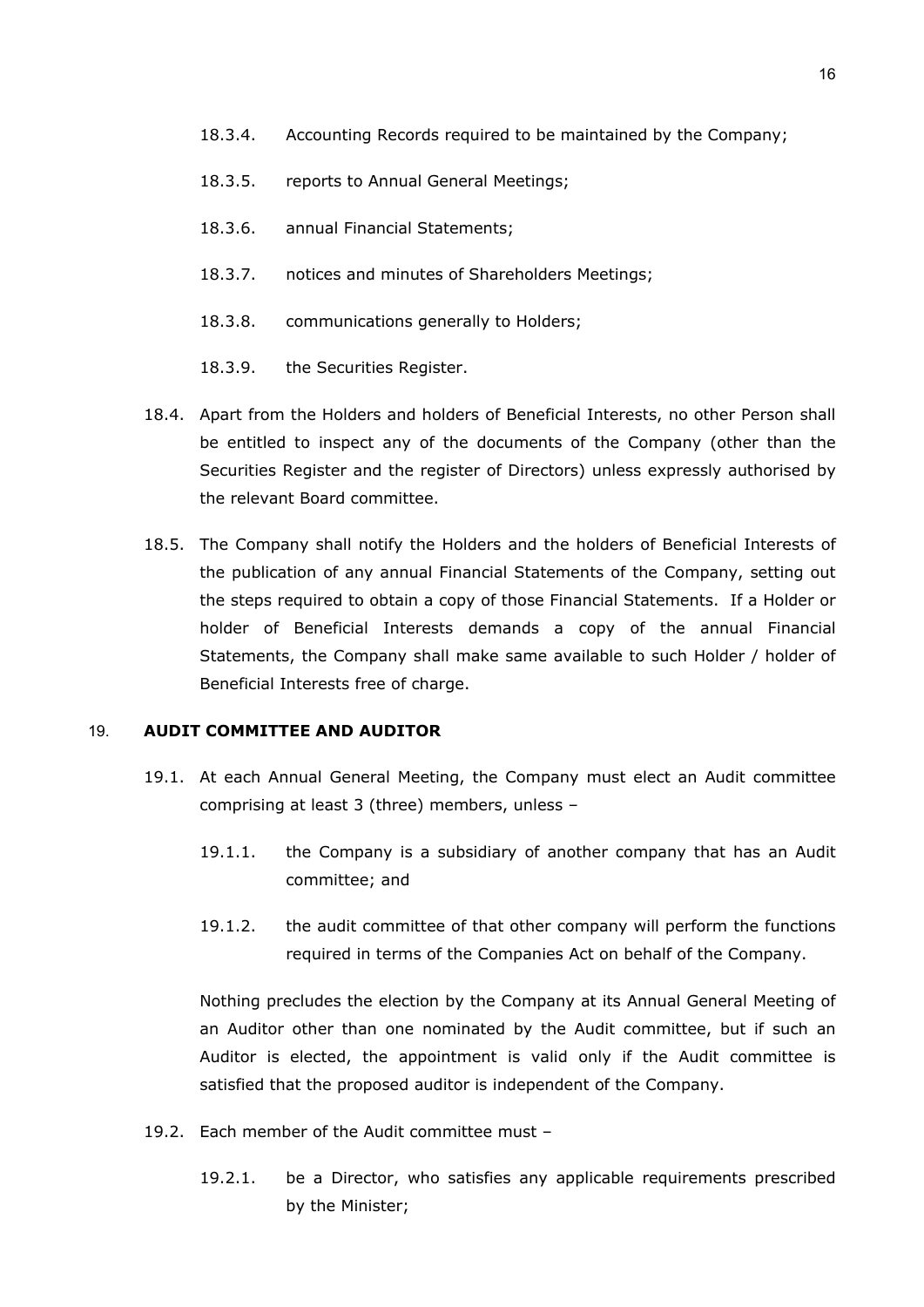18.3.4. Accounting Records required to be maintained by the Company;

18.3.5. reports to Annual General Meetings;

18.3.6. annual Financial Statements;

18.3.7. notices and minutes of Shareholders Meetings;

18.3.8. communications generally to Holders;

18.3.9. the Securities Register.

18.4. Apart from the Holders and holders of Beneficial Interests, no other Person shall be entitled to inspect any of the documents of the Company (other than the Securities Register and the register of Directors) unless expressly authorised by the relevant Board committee.

18.5. The Company shall notify the Holders and the holders of Beneficial Interests of the publication of any annual Financial Statements of the Company, setting out the steps required to obtain a copy of those Financial Statements. If a Holder or holder of Beneficial Interests demands a copy of the annual Financial Statements, the Company shall make same available to such Holder / holder of Beneficial Interests free of charge.

## 19. AUDIT COMMITTEE AND AUDITOR

19.1. At each Annual General Meeting, the Company must elect an Audit committee comprising at least 3 (three) members, unless –

19.1.1. the Company is a subsidiary of another company that has an Audit committee; and

19.1.2. the audit committee of that other company will perform the functions required in terms of the Companies Act on behalf of the Company.

Nothing precludes the election by the Company at its Annual General Meeting of an Auditor other than one nominated by the Audit committee, but if such an Auditor is elected, the appointment is valid only if the Audit committee is satisfied that the proposed auditor is independent of the Company.

19.2. Each member of the Audit committee must –

19.2.1. be a Director, who satisfies any applicable requirements prescribed by the Minister;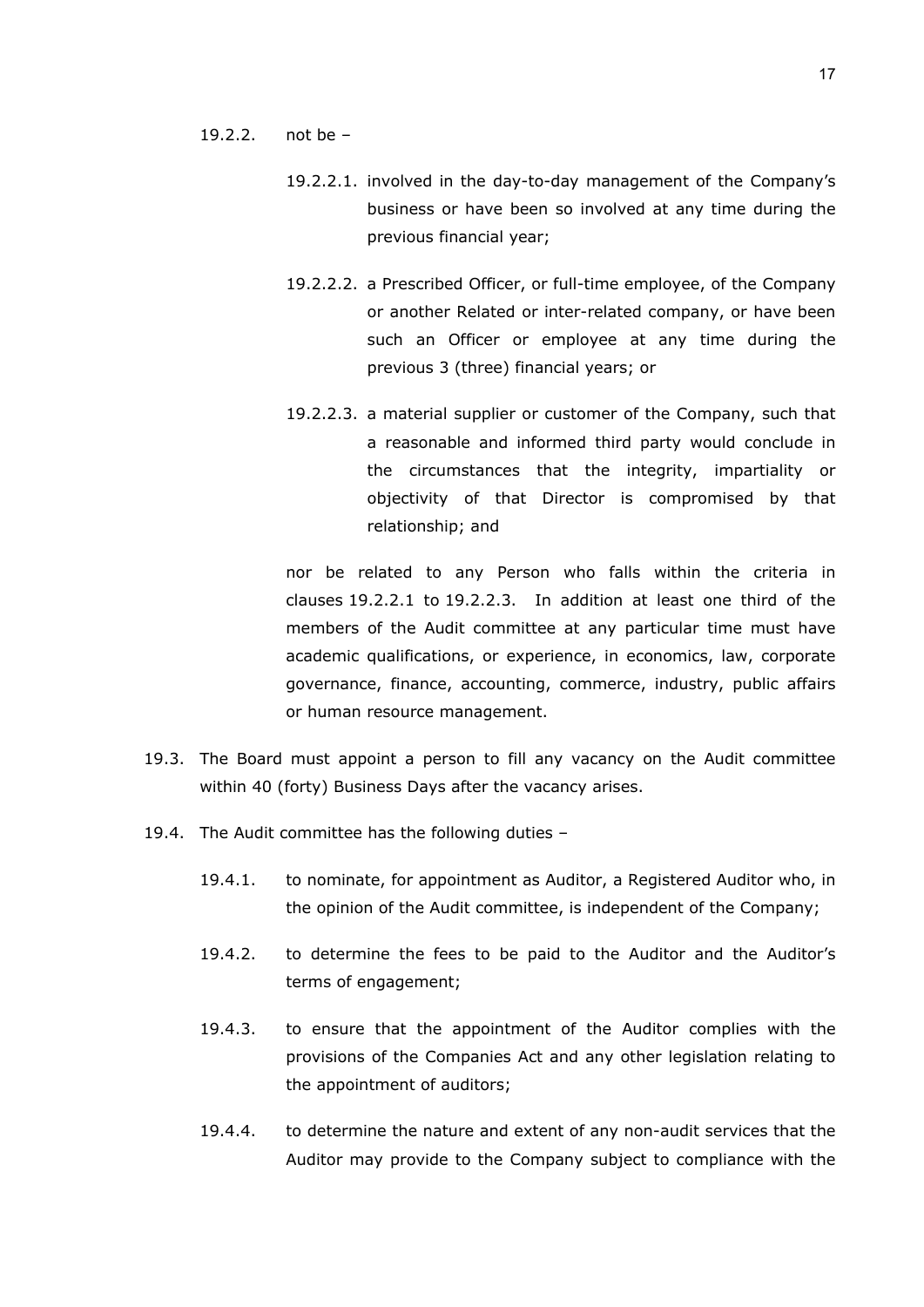19.2.2. not be –

19.2.2.1. involved in the day-to-day management of the Company's business or have been so involved at any time during the previous financial year;

19.2.2.2. a Prescribed Officer, or full-time employee, of the Company or another Related or inter-related company, or have been such an Officer or employee at any time during the previous 3 (three) financial years; or

19.2.2.3. a material supplier or customer of the Company, such that a reasonable and informed third party would conclude in the circumstances that the integrity, impartiality or objectivity of that Director is compromised by that relationship; and

nor be related to any Person who falls within the criteria in clauses 19.2.2.1 to 19.2.2.3. In addition at least one third of the members of the Audit committee at any particular time must have academic qualifications, or experience, in economics, law, corporate governance, finance, accounting, commerce, industry, public affairs or human resource management.

19.3. The Board must appoint a person to fill any vacancy on the Audit committee within 40 (forty) Business Days after the vacancy arises.

19.4. The Audit committee has the following duties –

19.4.1. to nominate, for appointment as Auditor, a Registered Auditor who, in the opinion of the Audit committee, is independent of the Company;

19.4.2. to determine the fees to be paid to the Auditor and the Auditor's terms of engagement;

19.4.3. to ensure that the appointment of the Auditor complies with the provisions of the Companies Act and any other legislation relating to the appointment of auditors;

19.4.4. to determine the nature and extent of any non-audit services that the Auditor may provide to the Company subject to compliance with the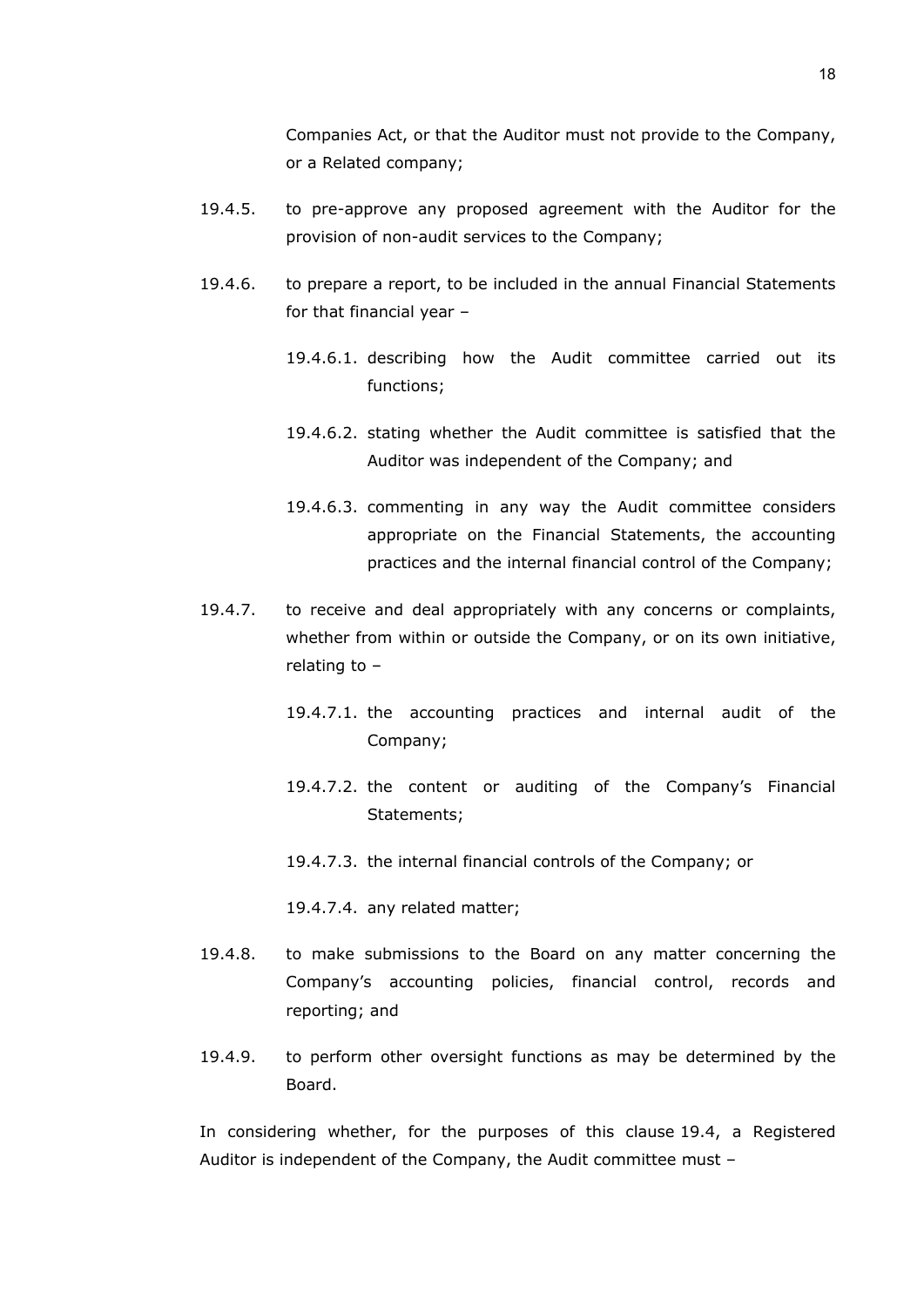Companies Act, or that the Auditor must not provide to the Company, or a Related company;

19.4.5. to pre-approve any proposed agreement with the Auditor for the provision of non-audit services to the Company;

19.4.6. to prepare a report, to be included in the annual Financial Statements for that financial year –

19.4.6.1. describing how the Audit committee carried out its functions;

19.4.6.2. stating whether the Audit committee is satisfied that the Auditor was independent of the Company; and

19.4.6.3. commenting in any way the Audit committee considers appropriate on the Financial Statements, the accounting practices and the internal financial control of the Company;

19.4.7. to receive and deal appropriately with any concerns or complaints, whether from within or outside the Company, or on its own initiative, relating to –

19.4.7.1. the accounting practices and internal audit of the Company;

19.4.7.2. the content or auditing of the Company's Financial Statements;

19.4.7.3. the internal financial controls of the Company; or

19.4.7.4. any related matter;

19.4.8. to make submissions to the Board on any matter concerning the Company's accounting policies, financial control, records and reporting; and

19.4.9. to perform other oversight functions as may be determined by the Board.

In considering whether, for the purposes of this clause 19.4, a Registered Auditor is independent of the Company, the Audit committee must –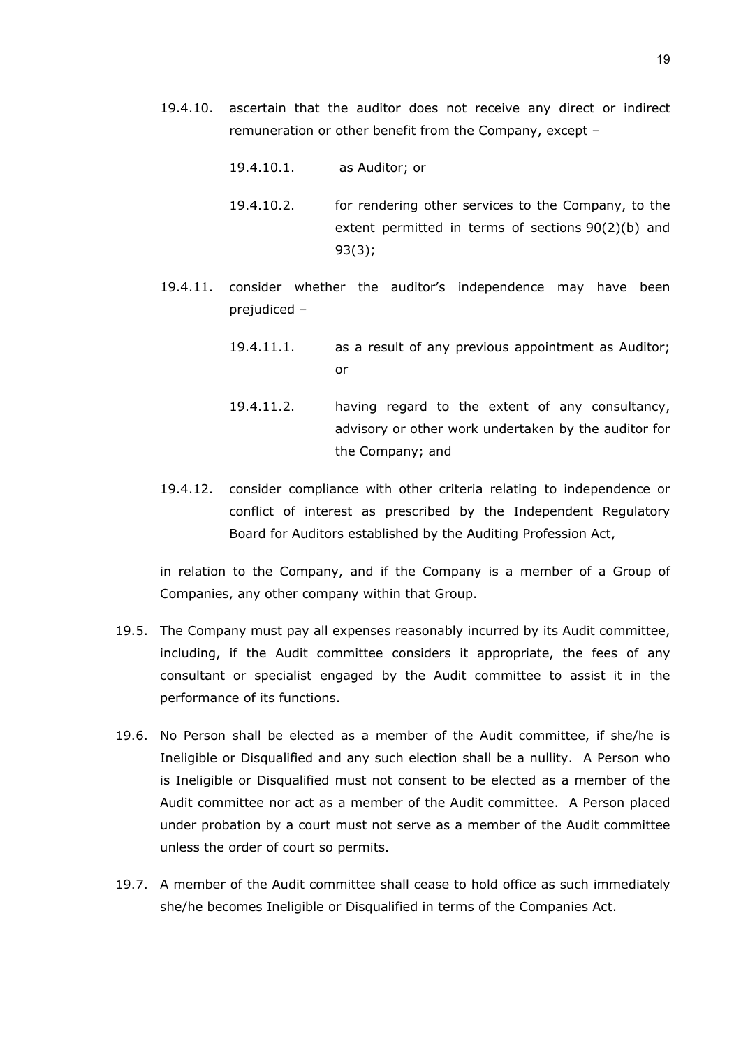19.4.10. ascertain that the auditor does not receive any direct or indirect remuneration or other benefit from the Company, except –

19.4.10.1. as Auditor; or

19.4.10.2. for rendering other services to the Company, to the extent permitted in terms of sections 90(2)(b) and 93(3);

19.4.11. consider whether the auditor's independence may have been prejudiced –

19.4.11.1. as a result of any previous appointment as Auditor; or

19.4.11.2. having regard to the extent of any consultancy, advisory or other work undertaken by the auditor for the Company; and

19.4.12. consider compliance with other criteria relating to independence or conflict of interest as prescribed by the Independent Regulatory Board for Auditors established by the Auditing Profession Act,

in relation to the Company, and if the Company is a member of a Group of Companies, any other company within that Group.

19.5. The Company must pay all expenses reasonably incurred by its Audit committee, including, if the Audit committee considers it appropriate, the fees of any consultant or specialist engaged by the Audit committee to assist it in the performance of its functions.

19.6. No Person shall be elected as a member of the Audit committee, if she/he is Ineligible or Disqualified and any such election shall be a nullity. A Person who is Ineligible or Disqualified must not consent to be elected as a member of the Audit committee nor act as a member of the Audit committee. A Person placed under probation by a court must not serve as a member of the Audit committee unless the order of court so permits.

19.7. A member of the Audit committee shall cease to hold office as such immediately she/he becomes Ineligible or Disqualified in terms of the Companies Act.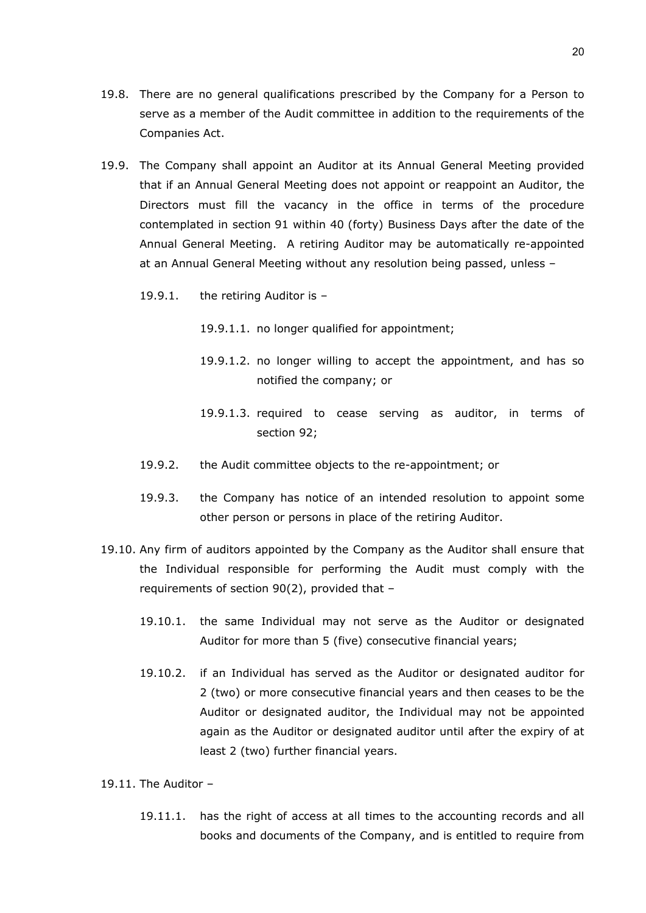19.8. There are no general qualifications prescribed by the Company for a Person to serve as a member of the Audit committee in addition to the requirements of the Companies Act.

19.9. The Company shall appoint an Auditor at its Annual General Meeting provided that if an Annual General Meeting does not appoint or reappoint an Auditor, the Directors must fill the vacancy in the office in terms of the procedure contemplated in section 91 within 40 (forty) Business Days after the date of the Annual General Meeting. A retiring Auditor may be automatically re-appointed at an Annual General Meeting without any resolution being passed, unless –

  19.9.1. the retiring Auditor is –

    19.9.1.1. no longer qualified for appointment;

    19.9.1.2. no longer willing to accept the appointment, and has so notified the company; or

    19.9.1.3. required to cease serving as auditor, in terms of section 92;

  19.9.2. the Audit committee objects to the re-appointment; or

  19.9.3. the Company has notice of an intended resolution to appoint some other person or persons in place of the retiring Auditor.

19.10. Any firm of auditors appointed by the Company as the Auditor shall ensure that the Individual responsible for performing the Audit must comply with the requirements of section 90(2), provided that –

  19.10.1. the same Individual may not serve as the Auditor or designated Auditor for more than 5 (five) consecutive financial years;

  19.10.2. if an Individual has served as the Auditor or designated auditor for 2 (two) or more consecutive financial years and then ceases to be the Auditor or designated auditor, the Individual may not be appointed again as the Auditor or designated auditor until after the expiry of at least 2 (two) further financial years.

19.11. The Auditor –

  19.11.1. has the right of access at all times to the accounting records and all books and documents of the Company, and is entitled to require from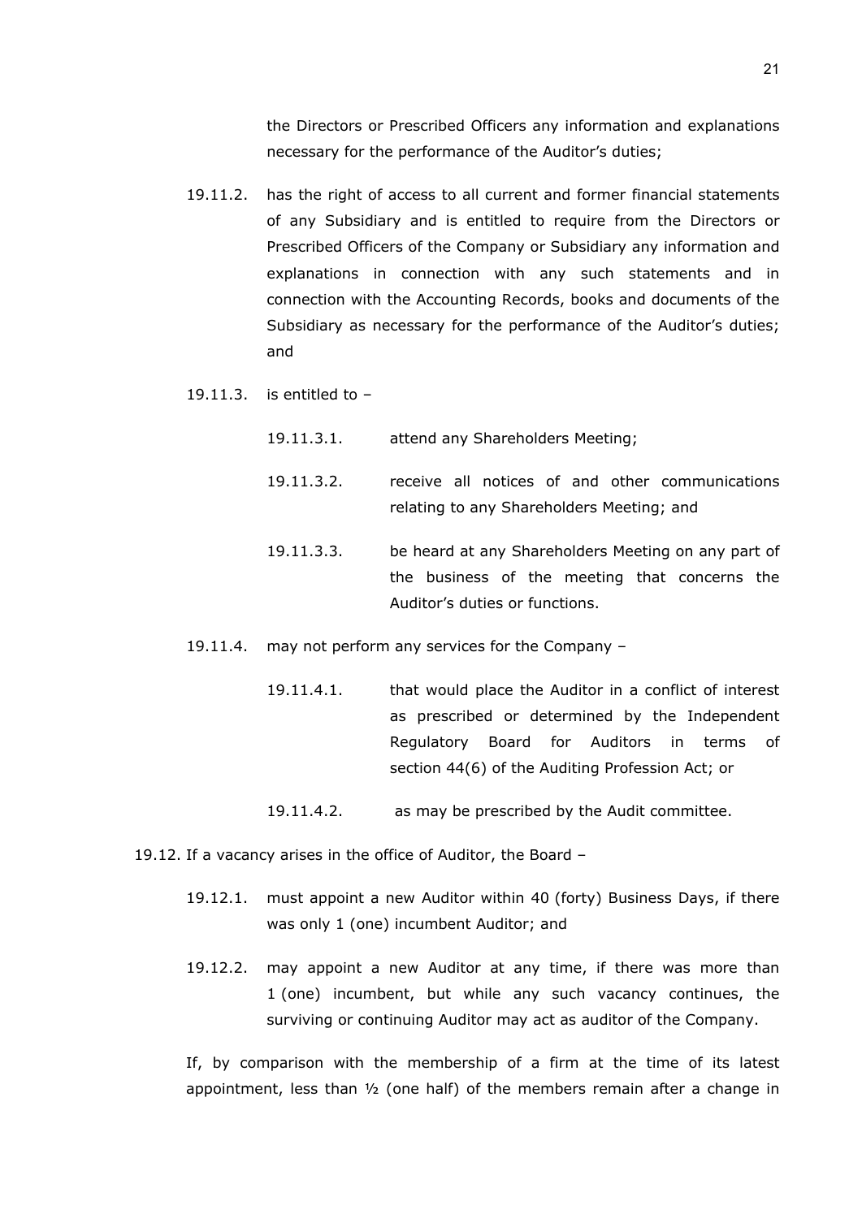the Directors or Prescribed Officers any information and explanations necessary for the performance of the Auditor's duties;

19.11.2. has the right of access to all current and former financial statements of any Subsidiary and is entitled to require from the Directors or Prescribed Officers of the Company or Subsidiary any information and explanations in connection with any such statements and in connection with the Accounting Records, books and documents of the Subsidiary as necessary for the performance of the Auditor's duties; and

19.11.3. is entitled to –

19.11.3.1. attend any Shareholders Meeting;

19.11.3.2. receive all notices of and other communications relating to any Shareholders Meeting; and

19.11.3.3. be heard at any Shareholders Meeting on any part of the business of the meeting that concerns the Auditor's duties or functions.

19.11.4. may not perform any services for the Company –

19.11.4.1. that would place the Auditor in a conflict of interest as prescribed or determined by the Independent Regulatory Board for Auditors in terms of section 44(6) of the Auditing Profession Act; or

19.11.4.2. as may be prescribed by the Audit committee.

19.12. If a vacancy arises in the office of Auditor, the Board –

19.12.1. must appoint a new Auditor within 40 (forty) Business Days, if there was only 1 (one) incumbent Auditor; and

19.12.2. may appoint a new Auditor at any time, if there was more than 1 (one) incumbent, but while any such vacancy continues, the surviving or continuing Auditor may act as auditor of the Company.

If, by comparison with the membership of a firm at the time of its latest appointment, less than ½ (one half) of the members remain after a change in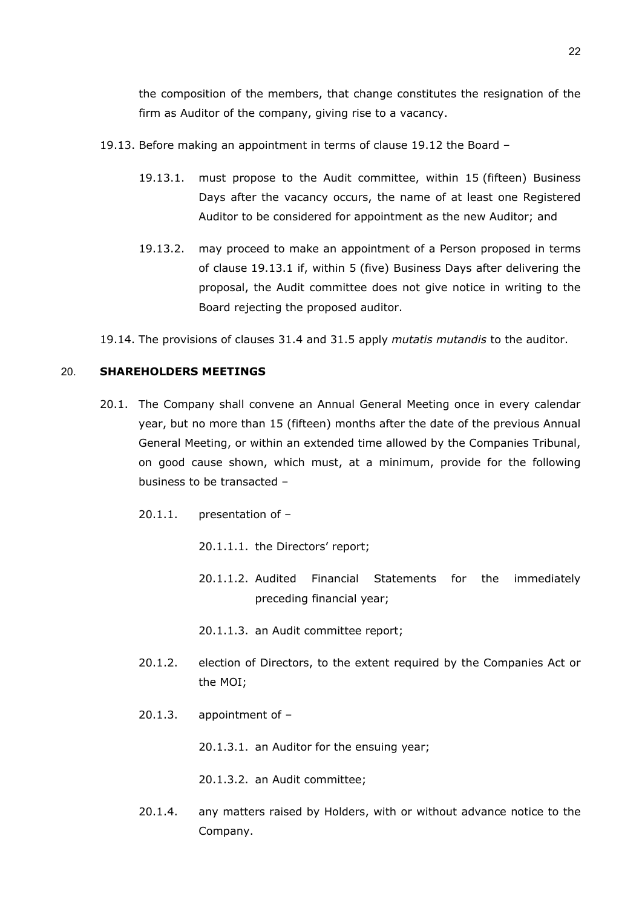the composition of the members, that change constitutes the resignation of the firm as Auditor of the company, giving rise to a vacancy.

19.13. Before making an appointment in terms of clause 19.12 the Board –

19.13.1. must propose to the Audit committee, within 15 (fifteen) Business Days after the vacancy occurs, the name of at least one Registered Auditor to be considered for appointment as the new Auditor; and

19.13.2. may proceed to make an appointment of a Person proposed in terms of clause 19.13.1 if, within 5 (five) Business Days after delivering the proposal, the Audit committee does not give notice in writing to the Board rejecting the proposed auditor.

19.14. The provisions of clauses 31.4 and 31.5 apply *mutatis mutandis* to the auditor.

## 20. SHAREHOLDERS MEETINGS

20.1. The Company shall convene an Annual General Meeting once in every calendar year, but no more than 15 (fifteen) months after the date of the previous Annual General Meeting, or within an extended time allowed by the Companies Tribunal, on good cause shown, which must, at a minimum, provide for the following business to be transacted –

20.1.1. presentation of –

20.1.1.1. the Directors' report;

20.1.1.2. Audited Financial Statements for the immediately preceding financial year;

20.1.1.3. an Audit committee report;

20.1.2. election of Directors, to the extent required by the Companies Act or the MOI;

20.1.3. appointment of –

20.1.3.1. an Auditor for the ensuing year;

20.1.3.2. an Audit committee;

20.1.4. any matters raised by Holders, with or without advance notice to the Company.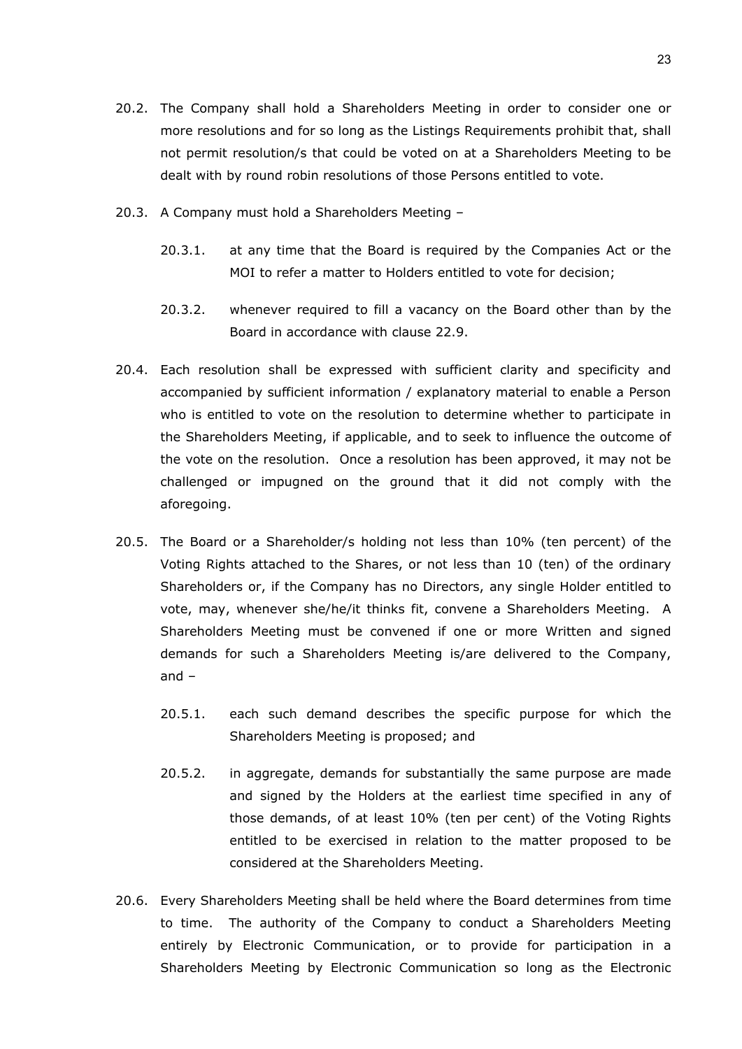20.2. The Company shall hold a Shareholders Meeting in order to consider one or more resolutions and for so long as the Listings Requirements prohibit that, shall not permit resolution/s that could be voted on at a Shareholders Meeting to be dealt with by round robin resolutions of those Persons entitled to vote.

20.3. A Company must hold a Shareholders Meeting –

   20.3.1. at any time that the Board is required by the Companies Act or the MOI to refer a matter to Holders entitled to vote for decision;

   20.3.2. whenever required to fill a vacancy on the Board other than by the Board in accordance with clause 22.9.

20.4. Each resolution shall be expressed with sufficient clarity and specificity and accompanied by sufficient information / explanatory material to enable a Person who is entitled to vote on the resolution to determine whether to participate in the Shareholders Meeting, if applicable, and to seek to influence the outcome of the vote on the resolution. Once a resolution has been approved, it may not be challenged or impugned on the ground that it did not comply with the aforegoing.

20.5. The Board or a Shareholder/s holding not less than 10% (ten percent) of the Voting Rights attached to the Shares, or not less than 10 (ten) of the ordinary Shareholders or, if the Company has no Directors, any single Holder entitled to vote, may, whenever she/he/it thinks fit, convene a Shareholders Meeting. A Shareholders Meeting must be convened if one or more Written and signed demands for such a Shareholders Meeting is/are delivered to the Company, and –

   20.5.1. each such demand describes the specific purpose for which the Shareholders Meeting is proposed; and

   20.5.2. in aggregate, demands for substantially the same purpose are made and signed by the Holders at the earliest time specified in any of those demands, of at least 10% (ten per cent) of the Voting Rights entitled to be exercised in relation to the matter proposed to be considered at the Shareholders Meeting.

20.6. Every Shareholders Meeting shall be held where the Board determines from time to time. The authority of the Company to conduct a Shareholders Meeting entirely by Electronic Communication, or to provide for participation in a Shareholders Meeting by Electronic Communication so long as the Electronic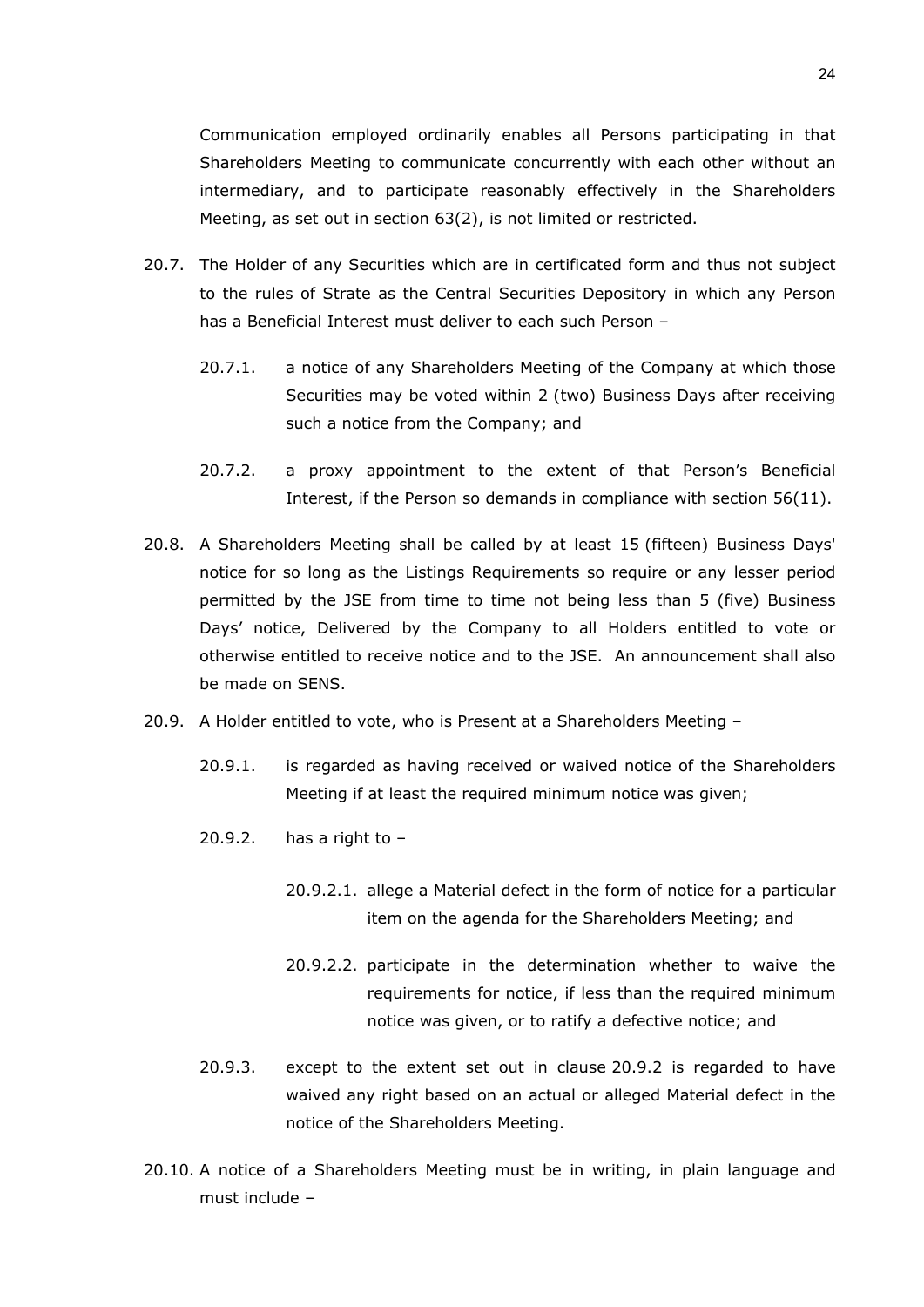Communication employed ordinarily enables all Persons participating in that Shareholders Meeting to communicate concurrently with each other without an intermediary, and to participate reasonably effectively in the Shareholders Meeting, as set out in section 63(2), is not limited or restricted.

20.7. The Holder of any Securities which are in certificated form and thus not subject to the rules of Strate as the Central Securities Depository in which any Person has a Beneficial Interest must deliver to each such Person –

20.7.1. a notice of any Shareholders Meeting of the Company at which those Securities may be voted within 2 (two) Business Days after receiving such a notice from the Company; and

20.7.2. a proxy appointment to the extent of that Person's Beneficial Interest, if the Person so demands in compliance with section 56(11).

20.8. A Shareholders Meeting shall be called by at least 15 (fifteen) Business Days' notice for so long as the Listings Requirements so require or any lesser period permitted by the JSE from time to time not being less than 5 (five) Business Days' notice, Delivered by the Company to all Holders entitled to vote or otherwise entitled to receive notice and to the JSE. An announcement shall also be made on SENS.

20.9. A Holder entitled to vote, who is Present at a Shareholders Meeting –

20.9.1. is regarded as having received or waived notice of the Shareholders Meeting if at least the required minimum notice was given;

20.9.2. has a right to –

20.9.2.1. allege a Material defect in the form of notice for a particular item on the agenda for the Shareholders Meeting; and

20.9.2.2. participate in the determination whether to waive the requirements for notice, if less than the required minimum notice was given, or to ratify a defective notice; and

20.9.3. except to the extent set out in clause 20.9.2 is regarded to have waived any right based on an actual or alleged Material defect in the notice of the Shareholders Meeting.

20.10. A notice of a Shareholders Meeting must be in writing, in plain language and must include –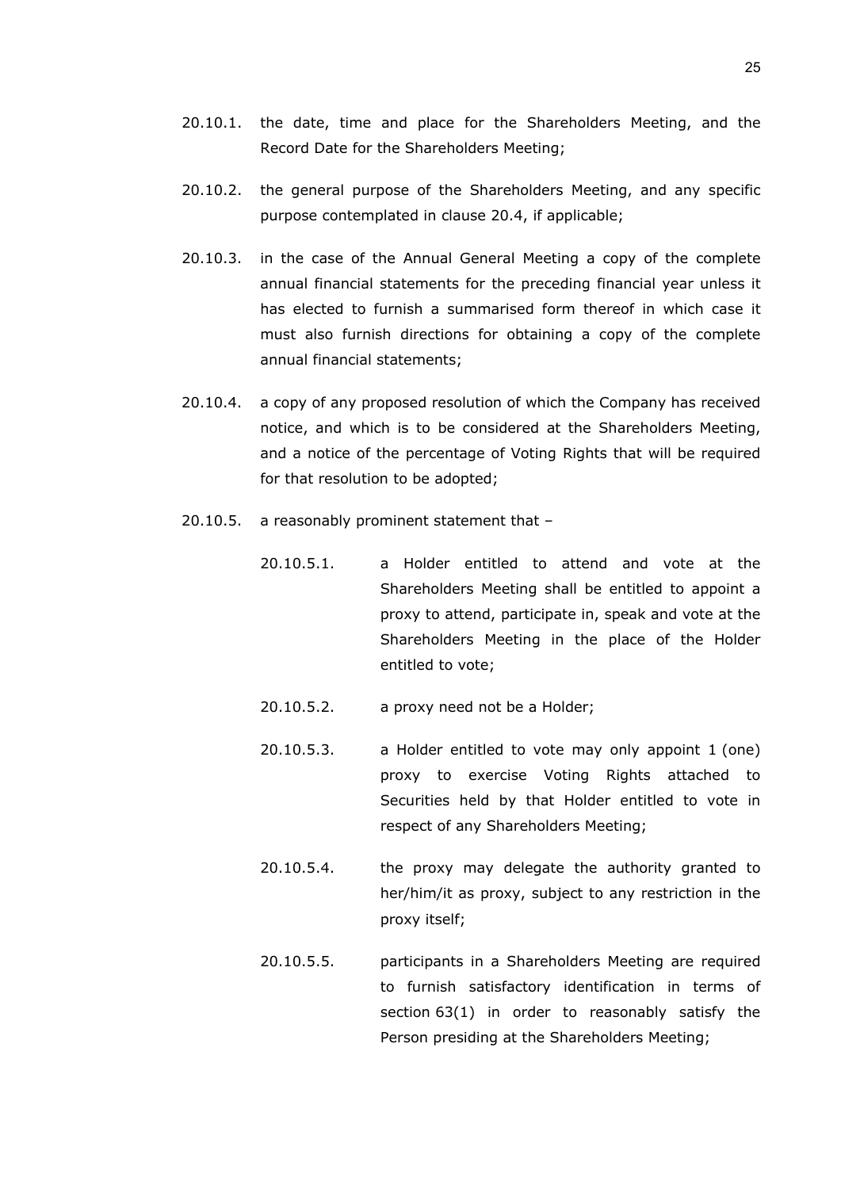20.10.1. the date, time and place for the Shareholders Meeting, and the Record Date for the Shareholders Meeting;

20.10.2. the general purpose of the Shareholders Meeting, and any specific purpose contemplated in clause 20.4, if applicable;

20.10.3. in the case of the Annual General Meeting a copy of the complete annual financial statements for the preceding financial year unless it has elected to furnish a summarised form thereof in which case it must also furnish directions for obtaining a copy of the complete annual financial statements;

20.10.4. a copy of any proposed resolution of which the Company has received notice, and which is to be considered at the Shareholders Meeting, and a notice of the percentage of Voting Rights that will be required for that resolution to be adopted;

20.10.5. a reasonably prominent statement that –

20.10.5.1. a Holder entitled to attend and vote at the Shareholders Meeting shall be entitled to appoint a proxy to attend, participate in, speak and vote at the Shareholders Meeting in the place of the Holder entitled to vote;

20.10.5.2. a proxy need not be a Holder;

20.10.5.3. a Holder entitled to vote may only appoint 1 (one) proxy to exercise Voting Rights attached to Securities held by that Holder entitled to vote in respect of any Shareholders Meeting;

20.10.5.4. the proxy may delegate the authority granted to her/him/it as proxy, subject to any restriction in the proxy itself;

20.10.5.5. participants in a Shareholders Meeting are required to furnish satisfactory identification in terms of section 63(1) in order to reasonably satisfy the Person presiding at the Shareholders Meeting;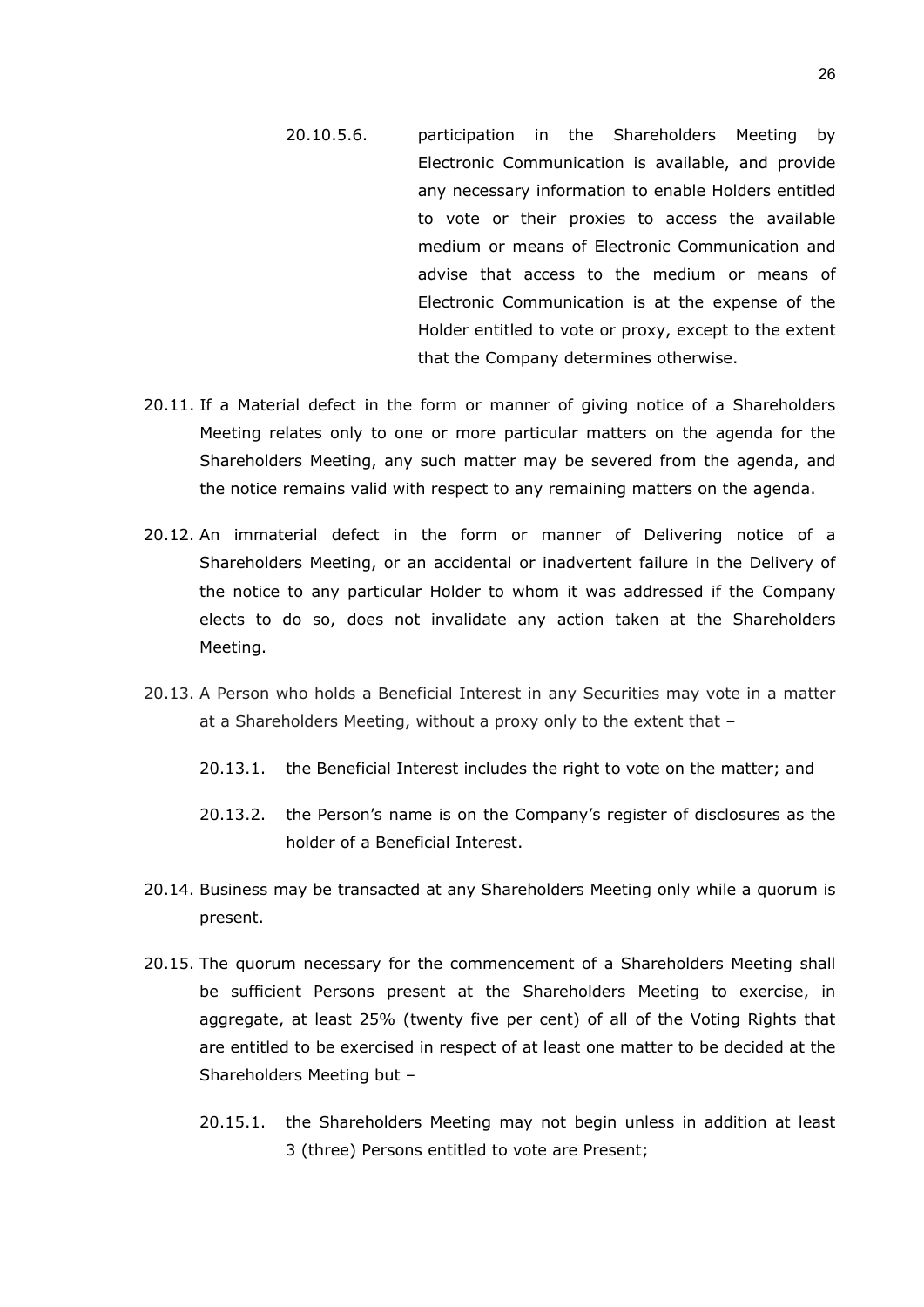20.10.5.6. participation in the Shareholders Meeting by Electronic Communication is available, and provide any necessary information to enable Holders entitled to vote or their proxies to access the available medium or means of Electronic Communication and advise that access to the medium or means of Electronic Communication is at the expense of the Holder entitled to vote or proxy, except to the extent that the Company determines otherwise.

20.11. If a Material defect in the form or manner of giving notice of a Shareholders Meeting relates only to one or more particular matters on the agenda for the Shareholders Meeting, any such matter may be severed from the agenda, and the notice remains valid with respect to any remaining matters on the agenda.

20.12. An immaterial defect in the form or manner of Delivering notice of a Shareholders Meeting, or an accidental or inadvertent failure in the Delivery of the notice to any particular Holder to whom it was addressed if the Company elects to do so, does not invalidate any action taken at the Shareholders Meeting.

20.13. A Person who holds a Beneficial Interest in any Securities may vote in a matter at a Shareholders Meeting, without a proxy only to the extent that –

20.13.1. the Beneficial Interest includes the right to vote on the matter; and

20.13.2. the Person's name is on the Company's register of disclosures as the holder of a Beneficial Interest.

20.14. Business may be transacted at any Shareholders Meeting only while a quorum is present.

20.15. The quorum necessary for the commencement of a Shareholders Meeting shall be sufficient Persons present at the Shareholders Meeting to exercise, in aggregate, at least 25% (twenty five per cent) of all of the Voting Rights that are entitled to be exercised in respect of at least one matter to be decided at the Shareholders Meeting but –

20.15.1. the Shareholders Meeting may not begin unless in addition at least 3 (three) Persons entitled to vote are Present;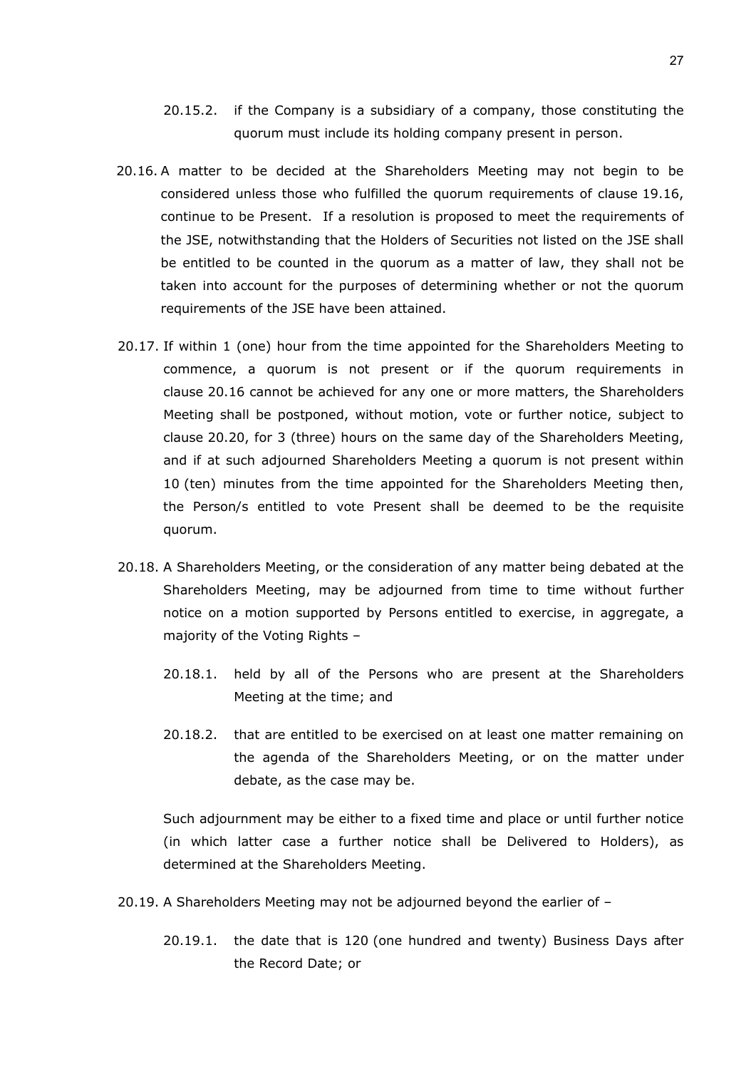20.15.2. if the Company is a subsidiary of a company, those constituting the quorum must include its holding company present in person.

20.16. A matter to be decided at the Shareholders Meeting may not begin to be considered unless those who fulfilled the quorum requirements of clause 19.16, continue to be Present. If a resolution is proposed to meet the requirements of the JSE, notwithstanding that the Holders of Securities not listed on the JSE shall be entitled to be counted in the quorum as a matter of law, they shall not be taken into account for the purposes of determining whether or not the quorum requirements of the JSE have been attained.

20.17. If within 1 (one) hour from the time appointed for the Shareholders Meeting to commence, a quorum is not present or if the quorum requirements in clause 20.16 cannot be achieved for any one or more matters, the Shareholders Meeting shall be postponed, without motion, vote or further notice, subject to clause 20.20, for 3 (three) hours on the same day of the Shareholders Meeting, and if at such adjourned Shareholders Meeting a quorum is not present within 10 (ten) minutes from the time appointed for the Shareholders Meeting then, the Person/s entitled to vote Present shall be deemed to be the requisite quorum.

20.18. A Shareholders Meeting, or the consideration of any matter being debated at the Shareholders Meeting, may be adjourned from time to time without further notice on a motion supported by Persons entitled to exercise, in aggregate, a majority of the Voting Rights –

20.18.1. held by all of the Persons who are present at the Shareholders Meeting at the time; and

20.18.2. that are entitled to be exercised on at least one matter remaining on the agenda of the Shareholders Meeting, or on the matter under debate, as the case may be.

Such adjournment may be either to a fixed time and place or until further notice (in which latter case a further notice shall be Delivered to Holders), as determined at the Shareholders Meeting.

20.19. A Shareholders Meeting may not be adjourned beyond the earlier of –

20.19.1. the date that is 120 (one hundred and twenty) Business Days after the Record Date; or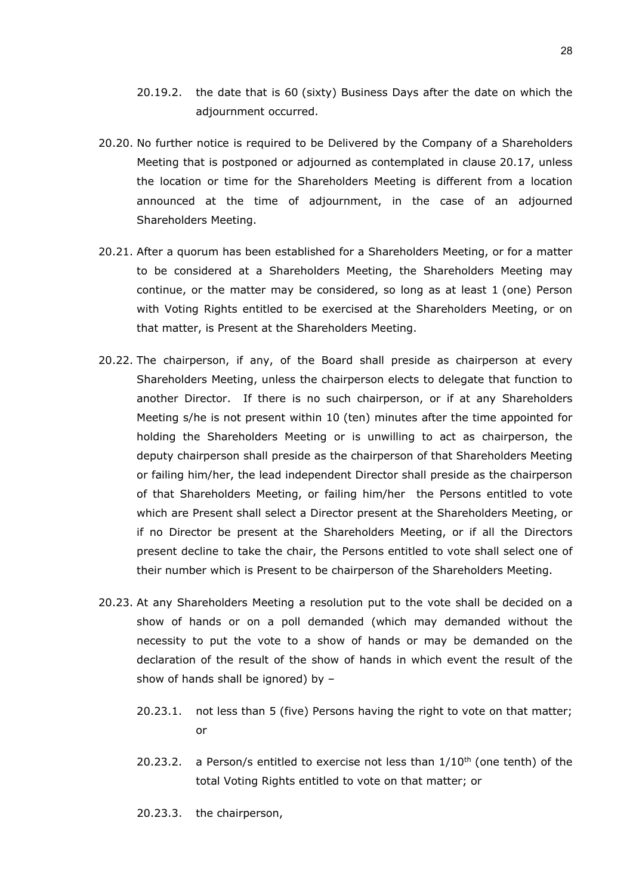20.19.2. the date that is 60 (sixty) Business Days after the date on which the adjournment occurred.

20.20. No further notice is required to be Delivered by the Company of a Shareholders Meeting that is postponed or adjourned as contemplated in clause 20.17, unless the location or time for the Shareholders Meeting is different from a location announced at the time of adjournment, in the case of an adjourned Shareholders Meeting.

20.21. After a quorum has been established for a Shareholders Meeting, or for a matter to be considered at a Shareholders Meeting, the Shareholders Meeting may continue, or the matter may be considered, so long as at least 1 (one) Person with Voting Rights entitled to be exercised at the Shareholders Meeting, or on that matter, is Present at the Shareholders Meeting.

20.22. The chairperson, if any, of the Board shall preside as chairperson at every Shareholders Meeting, unless the chairperson elects to delegate that function to another Director. If there is no such chairperson, or if at any Shareholders Meeting s/he is not present within 10 (ten) minutes after the time appointed for holding the Shareholders Meeting or is unwilling to act as chairperson, the deputy chairperson shall preside as the chairperson of that Shareholders Meeting or failing him/her, the lead independent Director shall preside as the chairperson of that Shareholders Meeting, or failing him/her the Persons entitled to vote which are Present shall select a Director present at the Shareholders Meeting, or if no Director be present at the Shareholders Meeting, or if all the Directors present decline to take the chair, the Persons entitled to vote shall select one of their number which is Present to be chairperson of the Shareholders Meeting.

20.23. At any Shareholders Meeting a resolution put to the vote shall be decided on a show of hands or on a poll demanded (which may demanded without the necessity to put the vote to a show of hands or may be demanded on the declaration of the result of the show of hands in which event the result of the show of hands shall be ignored) by –

20.23.1. not less than 5 (five) Persons having the right to vote on that matter; or

20.23.2. a Person/s entitled to exercise not less than $1/10^{th}$ (one tenth) of the total Voting Rights entitled to vote on that matter; or

20.23.3. the chairperson,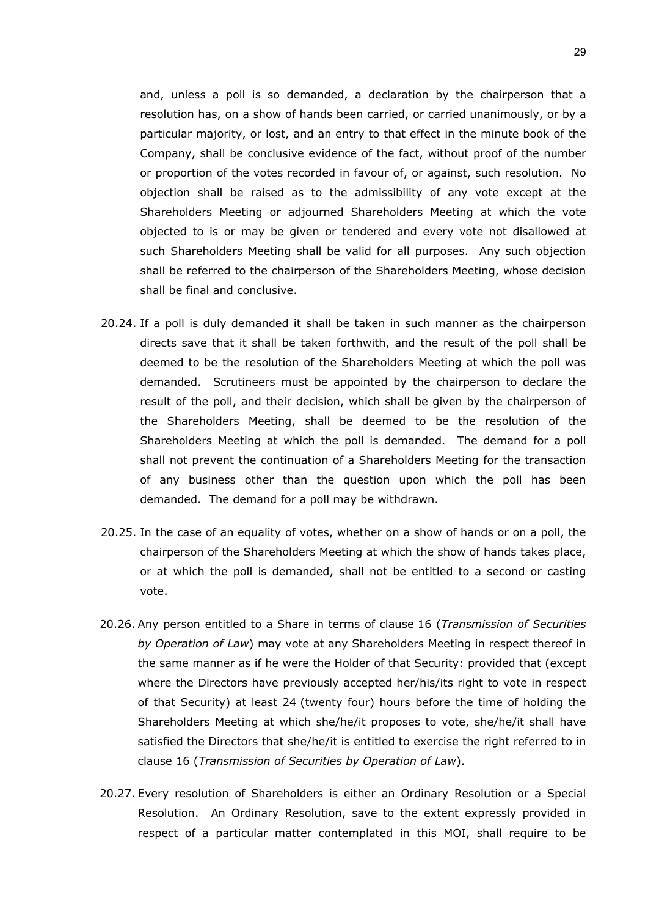and, unless a poll is so demanded, a declaration by the chairperson that a resolution has, on a show of hands been carried, or carried unanimously, or by a particular majority, or lost, and an entry to that effect in the minute book of the Company, shall be conclusive evidence of the fact, without proof of the number or proportion of the votes recorded in favour of, or against, such resolution. No objection shall be raised as to the admissibility of any vote except at the Shareholders Meeting or adjourned Shareholders Meeting at which the vote objected to is or may be given or tendered and every vote not disallowed at such Shareholders Meeting shall be valid for all purposes. Any such objection shall be referred to the chairperson of the Shareholders Meeting, whose decision shall be final and conclusive.

20.24. If a poll is duly demanded it shall be taken in such manner as the chairperson directs save that it shall be taken forthwith, and the result of the poll shall be deemed to be the resolution of the Shareholders Meeting at which the poll was demanded. Scrutineers must be appointed by the chairperson to declare the result of the poll, and their decision, which shall be given by the chairperson of the Shareholders Meeting, shall be deemed to be the resolution of the Shareholders Meeting at which the poll is demanded. The demand for a poll shall not prevent the continuation of a Shareholders Meeting for the transaction of any business other than the question upon which the poll has been demanded. The demand for a poll may be withdrawn.

20.25. In the case of an equality of votes, whether on a show of hands or on a poll, the chairperson of the Shareholders Meeting at which the show of hands takes place, or at which the poll is demanded, shall not be entitled to a second or casting vote.

20.26. Any person entitled to a Share in terms of clause 16 (*Transmission of Securities by Operation of Law*) may vote at any Shareholders Meeting in respect thereof in the same manner as if he were the Holder of that Security: provided that (except where the Directors have previously accepted her/his/its right to vote in respect of that Security) at least 24 (twenty four) hours before the time of holding the Shareholders Meeting at which she/he/it proposes to vote, she/he/it shall have satisfied the Directors that she/he/it is entitled to exercise the right referred to in clause 16 (*Transmission of Securities by Operation of Law*).

20.27. Every resolution of Shareholders is either an Ordinary Resolution or a Special Resolution. An Ordinary Resolution, save to the extent expressly provided in respect of a particular matter contemplated in this MOI, shall require to be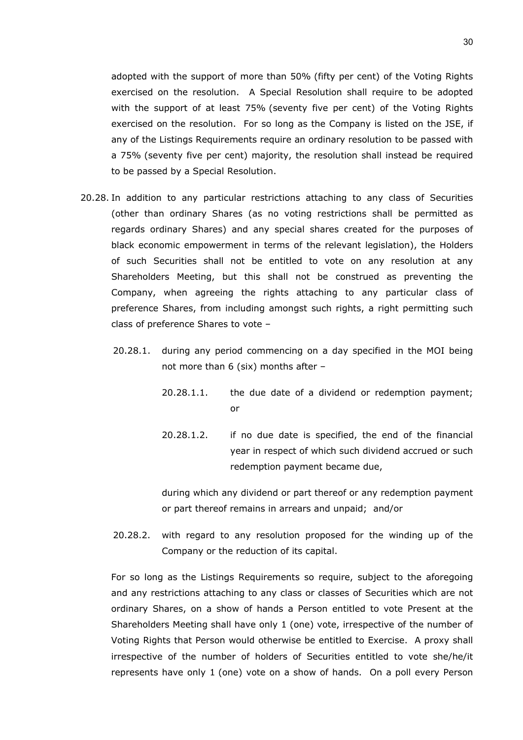adopted with the support of more than 50% (fifty per cent) of the Voting Rights exercised on the resolution. A Special Resolution shall require to be adopted with the support of at least 75% (seventy five per cent) of the Voting Rights exercised on the resolution. For so long as the Company is listed on the JSE, if any of the Listings Requirements require an ordinary resolution to be passed with a 75% (seventy five per cent) majority, the resolution shall instead be required to be passed by a Special Resolution.

20.28. In addition to any particular restrictions attaching to any class of Securities (other than ordinary Shares (as no voting restrictions shall be permitted as regards ordinary Shares) and any special shares created for the purposes of black economic empowerment in terms of the relevant legislation), the Holders of such Securities shall not be entitled to vote on any resolution at any Shareholders Meeting, but this shall not be construed as preventing the Company, when agreeing the rights attaching to any particular class of preference Shares, from including amongst such rights, a right permitting such class of preference Shares to vote –

20.28.1. during any period commencing on a day specified in the MOI being not more than 6 (six) months after –

20.28.1.1. the due date of a dividend or redemption payment; or

20.28.1.2. if no due date is specified, the end of the financial year in respect of which such dividend accrued or such redemption payment became due,

during which any dividend or part thereof or any redemption payment or part thereof remains in arrears and unpaid; and/or

20.28.2. with regard to any resolution proposed for the winding up of the Company or the reduction of its capital.

For so long as the Listings Requirements so require, subject to the aforegoing and any restrictions attaching to any class or classes of Securities which are not ordinary Shares, on a show of hands a Person entitled to vote Present at the Shareholders Meeting shall have only 1 (one) vote, irrespective of the number of Voting Rights that Person would otherwise be entitled to Exercise. A proxy shall irrespective of the number of holders of Securities entitled to vote she/he/it represents have only 1 (one) vote on a show of hands. On a poll every Person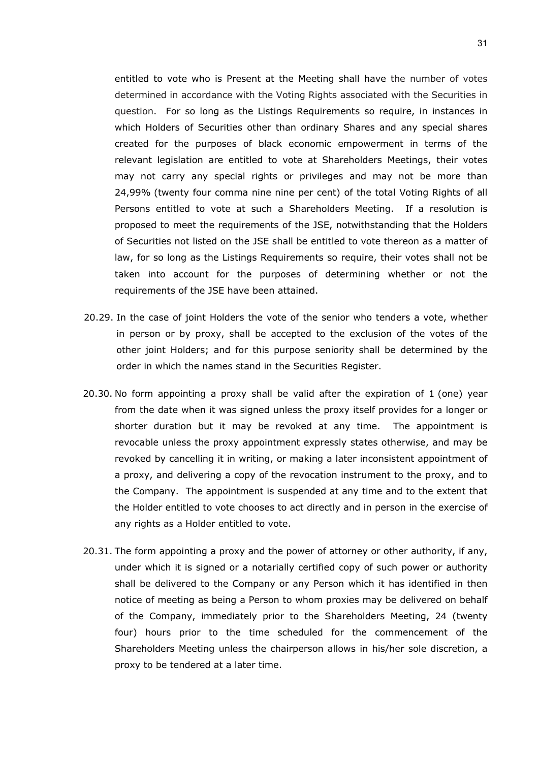entitled to vote who is Present at the Meeting shall have the number of votes determined in accordance with the Voting Rights associated with the Securities in question. For so long as the Listings Requirements so require, in instances in which Holders of Securities other than ordinary Shares and any special shares created for the purposes of black economic empowerment in terms of the relevant legislation are entitled to vote at Shareholders Meetings, their votes may not carry any special rights or privileges and may not be more than 24,99% (twenty four comma nine nine per cent) of the total Voting Rights of all Persons entitled to vote at such a Shareholders Meeting. If a resolution is proposed to meet the requirements of the JSE, notwithstanding that the Holders of Securities not listed on the JSE shall be entitled to vote thereon as a matter of law, for so long as the Listings Requirements so require, their votes shall not be taken into account for the purposes of determining whether or not the requirements of the JSE have been attained.

20.29. In the case of joint Holders the vote of the senior who tenders a vote, whether in person or by proxy, shall be accepted to the exclusion of the votes of the other joint Holders; and for this purpose seniority shall be determined by the order in which the names stand in the Securities Register.

20.30. No form appointing a proxy shall be valid after the expiration of 1 (one) year from the date when it was signed unless the proxy itself provides for a longer or shorter duration but it may be revoked at any time. The appointment is revocable unless the proxy appointment expressly states otherwise, and may be revoked by cancelling it in writing, or making a later inconsistent appointment of a proxy, and delivering a copy of the revocation instrument to the proxy, and to the Company. The appointment is suspended at any time and to the extent that the Holder entitled to vote chooses to act directly and in person in the exercise of any rights as a Holder entitled to vote.

20.31. The form appointing a proxy and the power of attorney or other authority, if any, under which it is signed or a notarially certified copy of such power or authority shall be delivered to the Company or any Person which it has identified in then notice of meeting as being a Person to whom proxies may be delivered on behalf of the Company, immediately prior to the Shareholders Meeting, 24 (twenty four) hours prior to the time scheduled for the commencement of the Shareholders Meeting unless the chairperson allows in his/her sole discretion, a proxy to be tendered at a later time.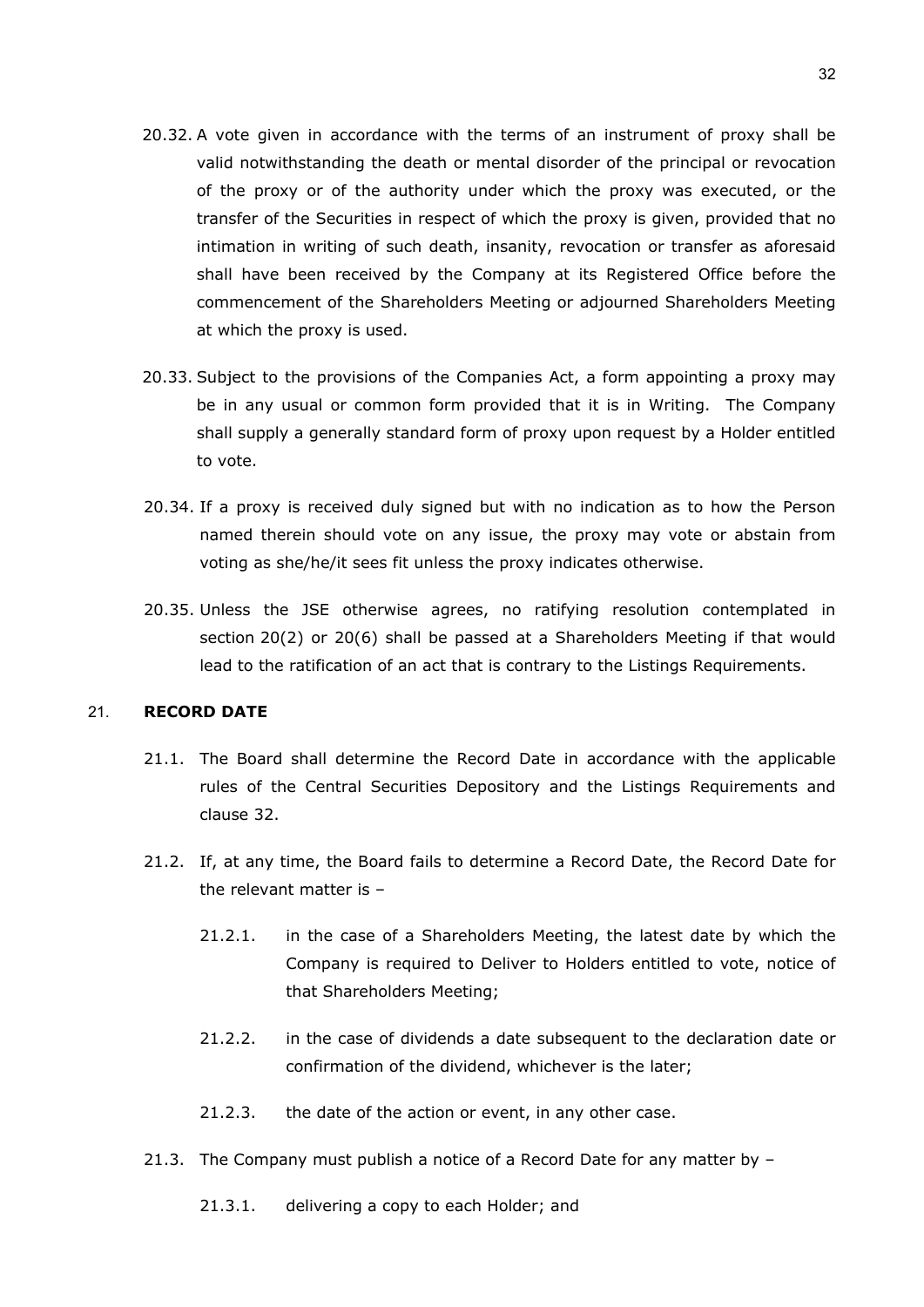20.32. A vote given in accordance with the terms of an instrument of proxy shall be valid notwithstanding the death or mental disorder of the principal or revocation of the proxy or of the authority under which the proxy was executed, or the transfer of the Securities in respect of which the proxy is given, provided that no intimation in writing of such death, insanity, revocation or transfer as aforesaid shall have been received by the Company at its Registered Office before the commencement of the Shareholders Meeting or adjourned Shareholders Meeting at which the proxy is used.

20.33. Subject to the provisions of the Companies Act, a form appointing a proxy may be in any usual or common form provided that it is in Writing. The Company shall supply a generally standard form of proxy upon request by a Holder entitled to vote.

20.34. If a proxy is received duly signed but with no indication as to how the Person named therein should vote on any issue, the proxy may vote or abstain from voting as she/he/it sees fit unless the proxy indicates otherwise.

20.35. Unless the JSE otherwise agrees, no ratifying resolution contemplated in section 20(2) or 20(6) shall be passed at a Shareholders Meeting if that would lead to the ratification of an act that is contrary to the Listings Requirements.

## 21. **RECORD DATE**

21.1. The Board shall determine the Record Date in accordance with the applicable rules of the Central Securities Depository and the Listings Requirements and clause 32.

21.2. If, at any time, the Board fails to determine a Record Date, the Record Date for the relevant matter is –

21.2.1. in the case of a Shareholders Meeting, the latest date by which the Company is required to Deliver to Holders entitled to vote, notice of that Shareholders Meeting;

21.2.2. in the case of dividends a date subsequent to the declaration date or confirmation of the dividend, whichever is the later;

21.2.3. the date of the action or event, in any other case.

21.3. The Company must publish a notice of a Record Date for any matter by –

21.3.1. delivering a copy to each Holder; and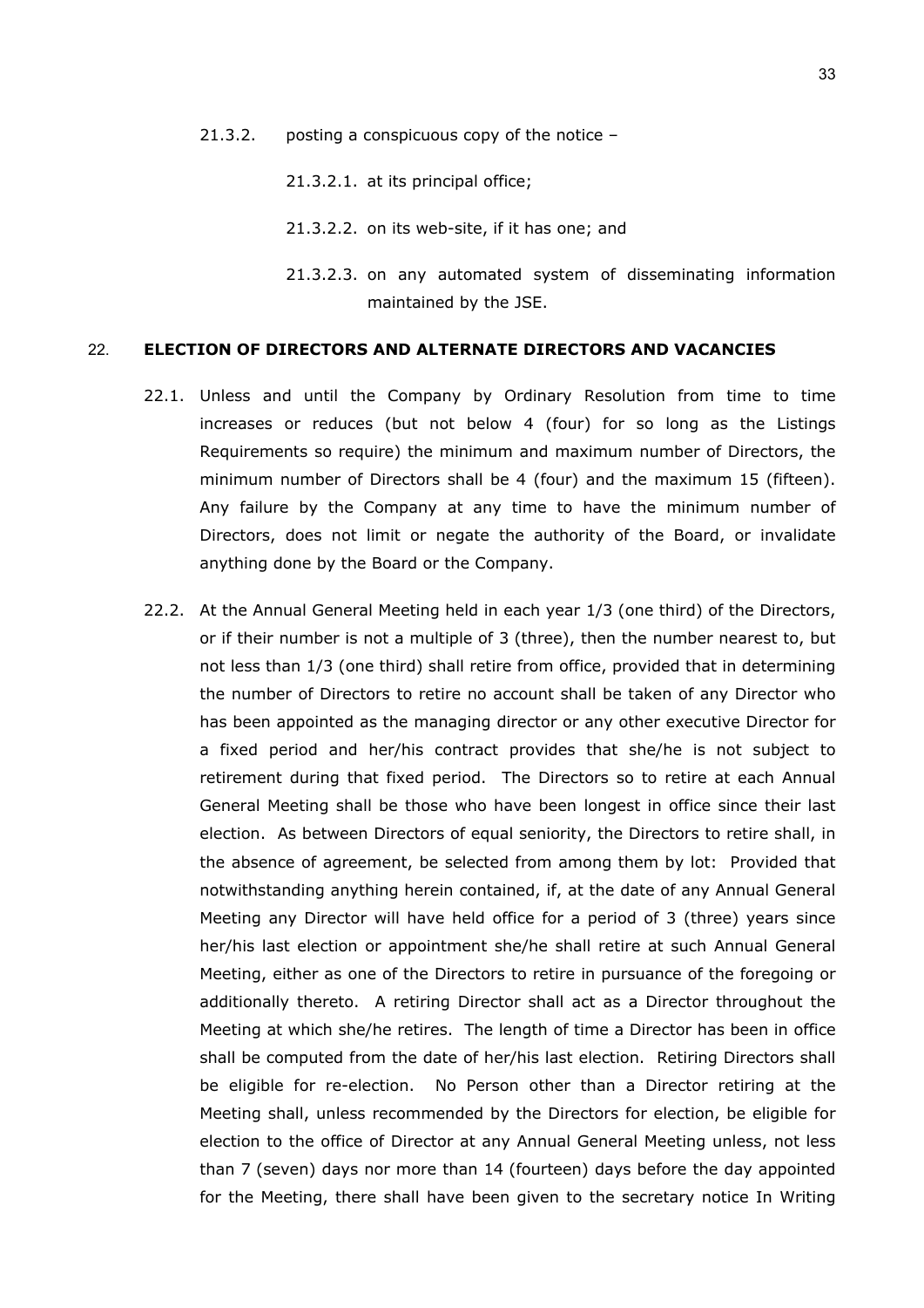21.3.2. posting a conspicuous copy of the notice –

21.3.2.1. at its principal office;

21.3.2.2. on its web-site, if it has one; and

21.3.2.3. on any automated system of disseminating information maintained by the JSE.

## 22. ELECTION OF DIRECTORS AND ALTERNATE DIRECTORS AND VACANCIES

22.1. Unless and until the Company by Ordinary Resolution from time to time increases or reduces (but not below 4 (four) for so long as the Listings Requirements so require) the minimum and maximum number of Directors, the minimum number of Directors shall be 4 (four) and the maximum 15 (fifteen). Any failure by the Company at any time to have the minimum number of Directors, does not limit or negate the authority of the Board, or invalidate anything done by the Board or the Company.

22.2. At the Annual General Meeting held in each year 1/3 (one third) of the Directors, or if their number is not a multiple of 3 (three), then the number nearest to, but not less than 1/3 (one third) shall retire from office, provided that in determining the number of Directors to retire no account shall be taken of any Director who has been appointed as the managing director or any other executive Director for a fixed period and her/his contract provides that she/he is not subject to retirement during that fixed period. The Directors so to retire at each Annual General Meeting shall be those who have been longest in office since their last election. As between Directors of equal seniority, the Directors to retire shall, in the absence of agreement, be selected from among them by lot: Provided that notwithstanding anything herein contained, if, at the date of any Annual General Meeting any Director will have held office for a period of 3 (three) years since her/his last election or appointment she/he shall retire at such Annual General Meeting, either as one of the Directors to retire in pursuance of the foregoing or additionally thereto. A retiring Director shall act as a Director throughout the Meeting at which she/he retires. The length of time a Director has been in office shall be computed from the date of her/his last election. Retiring Directors shall be eligible for re-election. No Person other than a Director retiring at the Meeting shall, unless recommended by the Directors for election, be eligible for election to the office of Director at any Annual General Meeting unless, not less than 7 (seven) days nor more than 14 (fourteen) days before the day appointed for the Meeting, there shall have been given to the secretary notice In Writing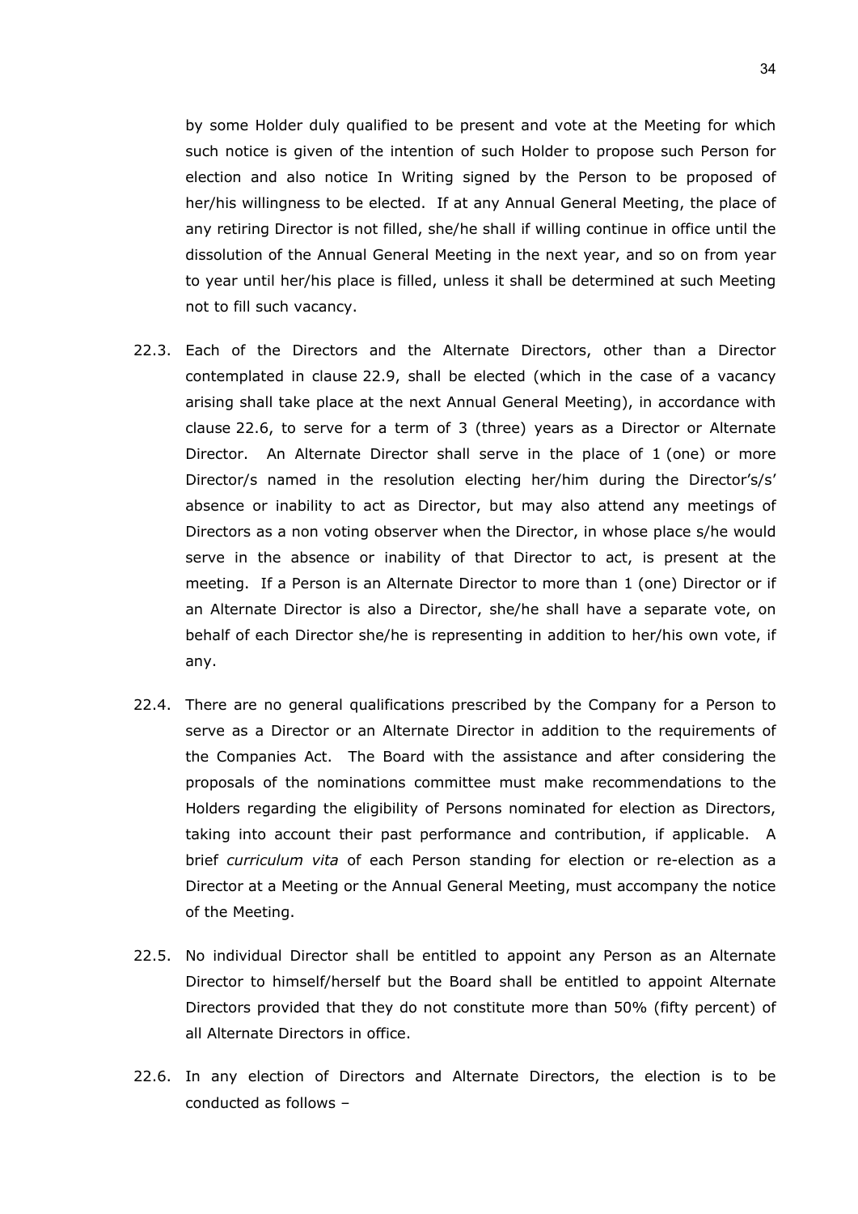by some Holder duly qualified to be present and vote at the Meeting for which such notice is given of the intention of such Holder to propose such Person for election and also notice In Writing signed by the Person to be proposed of her/his willingness to be elected. If at any Annual General Meeting, the place of any retiring Director is not filled, she/he shall if willing continue in office until the dissolution of the Annual General Meeting in the next year, and so on from year to year until her/his place is filled, unless it shall be determined at such Meeting not to fill such vacancy.

22.3. Each of the Directors and the Alternate Directors, other than a Director contemplated in clause 22.9, shall be elected (which in the case of a vacancy arising shall take place at the next Annual General Meeting), in accordance with clause 22.6, to serve for a term of 3 (three) years as a Director or Alternate Director. An Alternate Director shall serve in the place of 1 (one) or more Director/s named in the resolution electing her/him during the Director's/s' absence or inability to act as Director, but may also attend any meetings of Directors as a non voting observer when the Director, in whose place s/he would serve in the absence or inability of that Director to act, is present at the meeting. If a Person is an Alternate Director to more than 1 (one) Director or if an Alternate Director is also a Director, she/he shall have a separate vote, on behalf of each Director she/he is representing in addition to her/his own vote, if any.

22.4. There are no general qualifications prescribed by the Company for a Person to serve as a Director or an Alternate Director in addition to the requirements of the Companies Act. The Board with the assistance and after considering the proposals of the nominations committee must make recommendations to the Holders regarding the eligibility of Persons nominated for election as Directors, taking into account their past performance and contribution, if applicable. A brief *curriculum vita* of each Person standing for election or re-election as a Director at a Meeting or the Annual General Meeting, must accompany the notice of the Meeting.

22.5. No individual Director shall be entitled to appoint any Person as an Alternate Director to himself/herself but the Board shall be entitled to appoint Alternate Directors provided that they do not constitute more than 50% (fifty percent) of all Alternate Directors in office.

22.6. In any election of Directors and Alternate Directors, the election is to be conducted as follows –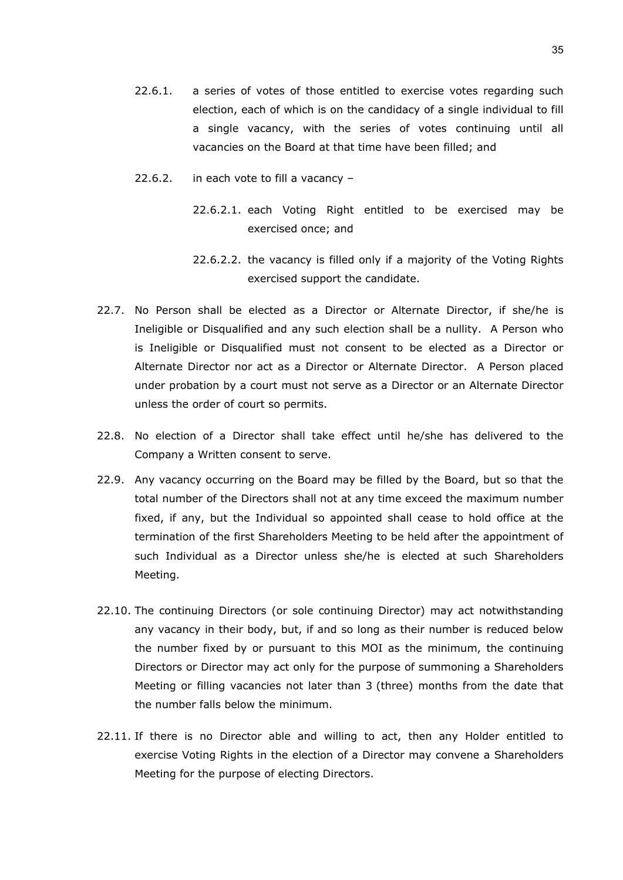22.6.1. a series of votes of those entitled to exercise votes regarding such election, each of which is on the candidacy of a single individual to fill a single vacancy, with the series of votes continuing until all vacancies on the Board at that time have been filled; and

22.6.2. in each vote to fill a vacancy –

22.6.2.1. each Voting Right entitled to be exercised may be exercised once; and

22.6.2.2. the vacancy is filled only if a majority of the Voting Rights exercised support the candidate.

22.7. No Person shall be elected as a Director or Alternate Director, if she/he is Ineligible or Disqualified and any such election shall be a nullity. A Person who is Ineligible or Disqualified must not consent to be elected as a Director or Alternate Director nor act as a Director or Alternate Director. A Person placed under probation by a court must not serve as a Director or an Alternate Director unless the order of court so permits.

22.8. No election of a Director shall take effect until he/she has delivered to the Company a Written consent to serve.

22.9. Any vacancy occurring on the Board may be filled by the Board, but so that the total number of the Directors shall not at any time exceed the maximum number fixed, if any, but the Individual so appointed shall cease to hold office at the termination of the first Shareholders Meeting to be held after the appointment of such Individual as a Director unless she/he is elected at such Shareholders Meeting.

22.10. The continuing Directors (or sole continuing Director) may act notwithstanding any vacancy in their body, but, if and so long as their number is reduced below the number fixed by or pursuant to this MOI as the minimum, the continuing Directors or Director may act only for the purpose of summoning a Shareholders Meeting or filling vacancies not later than 3 (three) months from the date that the number falls below the minimum.

22.11. If there is no Director able and willing to act, then any Holder entitled to exercise Voting Rights in the election of a Director may convene a Shareholders Meeting for the purpose of electing Directors.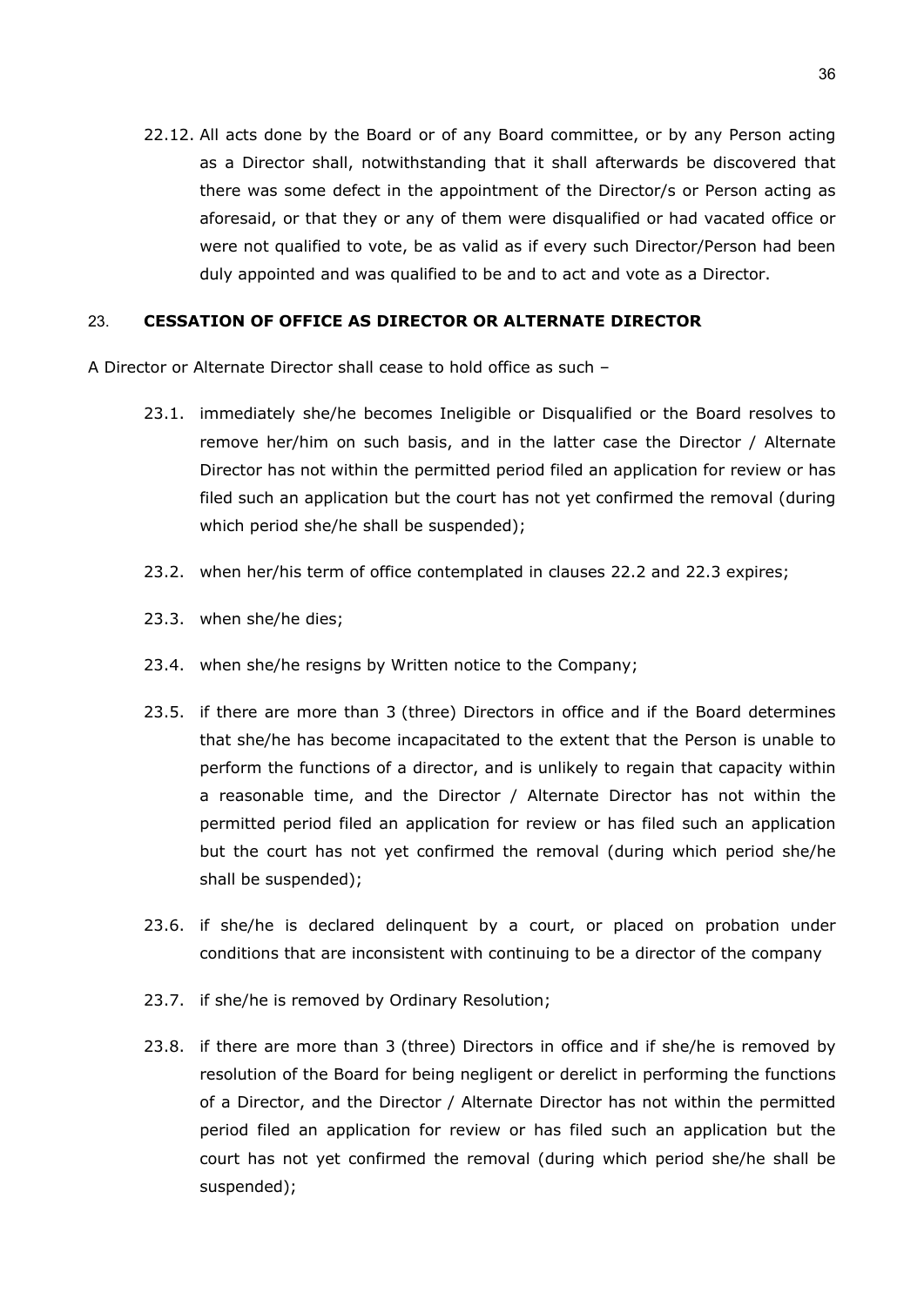22.12. All acts done by the Board or of any Board committee, or by any Person acting as a Director shall, notwithstanding that it shall afterwards be discovered that there was some defect in the appointment of the Director/s or Person acting as aforesaid, or that they or any of them were disqualified or had vacated office or were not qualified to vote, be as valid as if every such Director/Person had been duly appointed and was qualified to be and to act and vote as a Director.

## 23. CESSATION OF OFFICE AS DIRECTOR OR ALTERNATE DIRECTOR

A Director or Alternate Director shall cease to hold office as such –

23.1. immediately she/he becomes Ineligible or Disqualified or the Board resolves to remove her/him on such basis, and in the latter case the Director / Alternate Director has not within the permitted period filed an application for review or has filed such an application but the court has not yet confirmed the removal (during which period she/he shall be suspended);

23.2. when her/his term of office contemplated in clauses 22.2 and 22.3 expires;

23.3. when she/he dies;

23.4. when she/he resigns by Written notice to the Company;

23.5. if there are more than 3 (three) Directors in office and if the Board determines that she/he has become incapacitated to the extent that the Person is unable to perform the functions of a director, and is unlikely to regain that capacity within a reasonable time, and the Director / Alternate Director has not within the permitted period filed an application for review or has filed such an application but the court has not yet confirmed the removal (during which period she/he shall be suspended);

23.6. if she/he is declared delinquent by a court, or placed on probation under conditions that are inconsistent with continuing to be a director of the company

23.7. if she/he is removed by Ordinary Resolution;

23.8. if there are more than 3 (three) Directors in office and if she/he is removed by resolution of the Board for being negligent or derelict in performing the functions of a Director, and the Director / Alternate Director has not within the permitted period filed an application for review or has filed such an application but the court has not yet confirmed the removal (during which period she/he shall be suspended);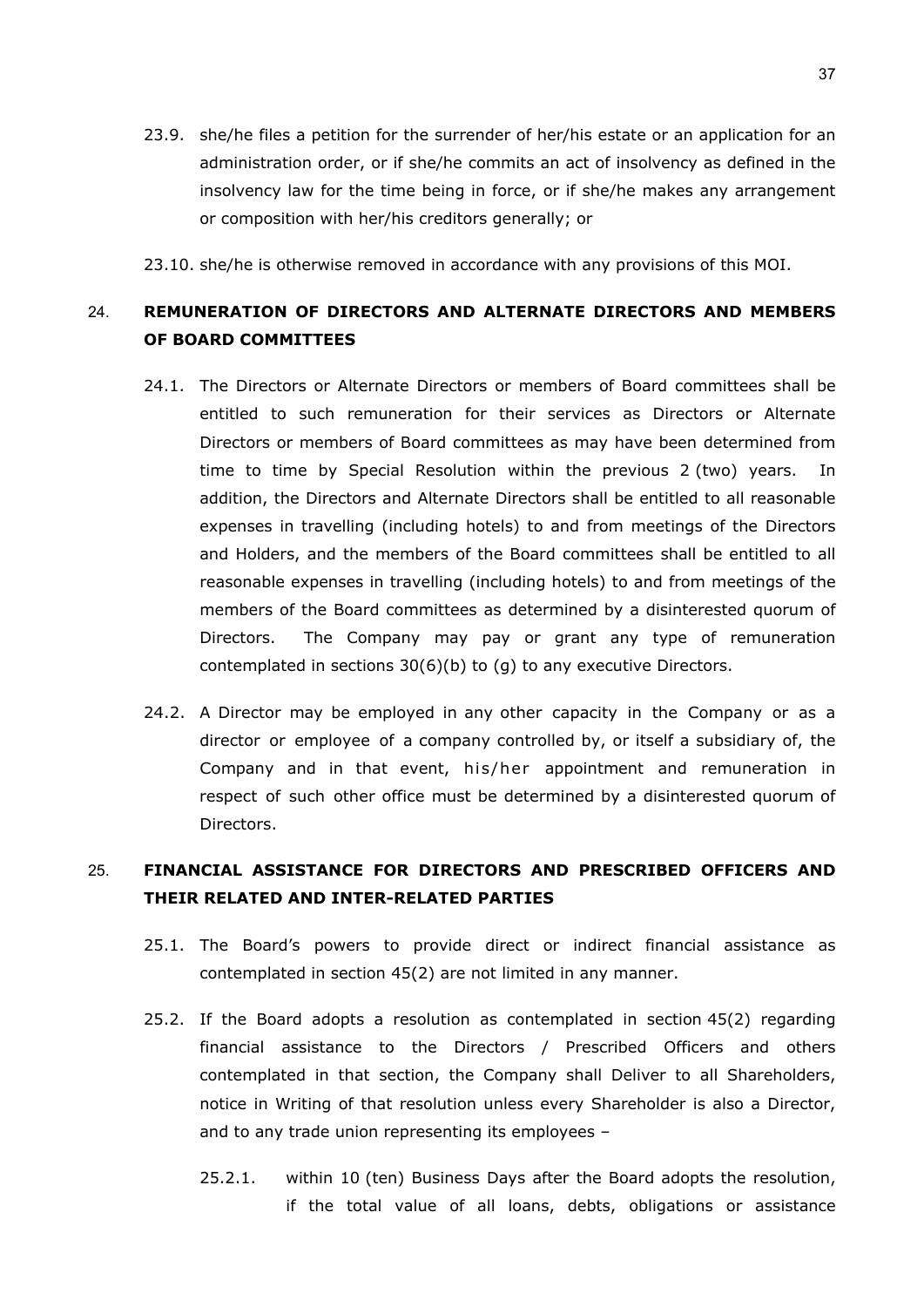23.9. she/he files a petition for the surrender of her/his estate or an application for an administration order, or if she/he commits an act of insolvency as defined in the insolvency law for the time being in force, or if she/he makes any arrangement or composition with her/his creditors generally; or

23.10. she/he is otherwise removed in accordance with any provisions of this MOI.

## 24. REMUNERATION OF DIRECTORS AND ALTERNATE DIRECTORS AND MEMBERS OF BOARD COMMITTEES

24.1. The Directors or Alternate Directors or members of Board committees shall be entitled to such remuneration for their services as Directors or Alternate Directors or members of Board committees as may have been determined from time to time by Special Resolution within the previous 2 (two) years. In addition, the Directors and Alternate Directors shall be entitled to all reasonable expenses in travelling (including hotels) to and from meetings of the Directors and Holders, and the members of the Board committees shall be entitled to all reasonable expenses in travelling (including hotels) to and from meetings of the members of the Board committees as determined by a disinterested quorum of Directors. The Company may pay or grant any type of remuneration contemplated in sections 30(6)(b) to (g) to any executive Directors.

24.2. A Director may be employed in any other capacity in the Company or as a director or employee of a company controlled by, or itself a subsidiary of, the Company and in that event, his/her appointment and remuneration in respect of such other office must be determined by a disinterested quorum of Directors.

## 25. FINANCIAL ASSISTANCE FOR DIRECTORS AND PRESCRIBED OFFICERS AND THEIR RELATED AND INTER-RELATED PARTIES

25.1. The Board's powers to provide direct or indirect financial assistance as contemplated in section 45(2) are not limited in any manner.

25.2. If the Board adopts a resolution as contemplated in section 45(2) regarding financial assistance to the Directors / Prescribed Officers and others contemplated in that section, the Company shall Deliver to all Shareholders, notice in Writing of that resolution unless every Shareholder is also a Director, and to any trade union representing its employees –

25.2.1. within 10 (ten) Business Days after the Board adopts the resolution, if the total value of all loans, debts, obligations or assistance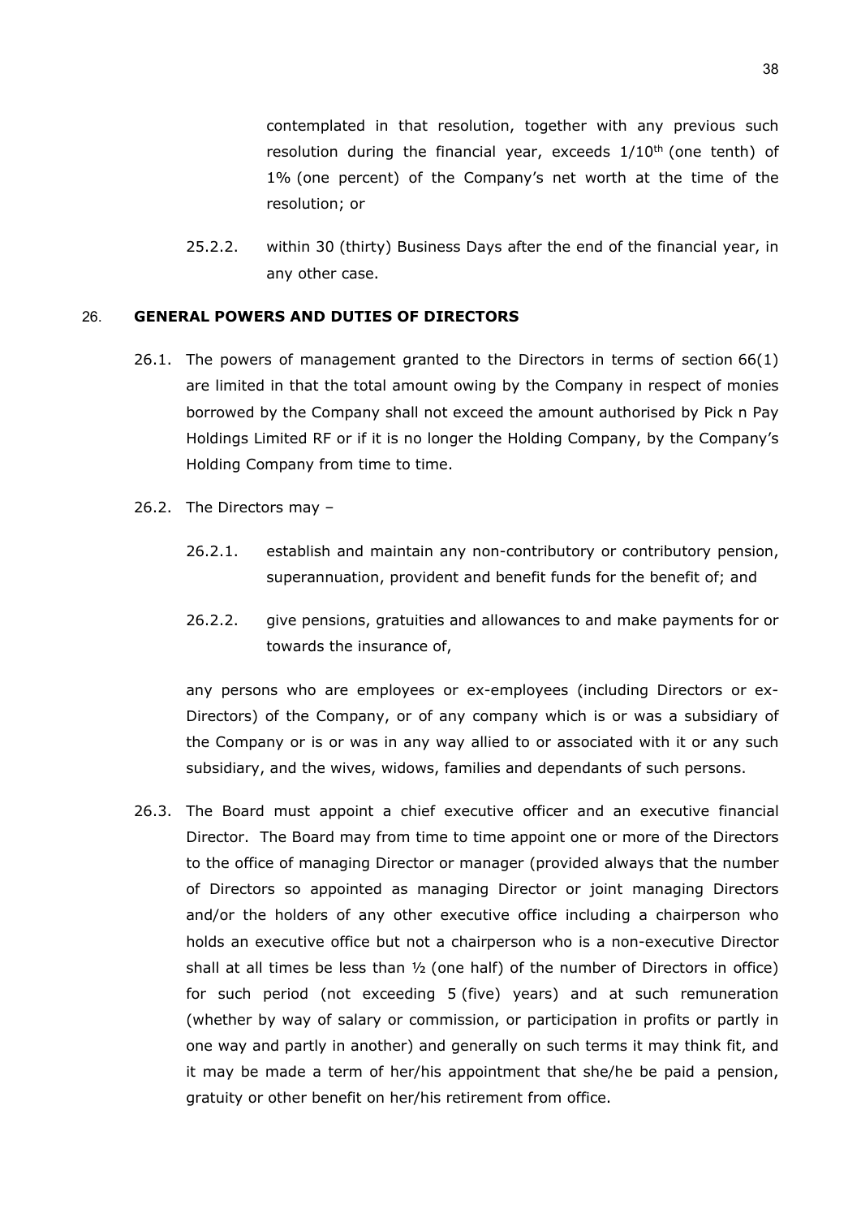contemplated in that resolution, together with any previous such resolution during the financial year, exceeds 1/10th (one tenth) of 1% (one percent) of the Company's net worth at the time of the resolution; or

25.2.2. within 30 (thirty) Business Days after the end of the financial year, in any other case.

## 26. GENERAL POWERS AND DUTIES OF DIRECTORS

26.1. The powers of management granted to the Directors in terms of section 66(1) are limited in that the total amount owing by the Company in respect of monies borrowed by the Company shall not exceed the amount authorised by Pick n Pay Holdings Limited RF or if it is no longer the Holding Company, by the Company's Holding Company from time to time.

26.2. The Directors may –

26.2.1. establish and maintain any non-contributory or contributory pension, superannuation, provident and benefit funds for the benefit of; and

26.2.2. give pensions, gratuities and allowances to and make payments for or towards the insurance of,

any persons who are employees or ex-employees (including Directors or ex-Directors) of the Company, or of any company which is or was a subsidiary of the Company or is or was in any way allied to or associated with it or any such subsidiary, and the wives, widows, families and dependants of such persons.

26.3. The Board must appoint a chief executive officer and an executive financial Director. The Board may from time to time appoint one or more of the Directors to the office of managing Director or manager (provided always that the number of Directors so appointed as managing Director or joint managing Directors and/or the holders of any other executive office including a chairperson who holds an executive office but not a chairperson who is a non-executive Director shall at all times be less than ½ (one half) of the number of Directors in office) for such period (not exceeding 5 (five) years) and at such remuneration (whether by way of salary or commission, or participation in profits or partly in one way and partly in another) and generally on such terms it may think fit, and it may be made a term of her/his appointment that she/he be paid a pension, gratuity or other benefit on her/his retirement from office.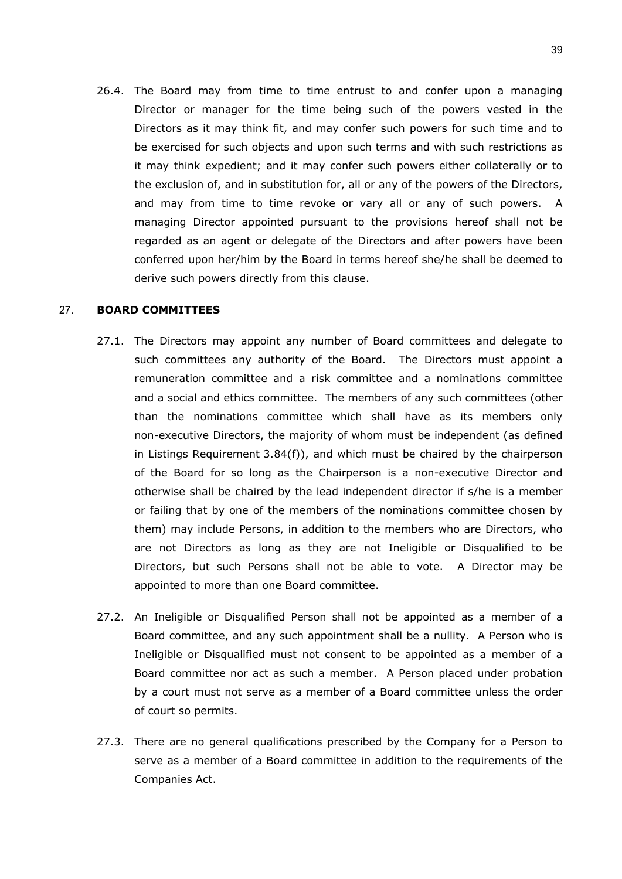26.4. The Board may from time to time entrust to and confer upon a managing Director or manager for the time being such of the powers vested in the Directors as it may think fit, and may confer such powers for such time and to be exercised for such objects and upon such terms and with such restrictions as it may think expedient; and it may confer such powers either collaterally or to the exclusion of, and in substitution for, all or any of the powers of the Directors, and may from time to time revoke or vary all or any of such powers. A managing Director appointed pursuant to the provisions hereof shall not be regarded as an agent or delegate of the Directors and after powers have been conferred upon her/him by the Board in terms hereof she/he shall be deemed to derive such powers directly from this clause.

## 27. BOARD COMMITTEES

27.1. The Directors may appoint any number of Board committees and delegate to such committees any authority of the Board. The Directors must appoint a remuneration committee and a risk committee and a nominations committee and a social and ethics committee. The members of any such committees (other than the nominations committee which shall have as its members only non-executive Directors, the majority of whom must be independent (as defined in Listings Requirement 3.84(f)), and which must be chaired by the chairperson of the Board for so long as the Chairperson is a non-executive Director and otherwise shall be chaired by the lead independent director if s/he is a member or failing that by one of the members of the nominations committee chosen by them) may include Persons, in addition to the members who are Directors, who are not Directors as long as they are not Ineligible or Disqualified to be Directors, but such Persons shall not be able to vote. A Director may be appointed to more than one Board committee.

27.2. An Ineligible or Disqualified Person shall not be appointed as a member of a Board committee, and any such appointment shall be a nullity. A Person who is Ineligible or Disqualified must not consent to be appointed as a member of a Board committee nor act as such a member. A Person placed under probation by a court must not serve as a member of a Board committee unless the order of court so permits.

27.3. There are no general qualifications prescribed by the Company for a Person to serve as a member of a Board committee in addition to the requirements of the Companies Act.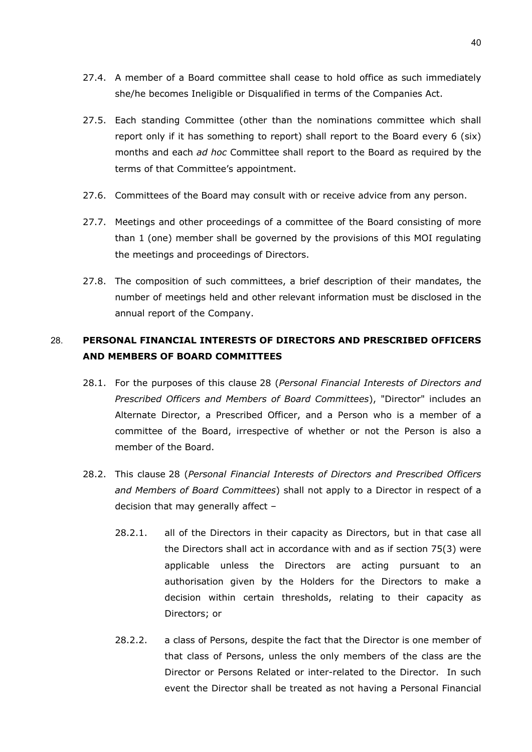27.4. A member of a Board committee shall cease to hold office as such immediately she/he becomes Ineligible or Disqualified in terms of the Companies Act.

27.5. Each standing Committee (other than the nominations committee which shall report only if it has something to report) shall report to the Board every 6 (six) months and each *ad hoc* Committee shall report to the Board as required by the terms of that Committee's appointment.

27.6. Committees of the Board may consult with or receive advice from any person.

27.7. Meetings and other proceedings of a committee of the Board consisting of more than 1 (one) member shall be governed by the provisions of this MOI regulating the meetings and proceedings of Directors.

27.8. The composition of such committees, a brief description of their mandates, the number of meetings held and other relevant information must be disclosed in the annual report of the Company.

## 28. PERSONAL FINANCIAL INTERESTS OF DIRECTORS AND PRESCRIBED OFFICERS AND MEMBERS OF BOARD COMMITTEES

28.1. For the purposes of this clause 28 (*Personal Financial Interests of Directors and Prescribed Officers and Members of Board Committees*), "Director" includes an Alternate Director, a Prescribed Officer, and a Person who is a member of a committee of the Board, irrespective of whether or not the Person is also a member of the Board.

28.2. This clause 28 (*Personal Financial Interests of Directors and Prescribed Officers and Members of Board Committees*) shall not apply to a Director in respect of a decision that may generally affect –

28.2.1. all of the Directors in their capacity as Directors, but in that case all the Directors shall act in accordance with and as if section 75(3) were applicable unless the Directors are acting pursuant to an authorisation given by the Holders for the Directors to make a decision within certain thresholds, relating to their capacity as Directors; or

28.2.2. a class of Persons, despite the fact that the Director is one member of that class of Persons, unless the only members of the class are the Director or Persons Related or inter-related to the Director. In such event the Director shall be treated as not having a Personal Financial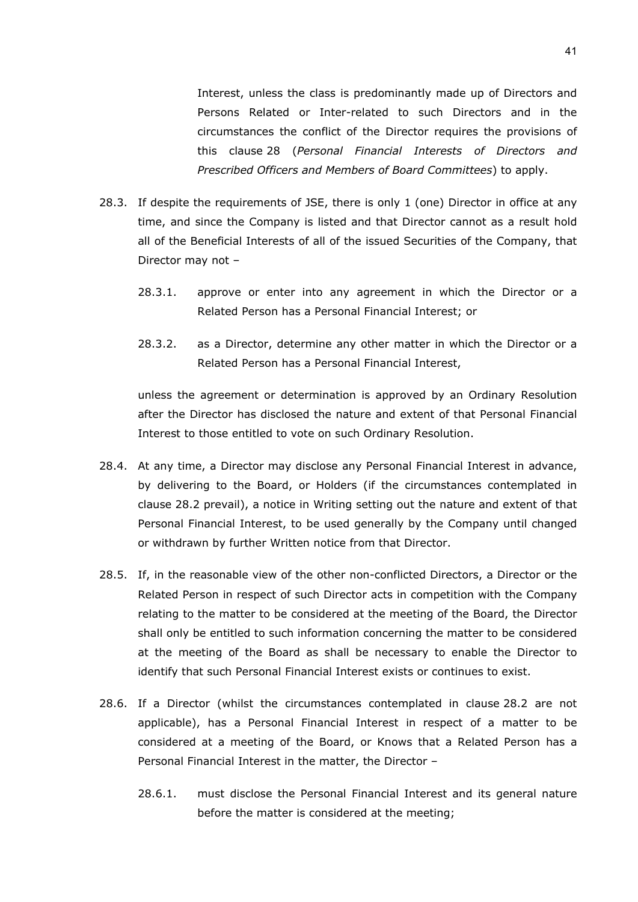Interest, unless the class is predominantly made up of Directors and Persons Related or Inter-related to such Directors and in the circumstances the conflict of the Director requires the provisions of this clause 28 (*Personal Financial Interests of Directors and Prescribed Officers and Members of Board Committees*) to apply.

28.3. If despite the requirements of JSE, there is only 1 (one) Director in office at any time, and since the Company is listed and that Director cannot as a result hold all of the Beneficial Interests of all of the issued Securities of the Company, that Director may not –

28.3.1. approve or enter into any agreement in which the Director or a Related Person has a Personal Financial Interest; or

28.3.2. as a Director, determine any other matter in which the Director or a Related Person has a Personal Financial Interest,

unless the agreement or determination is approved by an Ordinary Resolution after the Director has disclosed the nature and extent of that Personal Financial Interest to those entitled to vote on such Ordinary Resolution.

28.4. At any time, a Director may disclose any Personal Financial Interest in advance, by delivering to the Board, or Holders (if the circumstances contemplated in clause 28.2 prevail), a notice in Writing setting out the nature and extent of that Personal Financial Interest, to be used generally by the Company until changed or withdrawn by further Written notice from that Director.

28.5. If, in the reasonable view of the other non-conflicted Directors, a Director or the Related Person in respect of such Director acts in competition with the Company relating to the matter to be considered at the meeting of the Board, the Director shall only be entitled to such information concerning the matter to be considered at the meeting of the Board as shall be necessary to enable the Director to identify that such Personal Financial Interest exists or continues to exist.

28.6. If a Director (whilst the circumstances contemplated in clause 28.2 are not applicable), has a Personal Financial Interest in respect of a matter to be considered at a meeting of the Board, or Knows that a Related Person has a Personal Financial Interest in the matter, the Director –

28.6.1. must disclose the Personal Financial Interest and its general nature before the matter is considered at the meeting;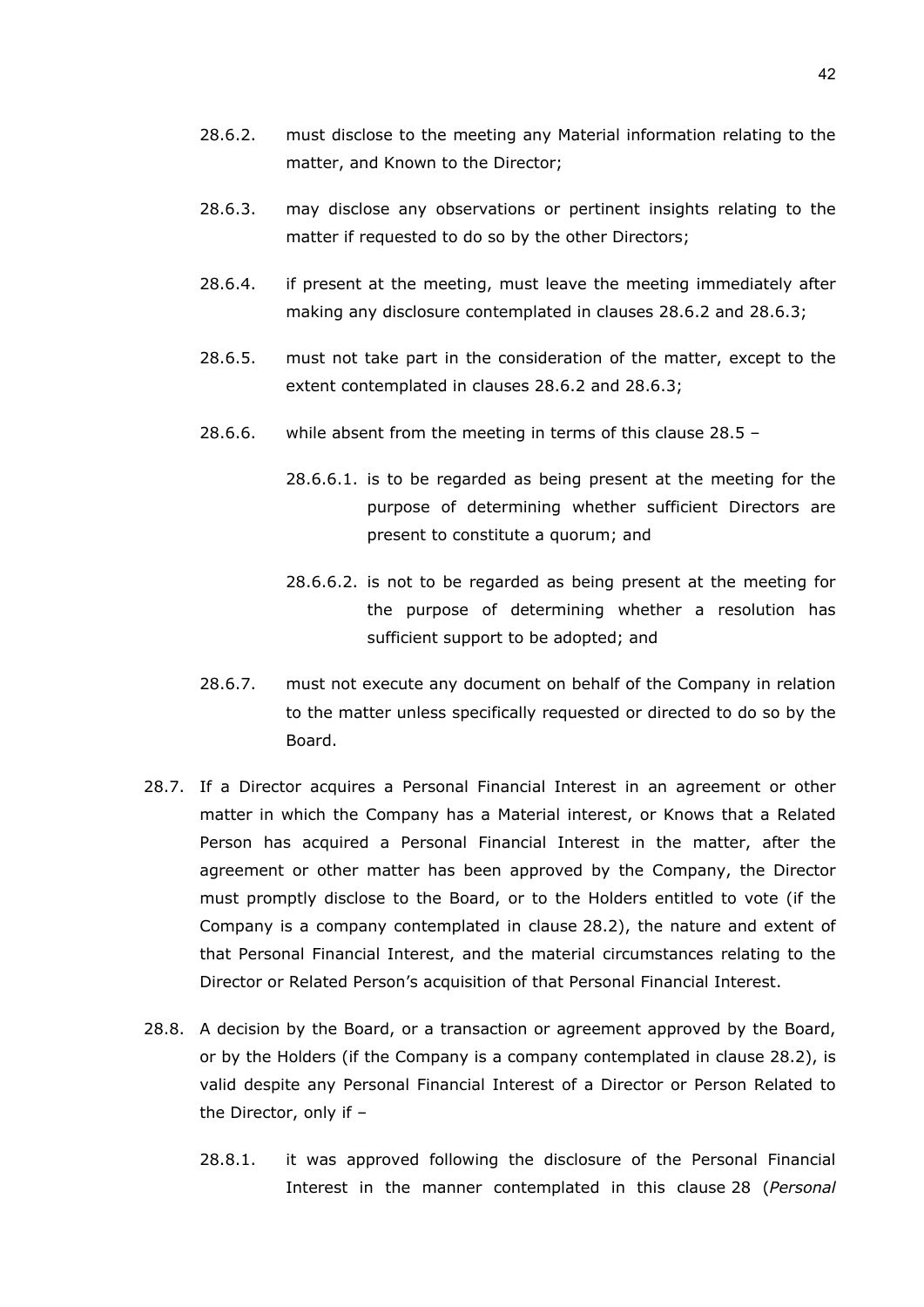28.6.2. must disclose to the meeting any Material information relating to the matter, and Known to the Director;

28.6.3. may disclose any observations or pertinent insights relating to the matter if requested to do so by the other Directors;

28.6.4. if present at the meeting, must leave the meeting immediately after making any disclosure contemplated in clauses 28.6.2 and 28.6.3;

28.6.5. must not take part in the consideration of the matter, except to the extent contemplated in clauses 28.6.2 and 28.6.3;

28.6.6. while absent from the meeting in terms of this clause 28.5 –

28.6.6.1. is to be regarded as being present at the meeting for the purpose of determining whether sufficient Directors are present to constitute a quorum; and

28.6.6.2. is not to be regarded as being present at the meeting for the purpose of determining whether a resolution has sufficient support to be adopted; and

28.6.7. must not execute any document on behalf of the Company in relation to the matter unless specifically requested or directed to do so by the Board.

28.7. If a Director acquires a Personal Financial Interest in an agreement or other matter in which the Company has a Material interest, or Knows that a Related Person has acquired a Personal Financial Interest in the matter, after the agreement or other matter has been approved by the Company, the Director must promptly disclose to the Board, or to the Holders entitled to vote (if the Company is a company contemplated in clause 28.2), the nature and extent of that Personal Financial Interest, and the material circumstances relating to the Director or Related Person's acquisition of that Personal Financial Interest.

28.8. A decision by the Board, or a transaction or agreement approved by the Board, or by the Holders (if the Company is a company contemplated in clause 28.2), is valid despite any Personal Financial Interest of a Director or Person Related to the Director, only if –

28.8.1. it was approved following the disclosure of the Personal Financial Interest in the manner contemplated in this clause 28 (*Personal*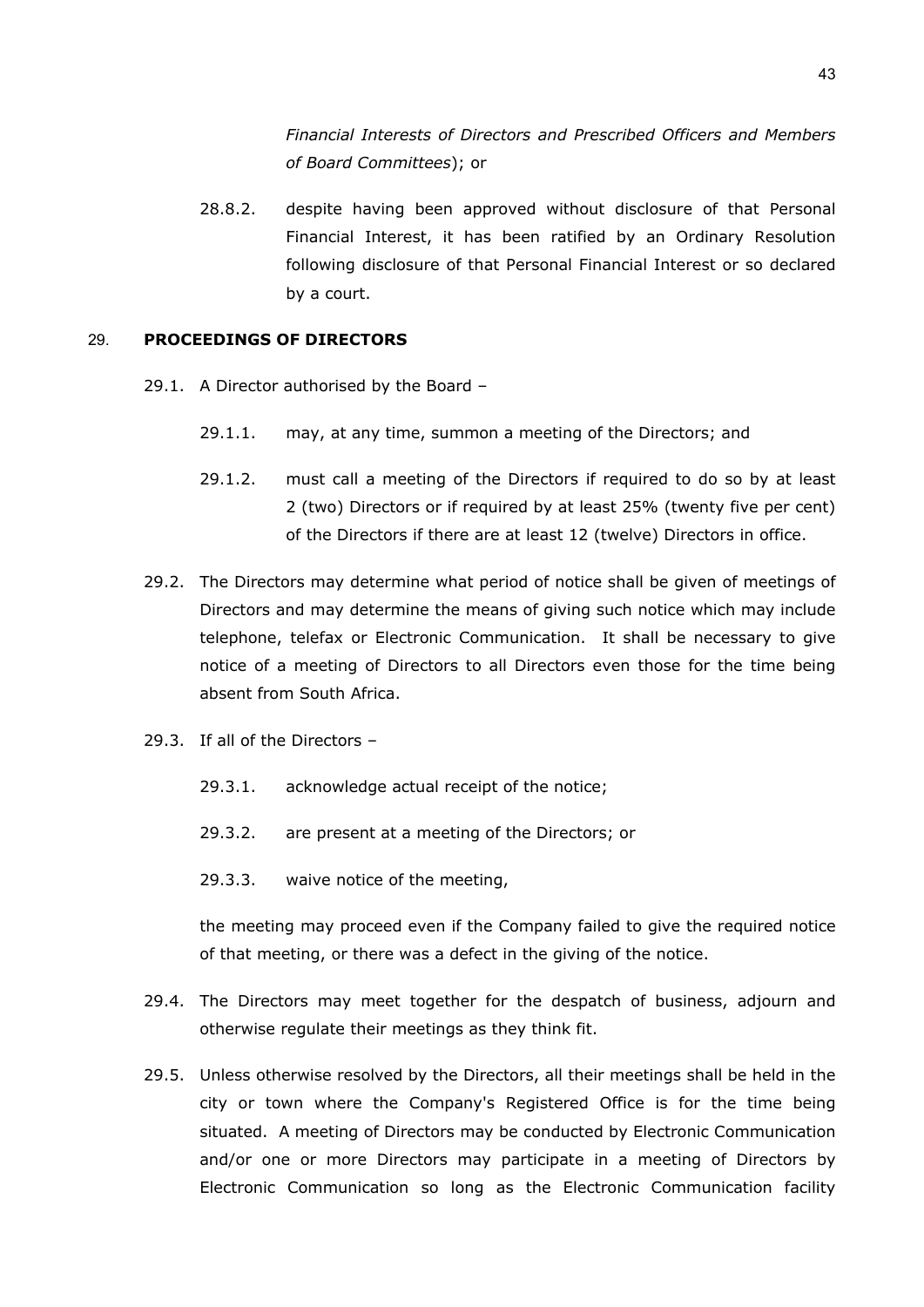*Financial Interests of Directors and Prescribed Officers and Members of Board Committees*); or

28.8.2. despite having been approved without disclosure of that Personal Financial Interest, it has been ratified by an Ordinary Resolution following disclosure of that Personal Financial Interest or so declared by a court.

## 29. PROCEEDINGS OF DIRECTORS

29.1. A Director authorised by the Board –

29.1.1. may, at any time, summon a meeting of the Directors; and

29.1.2. must call a meeting of the Directors if required to do so by at least 2 (two) Directors or if required by at least 25% (twenty five per cent) of the Directors if there are at least 12 (twelve) Directors in office.

29.2. The Directors may determine what period of notice shall be given of meetings of Directors and may determine the means of giving such notice which may include telephone, telefax or Electronic Communication. It shall be necessary to give notice of a meeting of Directors to all Directors even those for the time being absent from South Africa.

29.3. If all of the Directors –

29.3.1. acknowledge actual receipt of the notice;

29.3.2. are present at a meeting of the Directors; or

29.3.3. waive notice of the meeting,

the meeting may proceed even if the Company failed to give the required notice of that meeting, or there was a defect in the giving of the notice.

29.4. The Directors may meet together for the despatch of business, adjourn and otherwise regulate their meetings as they think fit.

29.5. Unless otherwise resolved by the Directors, all their meetings shall be held in the city or town where the Company's Registered Office is for the time being situated. A meeting of Directors may be conducted by Electronic Communication and/or one or more Directors may participate in a meeting of Directors by Electronic Communication so long as the Electronic Communication facility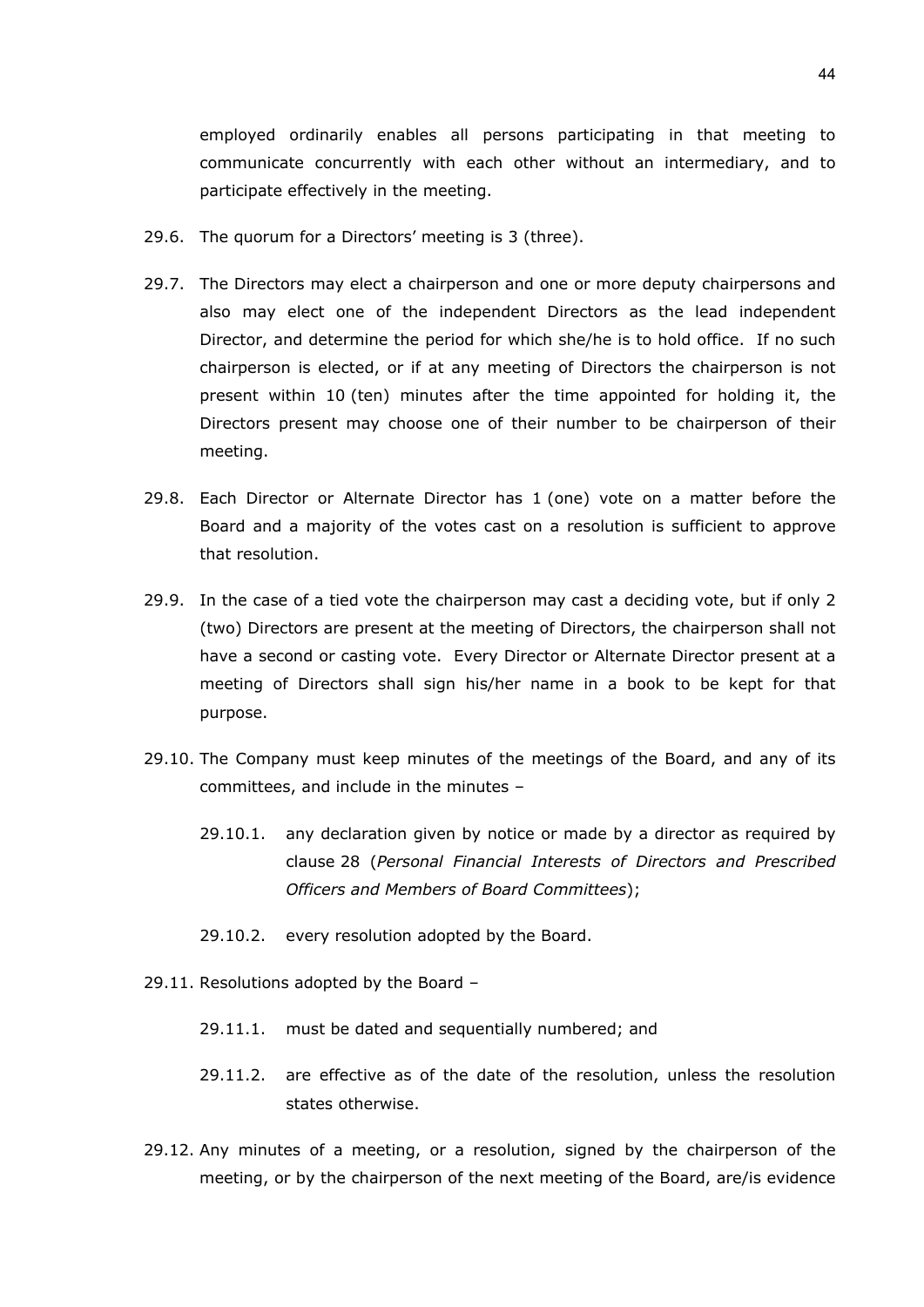employed ordinarily enables all persons participating in that meeting to communicate concurrently with each other without an intermediary, and to participate effectively in the meeting.

29.6. The quorum for a Directors' meeting is 3 (three).

29.7. The Directors may elect a chairperson and one or more deputy chairpersons and also may elect one of the independent Directors as the lead independent Director, and determine the period for which she/he is to hold office. If no such chairperson is elected, or if at any meeting of Directors the chairperson is not present within 10 (ten) minutes after the time appointed for holding it, the Directors present may choose one of their number to be chairperson of their meeting.

29.8. Each Director or Alternate Director has 1 (one) vote on a matter before the Board and a majority of the votes cast on a resolution is sufficient to approve that resolution.

29.9. In the case of a tied vote the chairperson may cast a deciding vote, but if only 2 (two) Directors are present at the meeting of Directors, the chairperson shall not have a second or casting vote. Every Director or Alternate Director present at a meeting of Directors shall sign his/her name in a book to be kept for that purpose.

29.10. The Company must keep minutes of the meetings of the Board, and any of its committees, and include in the minutes –

29.10.1. any declaration given by notice or made by a director as required by clause 28 (*Personal Financial Interests of Directors and Prescribed Officers and Members of Board Committees*);

29.10.2. every resolution adopted by the Board.

29.11. Resolutions adopted by the Board –

29.11.1. must be dated and sequentially numbered; and

29.11.2. are effective as of the date of the resolution, unless the resolution states otherwise.

29.12. Any minutes of a meeting, or a resolution, signed by the chairperson of the meeting, or by the chairperson of the next meeting of the Board, are/is evidence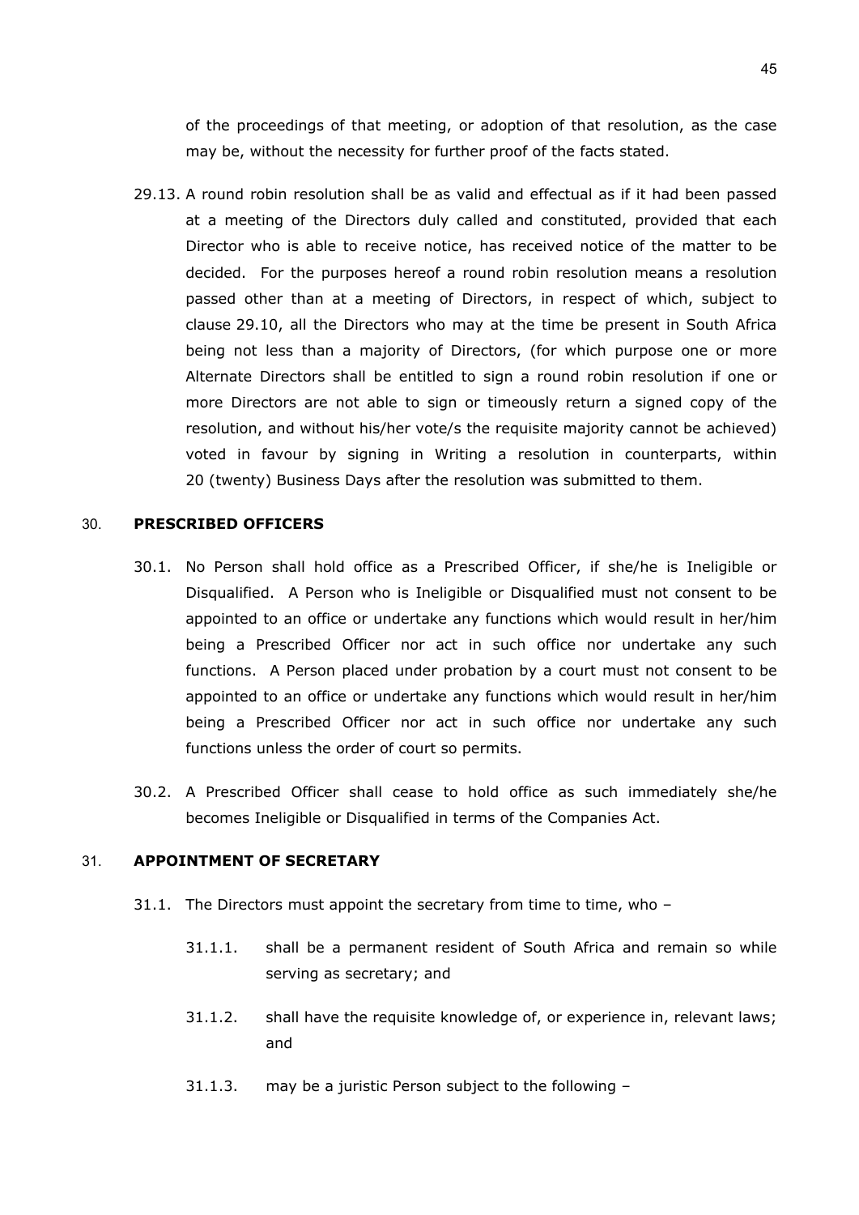of the proceedings of that meeting, or adoption of that resolution, as the case may be, without the necessity for further proof of the facts stated.

29.13. A round robin resolution shall be as valid and effectual as if it had been passed at a meeting of the Directors duly called and constituted, provided that each Director who is able to receive notice, has received notice of the matter to be decided. For the purposes hereof a round robin resolution means a resolution passed other than at a meeting of Directors, in respect of which, subject to clause 29.10, all the Directors who may at the time be present in South Africa being not less than a majority of Directors, (for which purpose one or more Alternate Directors shall be entitled to sign a round robin resolution if one or more Directors are not able to sign or timeously return a signed copy of the resolution, and without his/her vote/s the requisite majority cannot be achieved) voted in favour by signing in Writing a resolution in counterparts, within 20 (twenty) Business Days after the resolution was submitted to them.

## 30. PRESCRIBED OFFICERS

30.1. No Person shall hold office as a Prescribed Officer, if she/he is Ineligible or Disqualified. A Person who is Ineligible or Disqualified must not consent to be appointed to an office or undertake any functions which would result in her/him being a Prescribed Officer nor act in such office nor undertake any such functions. A Person placed under probation by a court must not consent to be appointed to an office or undertake any functions which would result in her/him being a Prescribed Officer nor act in such office nor undertake any such functions unless the order of court so permits.

30.2. A Prescribed Officer shall cease to hold office as such immediately she/he becomes Ineligible or Disqualified in terms of the Companies Act.

## 31. APPOINTMENT OF SECRETARY

31.1. The Directors must appoint the secretary from time to time, who –

31.1.1. shall be a permanent resident of South Africa and remain so while serving as secretary; and

31.1.2. shall have the requisite knowledge of, or experience in, relevant laws; and

31.1.3. may be a juristic Person subject to the following –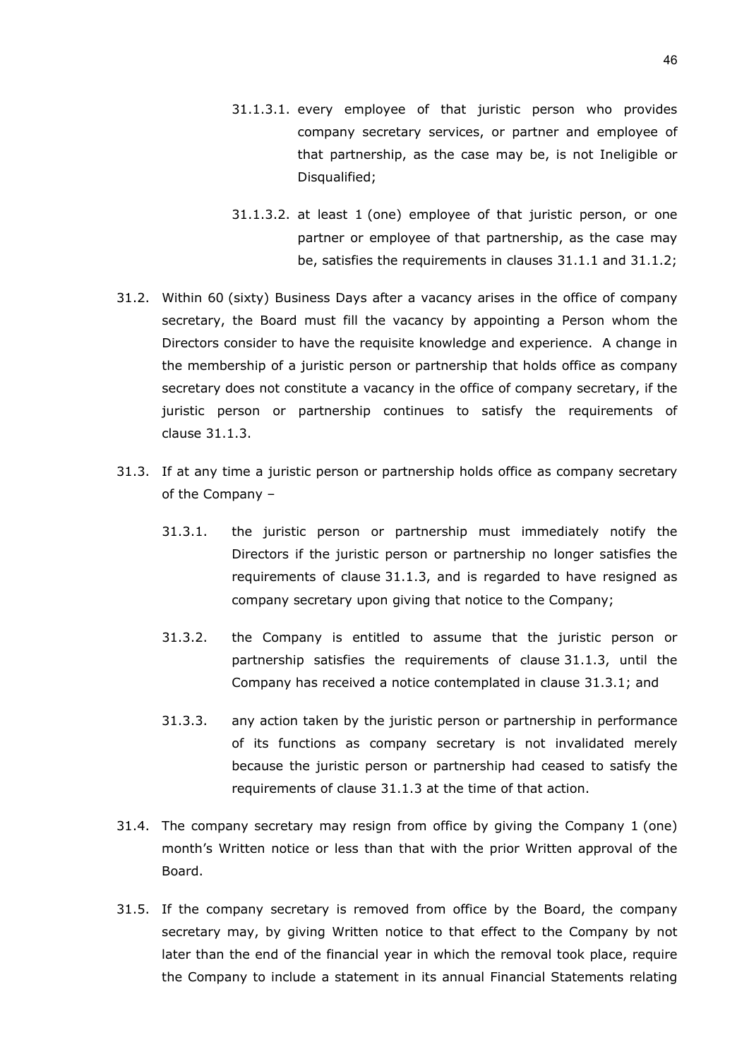31.1.3.1. every employee of that juristic person who provides company secretary services, or partner and employee of that partnership, as the case may be, is not Ineligible or Disqualified;

31.1.3.2. at least 1 (one) employee of that juristic person, or one partner or employee of that partnership, as the case may be, satisfies the requirements in clauses 31.1.1 and 31.1.2;

31.2. Within 60 (sixty) Business Days after a vacancy arises in the office of company secretary, the Board must fill the vacancy by appointing a Person whom the Directors consider to have the requisite knowledge and experience. A change in the membership of a juristic person or partnership that holds office as company secretary does not constitute a vacancy in the office of company secretary, if the juristic person or partnership continues to satisfy the requirements of clause 31.1.3.

31.3. If at any time a juristic person or partnership holds office as company secretary of the Company –

31.3.1. the juristic person or partnership must immediately notify the Directors if the juristic person or partnership no longer satisfies the requirements of clause 31.1.3, and is regarded to have resigned as company secretary upon giving that notice to the Company;

31.3.2. the Company is entitled to assume that the juristic person or partnership satisfies the requirements of clause 31.1.3, until the Company has received a notice contemplated in clause 31.3.1; and

31.3.3. any action taken by the juristic person or partnership in performance of its functions as company secretary is not invalidated merely because the juristic person or partnership had ceased to satisfy the requirements of clause 31.1.3 at the time of that action.

31.4. The company secretary may resign from office by giving the Company 1 (one) month's Written notice or less than that with the prior Written approval of the Board.

31.5. If the company secretary is removed from office by the Board, the company secretary may, by giving Written notice to that effect to the Company by not later than the end of the financial year in which the removal took place, require the Company to include a statement in its annual Financial Statements relating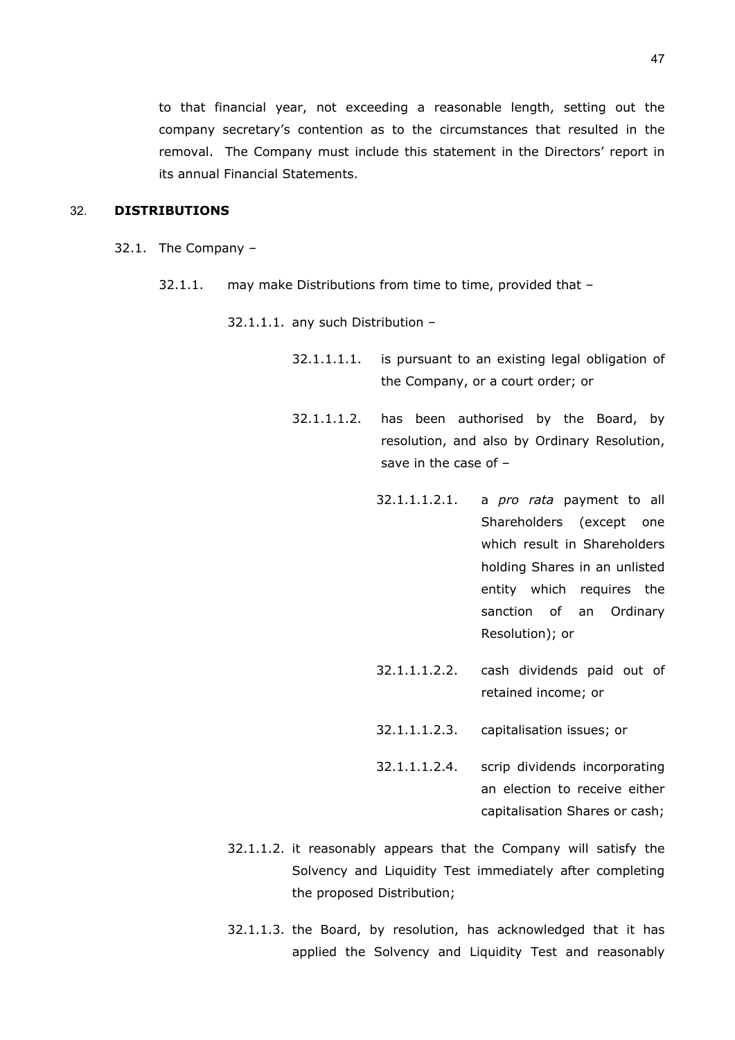to that financial year, not exceeding a reasonable length, setting out the company secretary's contention as to the circumstances that resulted in the removal. The Company must include this statement in the Directors' report in its annual Financial Statements.

## 32. DISTRIBUTIONS

32.1. The Company –

32.1.1. may make Distributions from time to time, provided that –

32.1.1.1. any such Distribution –

32.1.1.1.1. is pursuant to an existing legal obligation of the Company, or a court order; or

32.1.1.1.2. has been authorised by the Board, by resolution, and also by Ordinary Resolution, save in the case of –

32.1.1.1.2.1. a *pro rata* payment to all Shareholders (except one which result in Shareholders holding Shares in an unlisted entity which requires the sanction of an Ordinary Resolution); or

32.1.1.1.2.2. cash dividends paid out of retained income; or

32.1.1.1.2.3. capitalisation issues; or

32.1.1.1.2.4. scrip dividends incorporating an election to receive either capitalisation Shares or cash;

32.1.1.2. it reasonably appears that the Company will satisfy the Solvency and Liquidity Test immediately after completing the proposed Distribution;

32.1.1.3. the Board, by resolution, has acknowledged that it has applied the Solvency and Liquidity Test and reasonably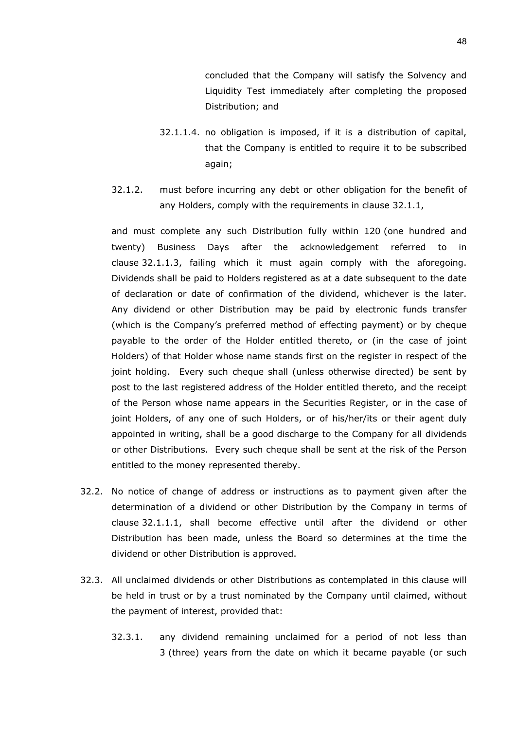concluded that the Company will satisfy the Solvency and Liquidity Test immediately after completing the proposed Distribution; and

32.1.1.4. no obligation is imposed, if it is a distribution of capital, that the Company is entitled to require it to be subscribed again;

32.1.2. must before incurring any debt or other obligation for the benefit of any Holders, comply with the requirements in clause 32.1.1,

and must complete any such Distribution fully within 120 (one hundred and twenty) Business Days after the acknowledgement referred to in clause 32.1.1.3, failing which it must again comply with the aforegoing. Dividends shall be paid to Holders registered as at a date subsequent to the date of declaration or date of confirmation of the dividend, whichever is the later. Any dividend or other Distribution may be paid by electronic funds transfer (which is the Company's preferred method of effecting payment) or by cheque payable to the order of the Holder entitled thereto, or (in the case of joint Holders) of that Holder whose name stands first on the register in respect of the joint holding. Every such cheque shall (unless otherwise directed) be sent by post to the last registered address of the Holder entitled thereto, and the receipt of the Person whose name appears in the Securities Register, or in the case of joint Holders, of any one of such Holders, or of his/her/its or their agent duly appointed in writing, shall be a good discharge to the Company for all dividends or other Distributions. Every such cheque shall be sent at the risk of the Person entitled to the money represented thereby.

32.2. No notice of change of address or instructions as to payment given after the determination of a dividend or other Distribution by the Company in terms of clause 32.1.1.1, shall become effective until after the dividend or other Distribution has been made, unless the Board so determines at the time the dividend or other Distribution is approved.

32.3. All unclaimed dividends or other Distributions as contemplated in this clause will be held in trust or by a trust nominated by the Company until claimed, without the payment of interest, provided that:

32.3.1. any dividend remaining unclaimed for a period of not less than 3 (three) years from the date on which it became payable (or such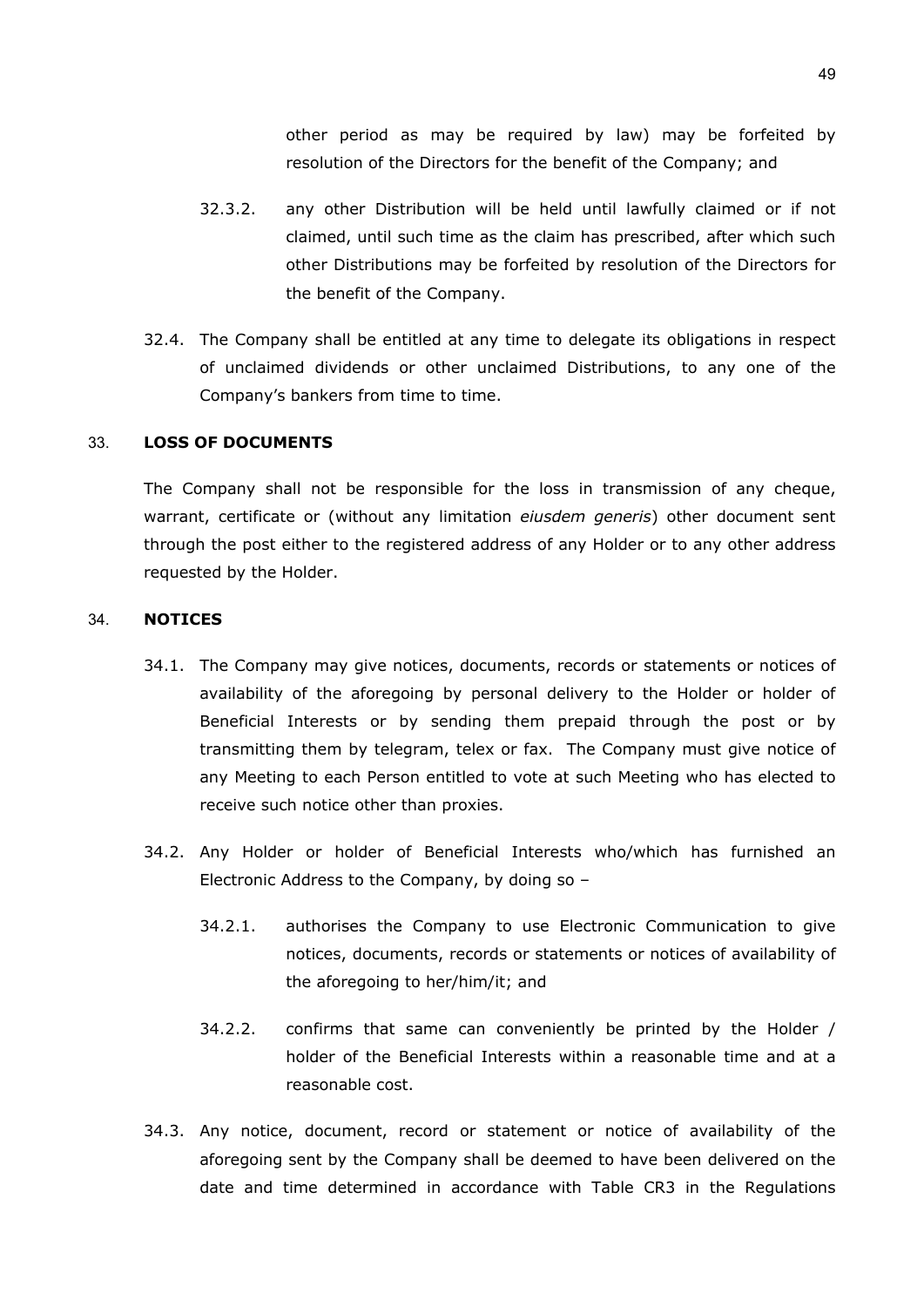other period as may be required by law) may be forfeited by resolution of the Directors for the benefit of the Company; and

32.3.2. any other Distribution will be held until lawfully claimed or if not claimed, until such time as the claim has prescribed, after which such other Distributions may be forfeited by resolution of the Directors for the benefit of the Company.

32.4. The Company shall be entitled at any time to delegate its obligations in respect of unclaimed dividends or other unclaimed Distributions, to any one of the Company's bankers from time to time.

## 33. LOSS OF DOCUMENTS

The Company shall not be responsible for the loss in transmission of any cheque, warrant, certificate or (without any limitation *eiusdem generis*) other document sent through the post either to the registered address of any Holder or to any other address requested by the Holder.

## 34. NOTICES

34.1. The Company may give notices, documents, records or statements or notices of availability of the aforegoing by personal delivery to the Holder or holder of Beneficial Interests or by sending them prepaid through the post or by transmitting them by telegram, telex or fax. The Company must give notice of any Meeting to each Person entitled to vote at such Meeting who has elected to receive such notice other than proxies.

34.2. Any Holder or holder of Beneficial Interests who/which has furnished an Electronic Address to the Company, by doing so –

34.2.1. authorises the Company to use Electronic Communication to give notices, documents, records or statements or notices of availability of the aforegoing to her/him/it; and

34.2.2. confirms that same can conveniently be printed by the Holder / holder of the Beneficial Interests within a reasonable time and at a reasonable cost.

34.3. Any notice, document, record or statement or notice of availability of the aforegoing sent by the Company shall be deemed to have been delivered on the date and time determined in accordance with Table CR3 in the Regulations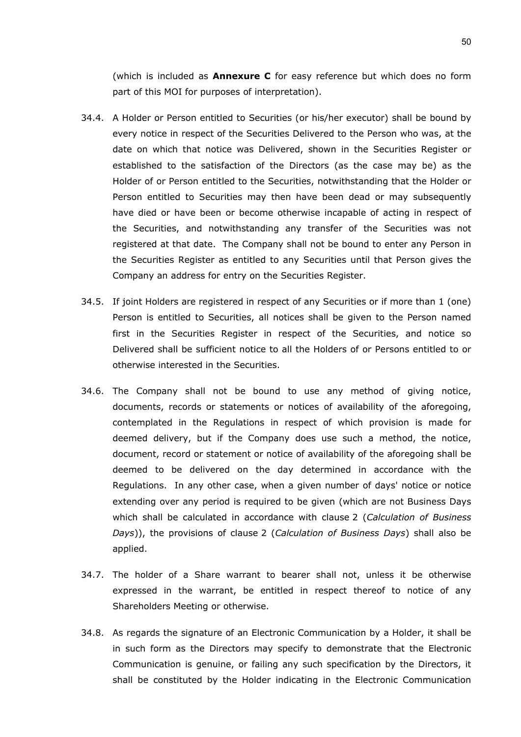(which is included as **Annexure C** for easy reference but which does no form part of this MOI for purposes of interpretation).

34.4. A Holder or Person entitled to Securities (or his/her executor) shall be bound by every notice in respect of the Securities Delivered to the Person who was, at the date on which that notice was Delivered, shown in the Securities Register or established to the satisfaction of the Directors (as the case may be) as the Holder of or Person entitled to the Securities, notwithstanding that the Holder or Person entitled to Securities may then have been dead or may subsequently have died or have been or become otherwise incapable of acting in respect of the Securities, and notwithstanding any transfer of the Securities was not registered at that date. The Company shall not be bound to enter any Person in the Securities Register as entitled to any Securities until that Person gives the Company an address for entry on the Securities Register.

34.5. If joint Holders are registered in respect of any Securities or if more than 1 (one) Person is entitled to Securities, all notices shall be given to the Person named first in the Securities Register in respect of the Securities, and notice so Delivered shall be sufficient notice to all the Holders of or Persons entitled to or otherwise interested in the Securities.

34.6. The Company shall not be bound to use any method of giving notice, documents, records or statements or notices of availability of the aforegoing, contemplated in the Regulations in respect of which provision is made for deemed delivery, but if the Company does use such a method, the notice, document, record or statement or notice of availability of the aforegoing shall be deemed to be delivered on the day determined in accordance with the Regulations. In any other case, when a given number of days' notice or notice extending over any period is required to be given (which are not Business Days which shall be calculated in accordance with clause 2 (*Calculation of Business Days*)), the provisions of clause 2 (*Calculation of Business Days*) shall also be applied.

34.7. The holder of a Share warrant to bearer shall not, unless it be otherwise expressed in the warrant, be entitled in respect thereof to notice of any Shareholders Meeting or otherwise.

34.8. As regards the signature of an Electronic Communication by a Holder, it shall be in such form as the Directors may specify to demonstrate that the Electronic Communication is genuine, or failing any such specification by the Directors, it shall be constituted by the Holder indicating in the Electronic Communication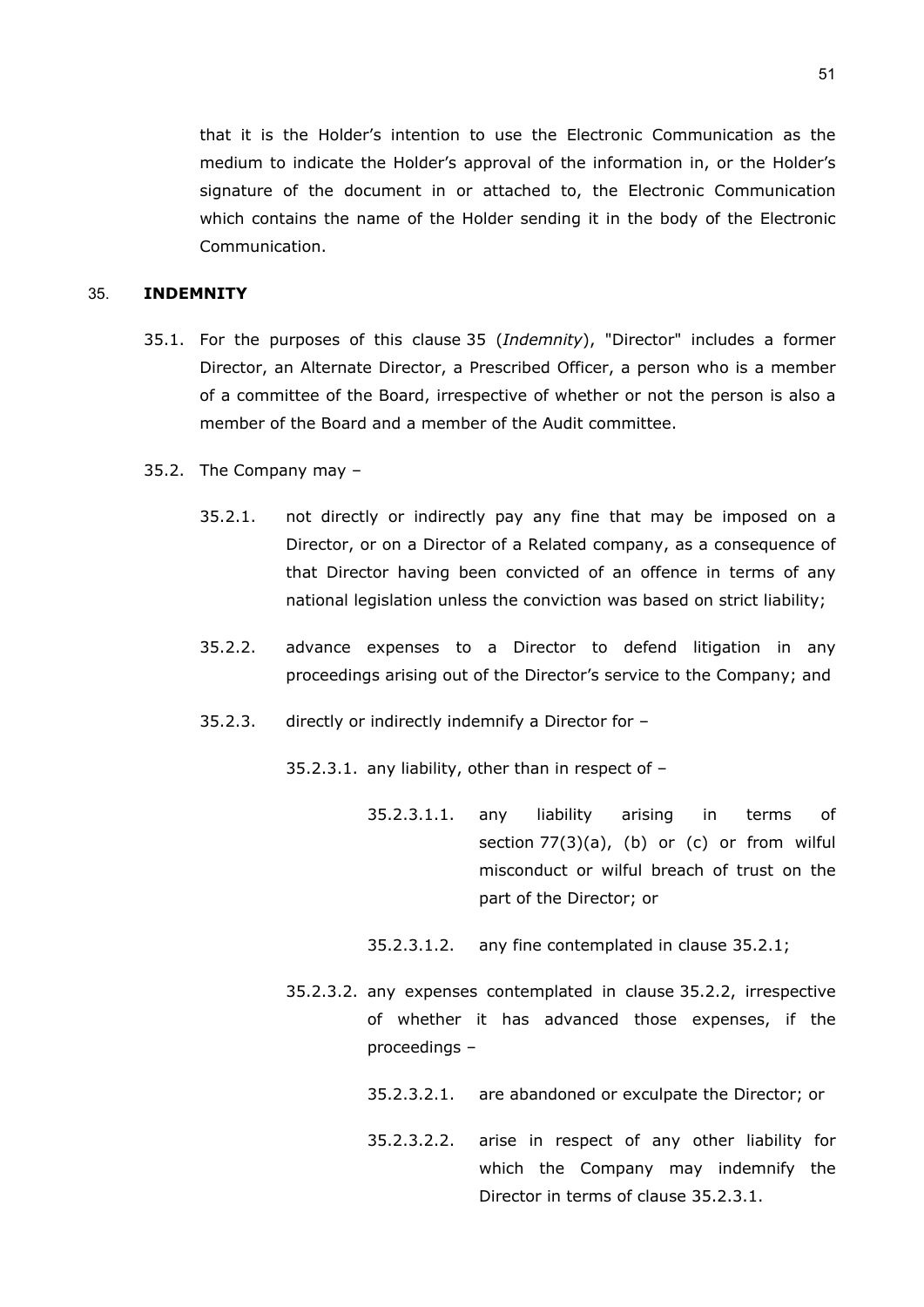that it is the Holder's intention to use the Electronic Communication as the medium to indicate the Holder's approval of the information in, or the Holder's signature of the document in or attached to, the Electronic Communication which contains the name of the Holder sending it in the body of the Electronic Communication.

## 35. INDEMNITY

35.1. For the purposes of this clause 35 (*Indemnity*), "Director" includes a former Director, an Alternate Director, a Prescribed Officer, a person who is a member of a committee of the Board, irrespective of whether or not the person is also a member of the Board and a member of the Audit committee.

35.2. The Company may –

35.2.1. not directly or indirectly pay any fine that may be imposed on a Director, or on a Director of a Related company, as a consequence of that Director having been convicted of an offence in terms of any national legislation unless the conviction was based on strict liability;

35.2.2. advance expenses to a Director to defend litigation in any proceedings arising out of the Director's service to the Company; and

35.2.3. directly or indirectly indemnify a Director for –

35.2.3.1. any liability, other than in respect of –

35.2.3.1.1. any liability arising in terms of section 77(3)(a), (b) or (c) or from wilful misconduct or wilful breach of trust on the part of the Director; or

35.2.3.1.2. any fine contemplated in clause 35.2.1;

35.2.3.2. any expenses contemplated in clause 35.2.2, irrespective of whether it has advanced those expenses, if the proceedings –

35.2.3.2.1. are abandoned or exculpate the Director; or

35.2.3.2.2. arise in respect of any other liability for which the Company may indemnify the Director in terms of clause 35.2.3.1.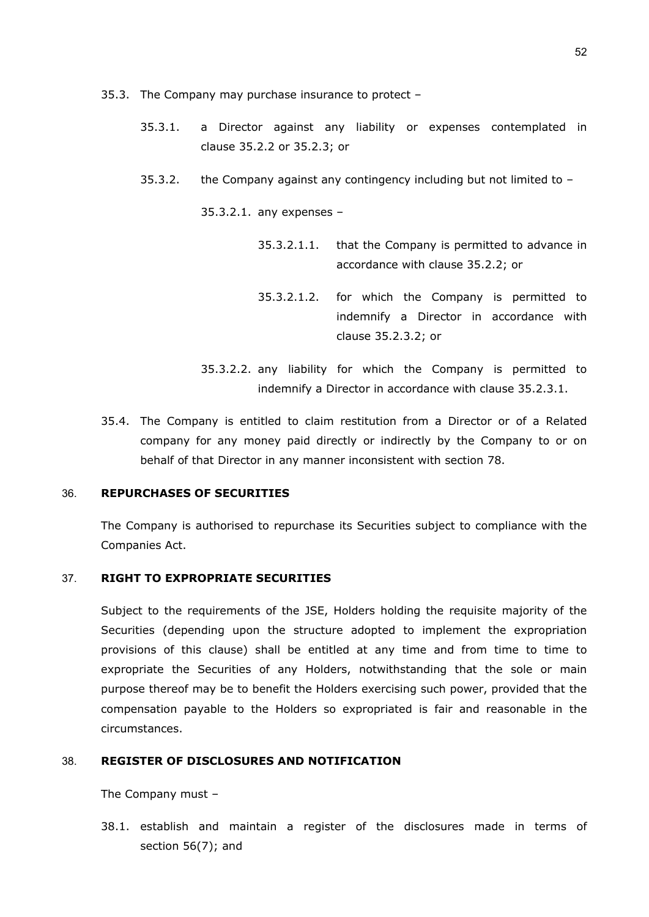35.3. The Company may purchase insurance to protect –

35.3.1. a Director against any liability or expenses contemplated in clause 35.2.2 or 35.2.3; or

35.3.2. the Company against any contingency including but not limited to –

35.3.2.1. any expenses –

35.3.2.1.1. that the Company is permitted to advance in accordance with clause 35.2.2; or

35.3.2.1.2. for which the Company is permitted to indemnify a Director in accordance with clause 35.2.3.2; or

35.3.2.2. any liability for which the Company is permitted to indemnify a Director in accordance with clause 35.2.3.1.

35.4. The Company is entitled to claim restitution from a Director or of a Related company for any money paid directly or indirectly by the Company to or on behalf of that Director in any manner inconsistent with section 78.

## 36. REPURCHASES OF SECURITIES

The Company is authorised to repurchase its Securities subject to compliance with the Companies Act.

## 37. RIGHT TO EXPROPRIATE SECURITIES

Subject to the requirements of the JSE, Holders holding the requisite majority of the Securities (depending upon the structure adopted to implement the expropriation provisions of this clause) shall be entitled at any time and from time to time to expropriate the Securities of any Holders, notwithstanding that the sole or main purpose thereof may be to benefit the Holders exercising such power, provided that the compensation payable to the Holders so expropriated is fair and reasonable in the circumstances.

## 38. REGISTER OF DISCLOSURES AND NOTIFICATION

The Company must –

38.1. establish and maintain a register of the disclosures made in terms of section 56(7); and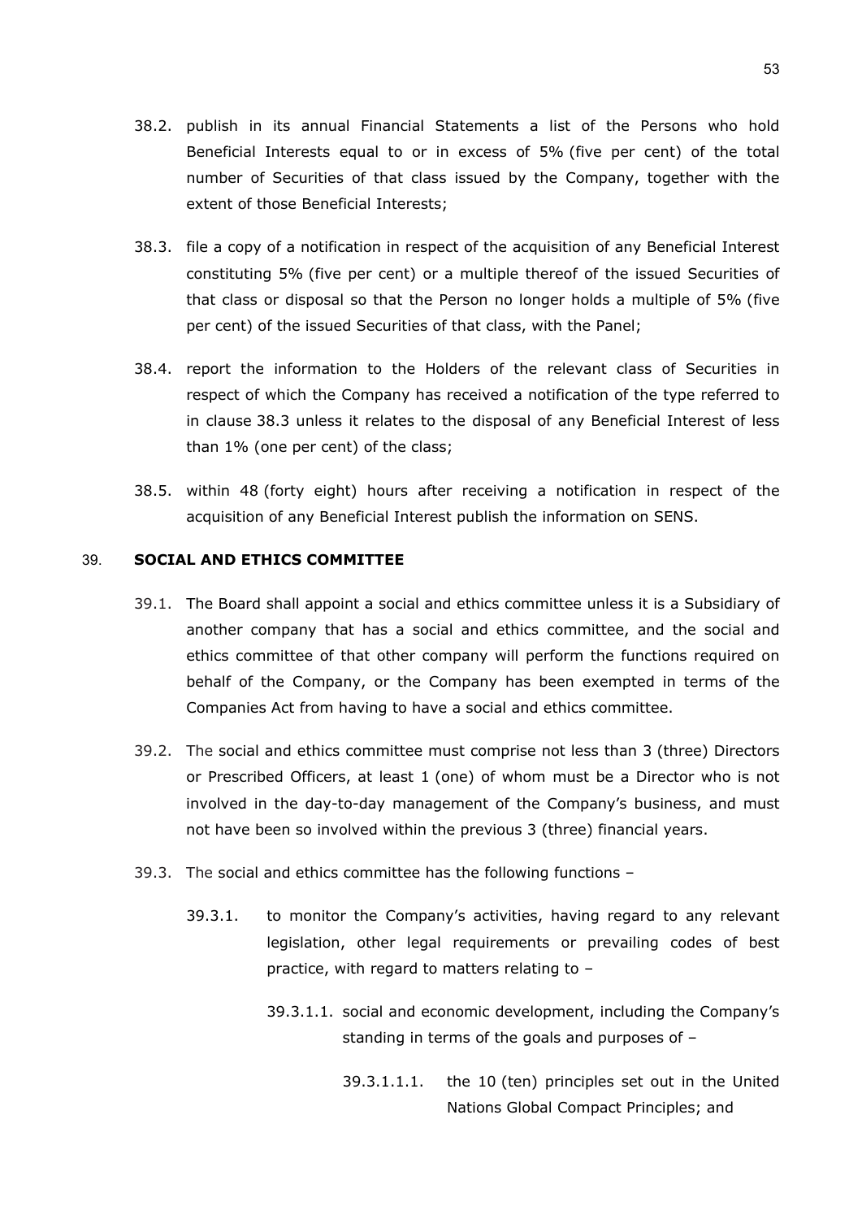38.2. publish in its annual Financial Statements a list of the Persons who hold Beneficial Interests equal to or in excess of 5% (five per cent) of the total number of Securities of that class issued by the Company, together with the extent of those Beneficial Interests;

38.3. file a copy of a notification in respect of the acquisition of any Beneficial Interest constituting 5% (five per cent) or a multiple thereof of the issued Securities of that class or disposal so that the Person no longer holds a multiple of 5% (five per cent) of the issued Securities of that class, with the Panel;

38.4. report the information to the Holders of the relevant class of Securities in respect of which the Company has received a notification of the type referred to in clause 38.3 unless it relates to the disposal of any Beneficial Interest of less than 1% (one per cent) of the class;

38.5. within 48 (forty eight) hours after receiving a notification in respect of the acquisition of any Beneficial Interest publish the information on SENS.

## 39. SOCIAL AND ETHICS COMMITTEE

39.1. The Board shall appoint a social and ethics committee unless it is a Subsidiary of another company that has a social and ethics committee, and the social and ethics committee of that other company will perform the functions required on behalf of the Company, or the Company has been exempted in terms of the Companies Act from having to have a social and ethics committee.

39.2. The social and ethics committee must comprise not less than 3 (three) Directors or Prescribed Officers, at least 1 (one) of whom must be a Director who is not involved in the day-to-day management of the Company's business, and must not have been so involved within the previous 3 (three) financial years.

39.3. The social and ethics committee has the following functions –

39.3.1. to monitor the Company's activities, having regard to any relevant legislation, other legal requirements or prevailing codes of best practice, with regard to matters relating to –

39.3.1.1. social and economic development, including the Company's standing in terms of the goals and purposes of –

39.3.1.1.1. the 10 (ten) principles set out in the United Nations Global Compact Principles; and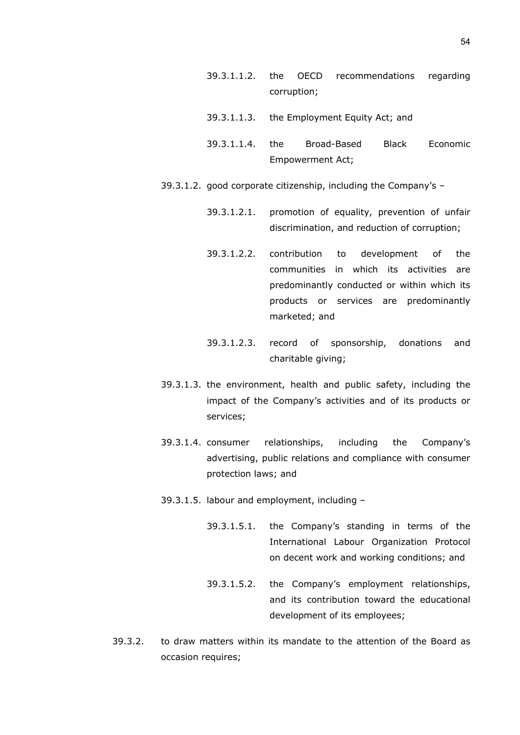39.3.1.1.2. the OECD recommendations regarding corruption;

39.3.1.1.3. the Employment Equity Act; and

39.3.1.1.4. the Broad-Based Black Economic Empowerment Act;

39.3.1.2. good corporate citizenship, including the Company's –

39.3.1.2.1. promotion of equality, prevention of unfair discrimination, and reduction of corruption;

39.3.1.2.2. contribution to development of the communities in which its activities are predominantly conducted or within which its products or services are predominantly marketed; and

39.3.1.2.3. record of sponsorship, donations and charitable giving;

39.3.1.3. the environment, health and public safety, including the impact of the Company's activities and of its products or services;

39.3.1.4. consumer relationships, including the Company's advertising, public relations and compliance with consumer protection laws; and

39.3.1.5. labour and employment, including –

39.3.1.5.1. the Company's standing in terms of the International Labour Organization Protocol on decent work and working conditions; and

39.3.1.5.2. the Company's employment relationships, and its contribution toward the educational development of its employees;

39.3.2. to draw matters within its mandate to the attention of the Board as occasion requires;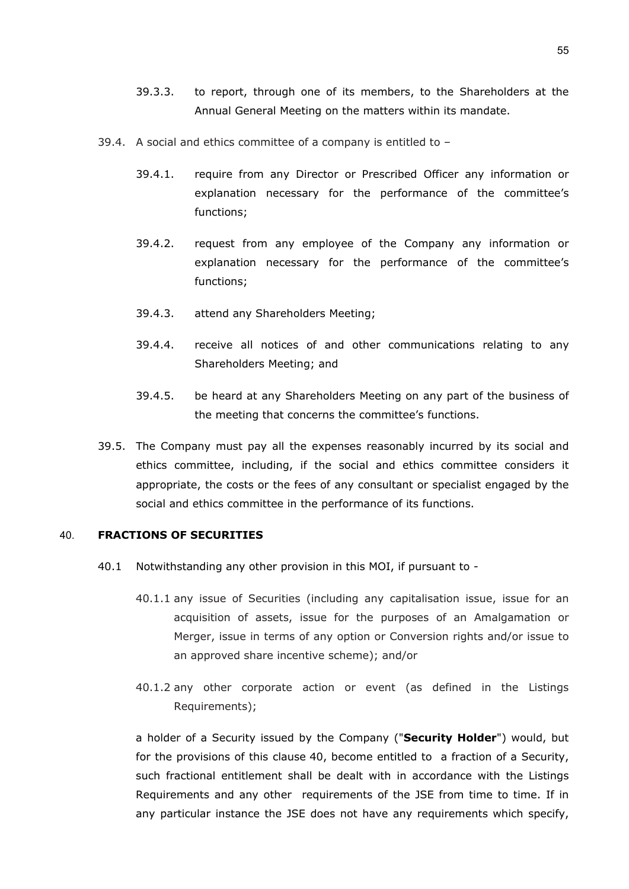39.3.3. to report, through one of its members, to the Shareholders at the Annual General Meeting on the matters within its mandate.

39.4. A social and ethics committee of a company is entitled to –

39.4.1. require from any Director or Prescribed Officer any information or explanation necessary for the performance of the committee's functions;

39.4.2. request from any employee of the Company any information or explanation necessary for the performance of the committee's functions;

39.4.3. attend any Shareholders Meeting;

39.4.4. receive all notices of and other communications relating to any Shareholders Meeting; and

39.4.5. be heard at any Shareholders Meeting on any part of the business of the meeting that concerns the committee's functions.

39.5. The Company must pay all the expenses reasonably incurred by its social and ethics committee, including, if the social and ethics committee considers it appropriate, the costs or the fees of any consultant or specialist engaged by the social and ethics committee in the performance of its functions.

## 40. FRACTIONS OF SECURITIES

40.1 Notwithstanding any other provision in this MOI, if pursuant to -

40.1.1 any issue of Securities (including any capitalisation issue, issue for an acquisition of assets, issue for the purposes of an Amalgamation or Merger, issue in terms of any option or Conversion rights and/or issue to an approved share incentive scheme); and/or

40.1.2 any other corporate action or event (as defined in the Listings Requirements);

a holder of a Security issued by the Company ("**Security Holder**") would, but for the provisions of this clause 40, become entitled to a fraction of a Security, such fractional entitlement shall be dealt with in accordance with the Listings Requirements and any other requirements of the JSE from time to time. If in any particular instance the JSE does not have any requirements which specify,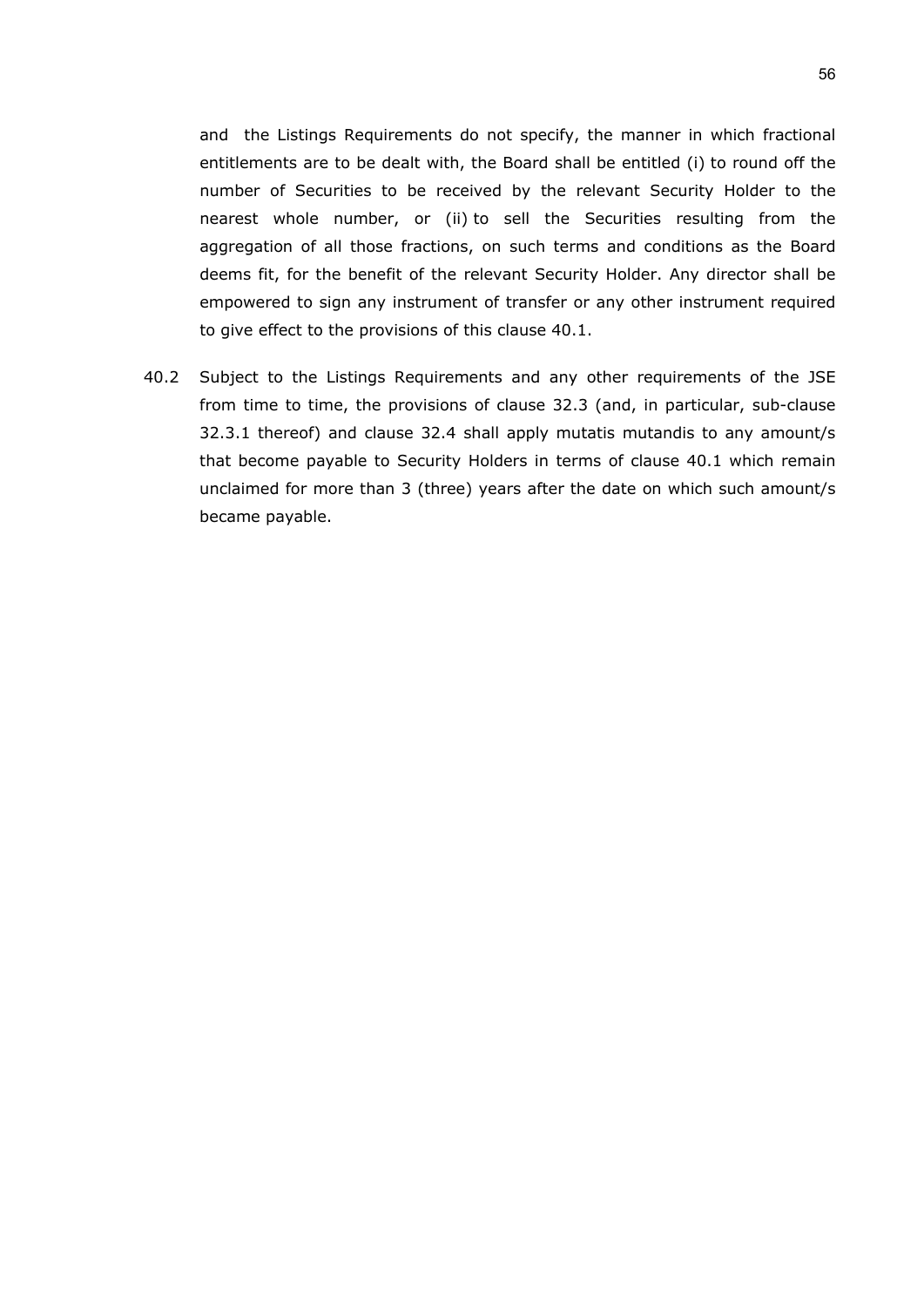and the Listings Requirements do not specify, the manner in which fractional entitlements are to be dealt with, the Board shall be entitled (i) to round off the number of Securities to be received by the relevant Security Holder to the nearest whole number, or (ii) to sell the Securities resulting from the aggregation of all those fractions, on such terms and conditions as the Board deems fit, for the benefit of the relevant Security Holder. Any director shall be empowered to sign any instrument of transfer or any other instrument required to give effect to the provisions of this clause 40.1.

40.2 Subject to the Listings Requirements and any other requirements of the JSE from time to time, the provisions of clause 32.3 (and, in particular, sub-clause 32.3.1 thereof) and clause 32.4 shall apply mutatis mutandis to any amount/s that become payable to Security Holders in terms of clause 40.1 which remain unclaimed for more than 3 (three) years after the date on which such amount/s became payable.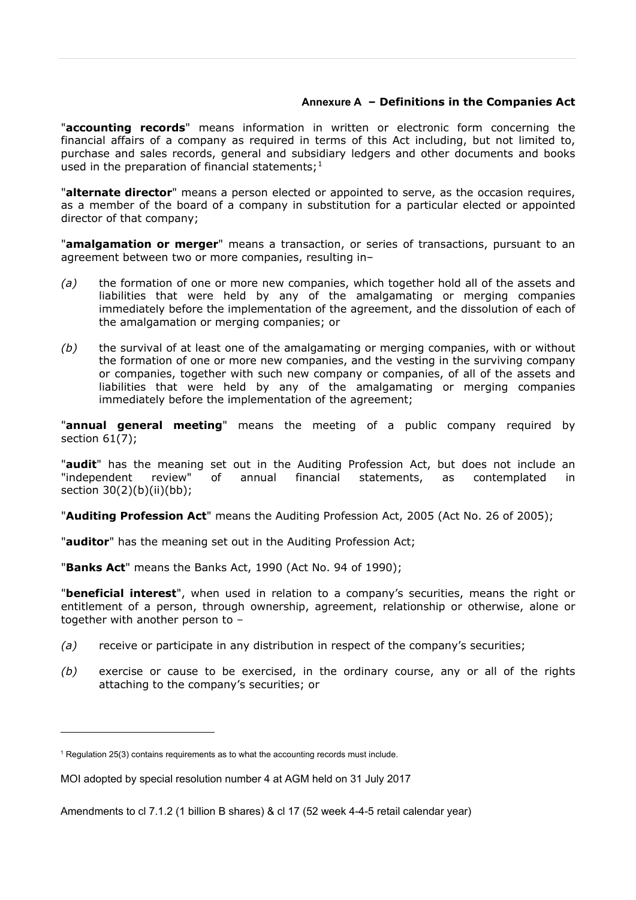### Annexure A – Definitions in the Companies Act

"**accounting records**" means information in written or electronic form concerning the financial affairs of a company as required in terms of this Act including, but not limited to, purchase and sales records, general and subsidiary ledgers and other documents and books used in the preparation of financial statements;[1]

"**alternate director**" means a person elected or appointed to serve, as the occasion requires, as a member of the board of a company in substitution for a particular elected or appointed director of that company;

"**amalgamation or merger**" means a transaction, or series of transactions, pursuant to an agreement between two or more companies, resulting in–

*(a)* the formation of one or more new companies, which together hold all of the assets and liabilities that were held by any of the amalgamating or merging companies immediately before the implementation of the agreement, and the dissolution of each of the amalgamation or merging companies; or

*(b)* the survival of at least one of the amalgamating or merging companies, with or without the formation of one or more new companies, and the vesting in the surviving company or companies, together with such new company or companies, of all of the assets and liabilities that were held by any of the amalgamating or merging companies immediately before the implementation of the agreement;

"**annual general meeting**" means the meeting of a public company required by section 61(7);

"**audit**" has the meaning set out in the Auditing Profession Act, but does not include an "independent review" of annual financial statements, as contemplated in section 30(2)(b)(ii)(bb);

"**Auditing Profession Act**" means the Auditing Profession Act, 2005 (Act No. 26 of 2005);

"**auditor**" has the meaning set out in the Auditing Profession Act;

"**Banks Act**" means the Banks Act, 1990 (Act No. 94 of 1990);

"**beneficial interest**", when used in relation to a company's securities, means the right or entitlement of a person, through ownership, agreement, relationship or otherwise, alone or together with another person to –

*(a)* receive or participate in any distribution in respect of the company's securities;

*(b)* exercise or cause to be exercised, in the ordinary course, any or all of the rights attaching to the company's securities; or

[1] Regulation 25(3) contains requirements as to what the accounting records must include.

MOI adopted by special resolution number 4 at AGM held on 31 July 2017

Amendments to cl 7.1.2 (1 billion B shares) & cl 17 (52 week 4-4-5 retail calendar year)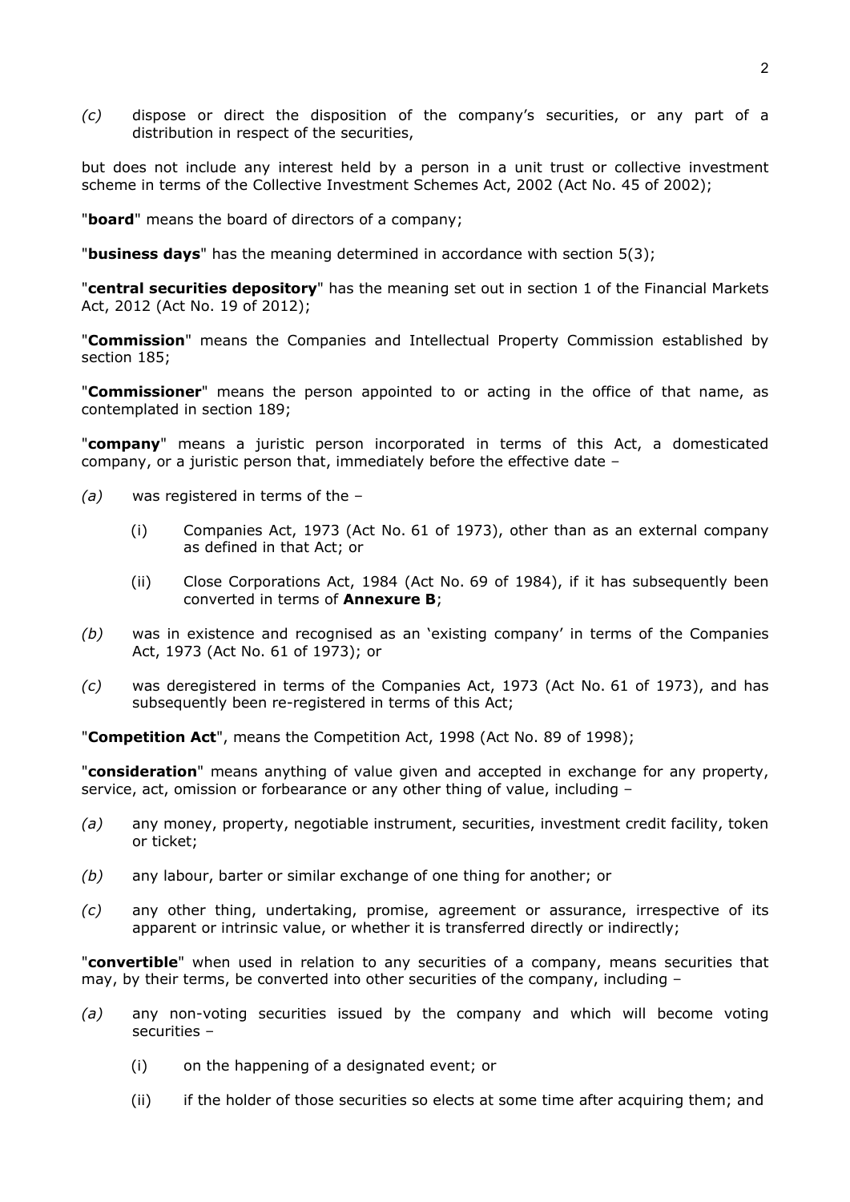*(c)* dispose or direct the disposition of the company's securities, or any part of a distribution in respect of the securities,

but does not include any interest held by a person in a unit trust or collective investment scheme in terms of the Collective Investment Schemes Act, 2002 (Act No. 45 of 2002);

"**board**" means the board of directors of a company;

"**business days**" has the meaning determined in accordance with section 5(3);

"**central securities depository**" has the meaning set out in section 1 of the Financial Markets Act, 2012 (Act No. 19 of 2012);

"**Commission**" means the Companies and Intellectual Property Commission established by section 185;

"**Commissioner**" means the person appointed to or acting in the office of that name, as contemplated in section 189;

"**company**" means a juristic person incorporated in terms of this Act, a domesticated company, or a juristic person that, immediately before the effective date –

*(a)* was registered in terms of the –

(i) Companies Act, 1973 (Act No. 61 of 1973), other than as an external company as defined in that Act; or

(ii) Close Corporations Act, 1984 (Act No. 69 of 1984), if it has subsequently been converted in terms of **Annexure B**;

*(b)* was in existence and recognised as an 'existing company' in terms of the Companies Act, 1973 (Act No. 61 of 1973); or

*(c)* was deregistered in terms of the Companies Act, 1973 (Act No. 61 of 1973), and has subsequently been re-registered in terms of this Act;

"**Competition Act**", means the Competition Act, 1998 (Act No. 89 of 1998);

"**consideration**" means anything of value given and accepted in exchange for any property, service, act, omission or forbearance or any other thing of value, including –

*(a)* any money, property, negotiable instrument, securities, investment credit facility, token or ticket;

*(b)* any labour, barter or similar exchange of one thing for another; or

*(c)* any other thing, undertaking, promise, agreement or assurance, irrespective of its apparent or intrinsic value, or whether it is transferred directly or indirectly;

"**convertible**" when used in relation to any securities of a company, means securities that may, by their terms, be converted into other securities of the company, including –

*(a)* any non-voting securities issued by the company and which will become voting securities –

(i) on the happening of a designated event; or

(ii) if the holder of those securities so elects at some time after acquiring them; and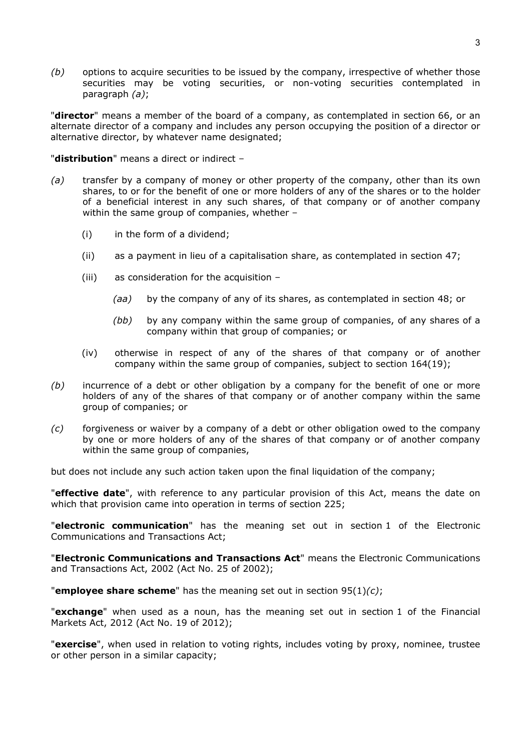*(b)* options to acquire securities to be issued by the company, irrespective of whether those securities may be voting securities, or non-voting securities contemplated in paragraph *(a)*;

"**director**" means a member of the board of a company, as contemplated in section 66, or an alternate director of a company and includes any person occupying the position of a director or alternative director, by whatever name designated;

"**distribution**" means a direct or indirect –

*(a)* transfer by a company of money or other property of the company, other than its own shares, to or for the benefit of one or more holders of any of the shares or to the holder of a beneficial interest in any such shares, of that company or of another company within the same group of companies, whether –

(i) in the form of a dividend;

(ii) as a payment in lieu of a capitalisation share, as contemplated in section 47;

(iii) as consideration for the acquisition –

*(aa)* by the company of any of its shares, as contemplated in section 48; or

*(bb)* by any company within the same group of companies, of any shares of a company within that group of companies; or

(iv) otherwise in respect of any of the shares of that company or of another company within the same group of companies, subject to section 164(19);

*(b)* incurrence of a debt or other obligation by a company for the benefit of one or more holders of any of the shares of that company or of another company within the same group of companies; or

*(c)* forgiveness or waiver by a company of a debt or other obligation owed to the company by one or more holders of any of the shares of that company or of another company within the same group of companies,

but does not include any such action taken upon the final liquidation of the company;

"**effective date**", with reference to any particular provision of this Act, means the date on which that provision came into operation in terms of section 225;

"**electronic communication**" has the meaning set out in section 1 of the Electronic Communications and Transactions Act;

"**Electronic Communications and Transactions Act**" means the Electronic Communications and Transactions Act, 2002 (Act No. 25 of 2002);

"**employee share scheme**" has the meaning set out in section 95(1)*(c)*;

"**exchange**" when used as a noun, has the meaning set out in section 1 of the Financial Markets Act, 2012 (Act No. 19 of 2012);

"**exercise**", when used in relation to voting rights, includes voting by proxy, nominee, trustee or other person in a similar capacity;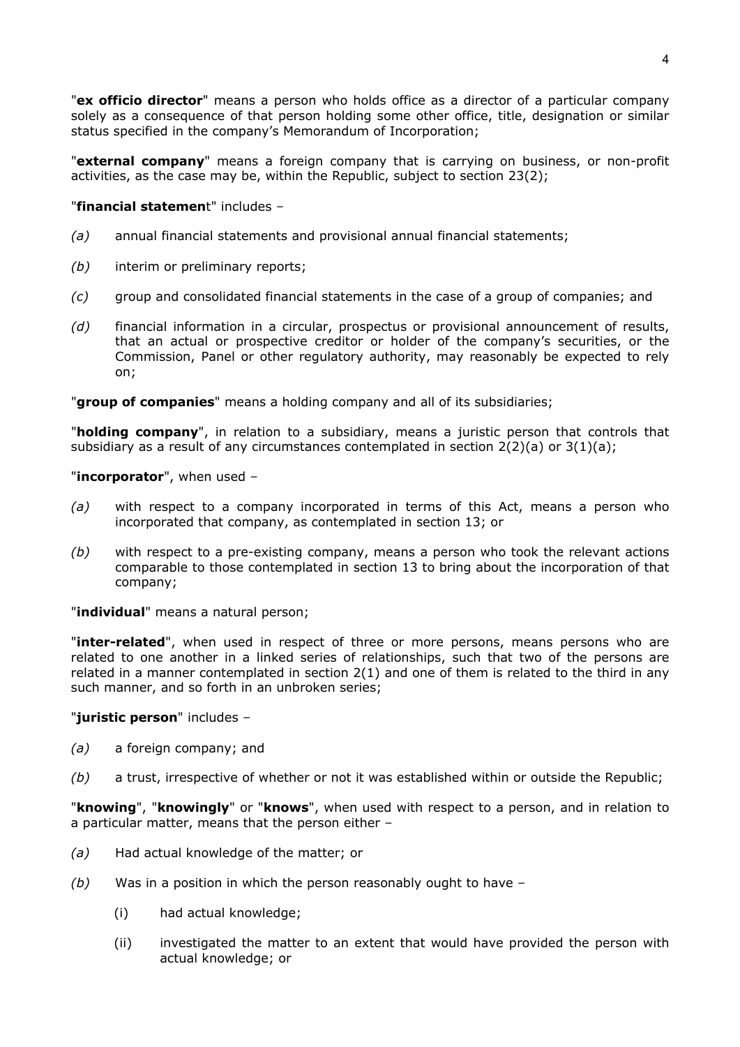"**ex officio director**" means a person who holds office as a director of a particular company solely as a consequence of that person holding some other office, title, designation or similar status specified in the company's Memorandum of Incorporation;

"**external company**" means a foreign company that is carrying on business, or non-profit activities, as the case may be, within the Republic, subject to section 23(2);

"**financial statemen**t" includes –

*(a)* annual financial statements and provisional annual financial statements;

*(b)* interim or preliminary reports;

*(c)* group and consolidated financial statements in the case of a group of companies; and

*(d)* financial information in a circular, prospectus or provisional announcement of results, that an actual or prospective creditor or holder of the company's securities, or the Commission, Panel or other regulatory authority, may reasonably be expected to rely on;

"**group of companies**" means a holding company and all of its subsidiaries;

"**holding company**", in relation to a subsidiary, means a juristic person that controls that subsidiary as a result of any circumstances contemplated in section 2(2)(a) or 3(1)(a);

"**incorporator**", when used –

*(a)* with respect to a company incorporated in terms of this Act, means a person who incorporated that company, as contemplated in section 13; or

*(b)* with respect to a pre-existing company, means a person who took the relevant actions comparable to those contemplated in section 13 to bring about the incorporation of that company;

"**individual**" means a natural person;

"**inter-related**", when used in respect of three or more persons, means persons who are related to one another in a linked series of relationships, such that two of the persons are related in a manner contemplated in section 2(1) and one of them is related to the third in any such manner, and so forth in an unbroken series;

"**juristic person**" includes –

*(a)* a foreign company; and

*(b)* a trust, irrespective of whether or not it was established within or outside the Republic;

"**knowing**", "**knowingly**" or "**knows**", when used with respect to a person, and in relation to a particular matter, means that the person either –

*(a)* Had actual knowledge of the matter; or

*(b)* Was in a position in which the person reasonably ought to have –

(i) had actual knowledge;

(ii) investigated the matter to an extent that would have provided the person with actual knowledge; or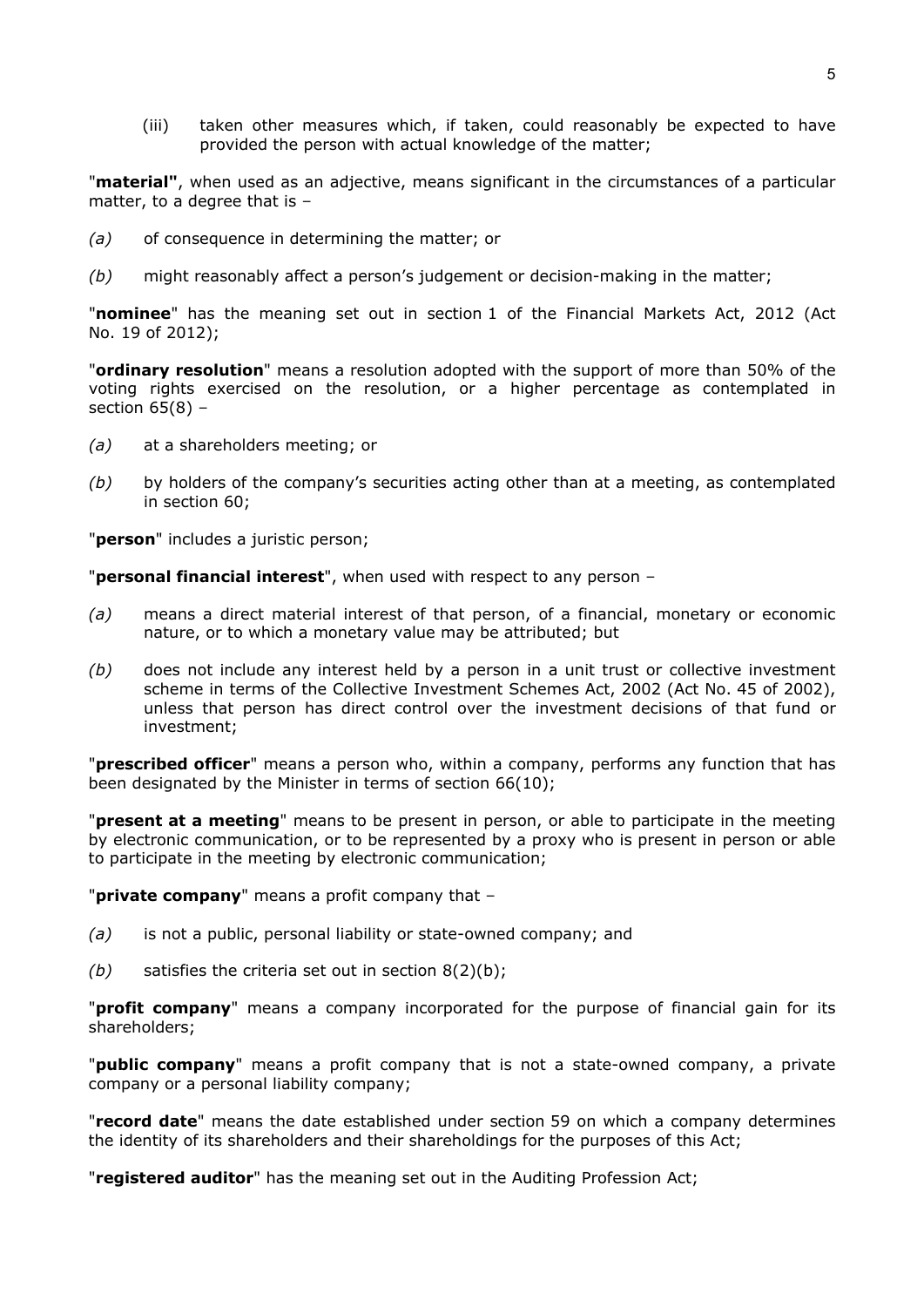(iii) taken other measures which, if taken, could reasonably be expected to have provided the person with actual knowledge of the matter;

"**material"**, when used as an adjective, means significant in the circumstances of a particular matter, to a degree that is –

*(a)* of consequence in determining the matter; or

*(b)* might reasonably affect a person's judgement or decision-making in the matter;

"**nominee**" has the meaning set out in section 1 of the Financial Markets Act, 2012 (Act No. 19 of 2012);

"**ordinary resolution**" means a resolution adopted with the support of more than 50% of the voting rights exercised on the resolution, or a higher percentage as contemplated in section 65(8) –

*(a)* at a shareholders meeting; or

*(b)* by holders of the company's securities acting other than at a meeting, as contemplated in section 60;

"**person**" includes a juristic person;

"**personal financial interest**", when used with respect to any person –

*(a)* means a direct material interest of that person, of a financial, monetary or economic nature, or to which a monetary value may be attributed; but

*(b)* does not include any interest held by a person in a unit trust or collective investment scheme in terms of the Collective Investment Schemes Act, 2002 (Act No. 45 of 2002), unless that person has direct control over the investment decisions of that fund or investment;

"**prescribed officer**" means a person who, within a company, performs any function that has been designated by the Minister in terms of section 66(10);

"**present at a meeting**" means to be present in person, or able to participate in the meeting by electronic communication, or to be represented by a proxy who is present in person or able to participate in the meeting by electronic communication;

"**private company**" means a profit company that –

*(a)* is not a public, personal liability or state-owned company; and

*(b)* satisfies the criteria set out in section 8(2)(b);

"**profit company**" means a company incorporated for the purpose of financial gain for its shareholders;

"**public company**" means a profit company that is not a state-owned company, a private company or a personal liability company;

"**record date**" means the date established under section 59 on which a company determines the identity of its shareholders and their shareholdings for the purposes of this Act;

"**registered auditor**" has the meaning set out in the Auditing Profession Act;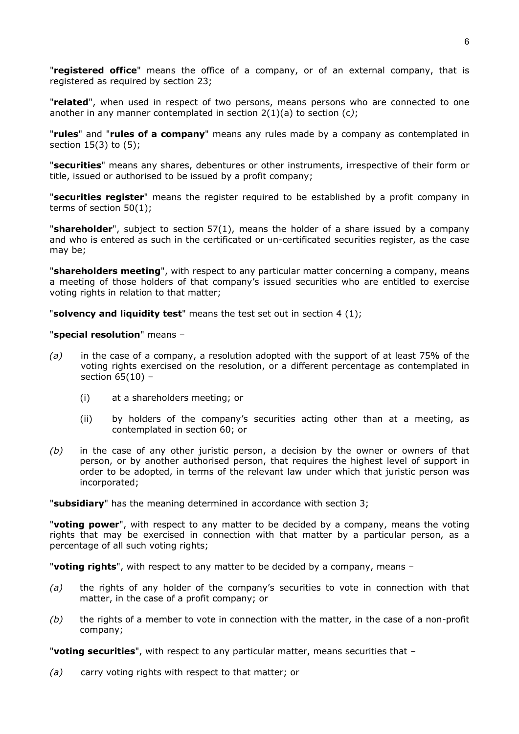"**registered office**" means the office of a company, or of an external company, that is registered as required by section 23;

"**related**", when used in respect of two persons, means persons who are connected to one another in any manner contemplated in section 2(1)(a) to section (c*)*;

"**rules**" and "**rules of a company**" means any rules made by a company as contemplated in section 15(3) to (5);

"**securities**" means any shares, debentures or other instruments, irrespective of their form or title, issued or authorised to be issued by a profit company;

"**securities register**" means the register required to be established by a profit company in terms of section 50(1);

"**shareholder**", subject to section 57(1), means the holder of a share issued by a company and who is entered as such in the certificated or un-certificated securities register, as the case may be;

"**shareholders meeting**", with respect to any particular matter concerning a company, means a meeting of those holders of that company's issued securities who are entitled to exercise voting rights in relation to that matter;

"**solvency and liquidity test**" means the test set out in section 4 (1);

"**special resolution**" means –

*(a)* in the case of a company, a resolution adopted with the support of at least 75% of the voting rights exercised on the resolution, or a different percentage as contemplated in section 65(10) –

   (i) at a shareholders meeting; or

   (ii) by holders of the company's securities acting other than at a meeting, as contemplated in section 60; or

*(b)* in the case of any other juristic person, a decision by the owner or owners of that person, or by another authorised person, that requires the highest level of support in order to be adopted, in terms of the relevant law under which that juristic person was incorporated;

"**subsidiary**" has the meaning determined in accordance with section 3;

"**voting power**", with respect to any matter to be decided by a company, means the voting rights that may be exercised in connection with that matter by a particular person, as a percentage of all such voting rights;

"**voting rights**", with respect to any matter to be decided by a company, means –

*(a)* the rights of any holder of the company's securities to vote in connection with that matter, in the case of a profit company; or

*(b)* the rights of a member to vote in connection with the matter, in the case of a non-profit company;

"**voting securities**", with respect to any particular matter, means securities that –

*(a)* carry voting rights with respect to that matter; or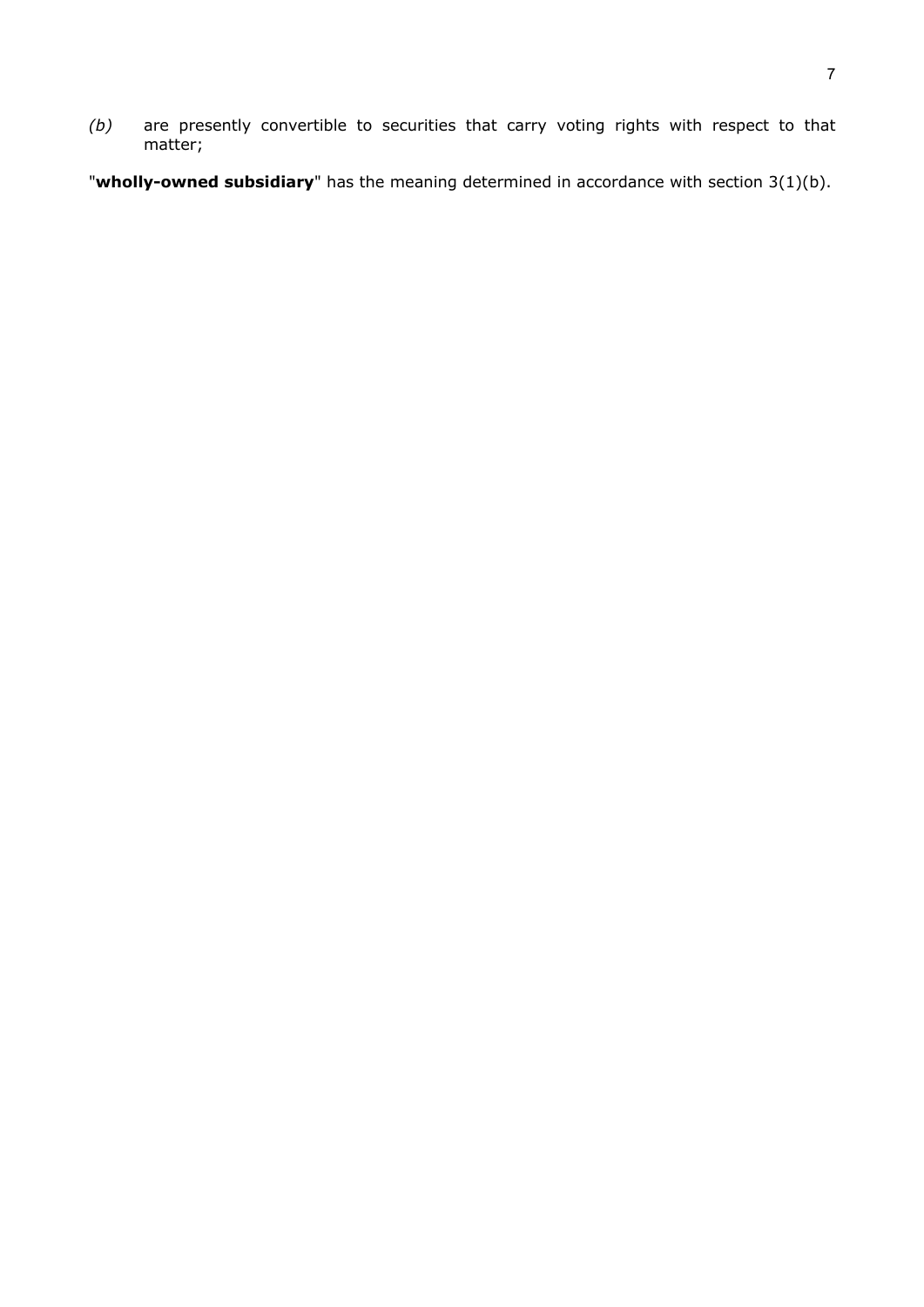*(b)* are presently convertible to securities that carry voting rights with respect to that matter;

"**wholly-owned subsidiary**" has the meaning determined in accordance with section 3(1)(b).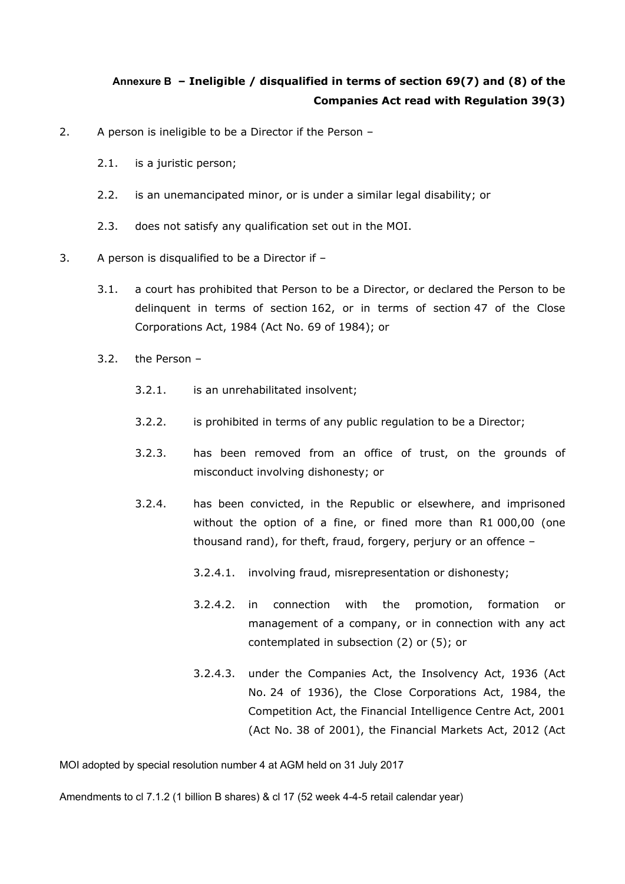## Annexure B – Ineligible / disqualified in terms of section 69(7) and (8) of the Companies Act read with Regulation 39(3)

2. A person is ineligible to be a Director if the Person –

   2.1. is a juristic person;

   2.2. is an unemancipated minor, or is under a similar legal disability; or

   2.3. does not satisfy any qualification set out in the MOI.

3. A person is disqualified to be a Director if –

   3.1. a court has prohibited that Person to be a Director, or declared the Person to be delinquent in terms of section 162, or in terms of section 47 of the Close Corporations Act, 1984 (Act No. 69 of 1984); or

   3.2. the Person –

      3.2.1. is an unrehabilitated insolvent;

      3.2.2. is prohibited in terms of any public regulation to be a Director;

      3.2.3. has been removed from an office of trust, on the grounds of misconduct involving dishonesty; or

      3.2.4. has been convicted, in the Republic or elsewhere, and imprisoned without the option of a fine, or fined more than R1 000,00 (one thousand rand), for theft, fraud, forgery, perjury or an offence –

         3.2.4.1. involving fraud, misrepresentation or dishonesty;

         3.2.4.2. in connection with the promotion, formation or management of a company, or in connection with any act contemplated in subsection (2) or (5); or

         3.2.4.3. under the Companies Act, the Insolvency Act, 1936 (Act No. 24 of 1936), the Close Corporations Act, 1984, the Competition Act, the Financial Intelligence Centre Act, 2001 (Act No. 38 of 2001), the Financial Markets Act, 2012 (Act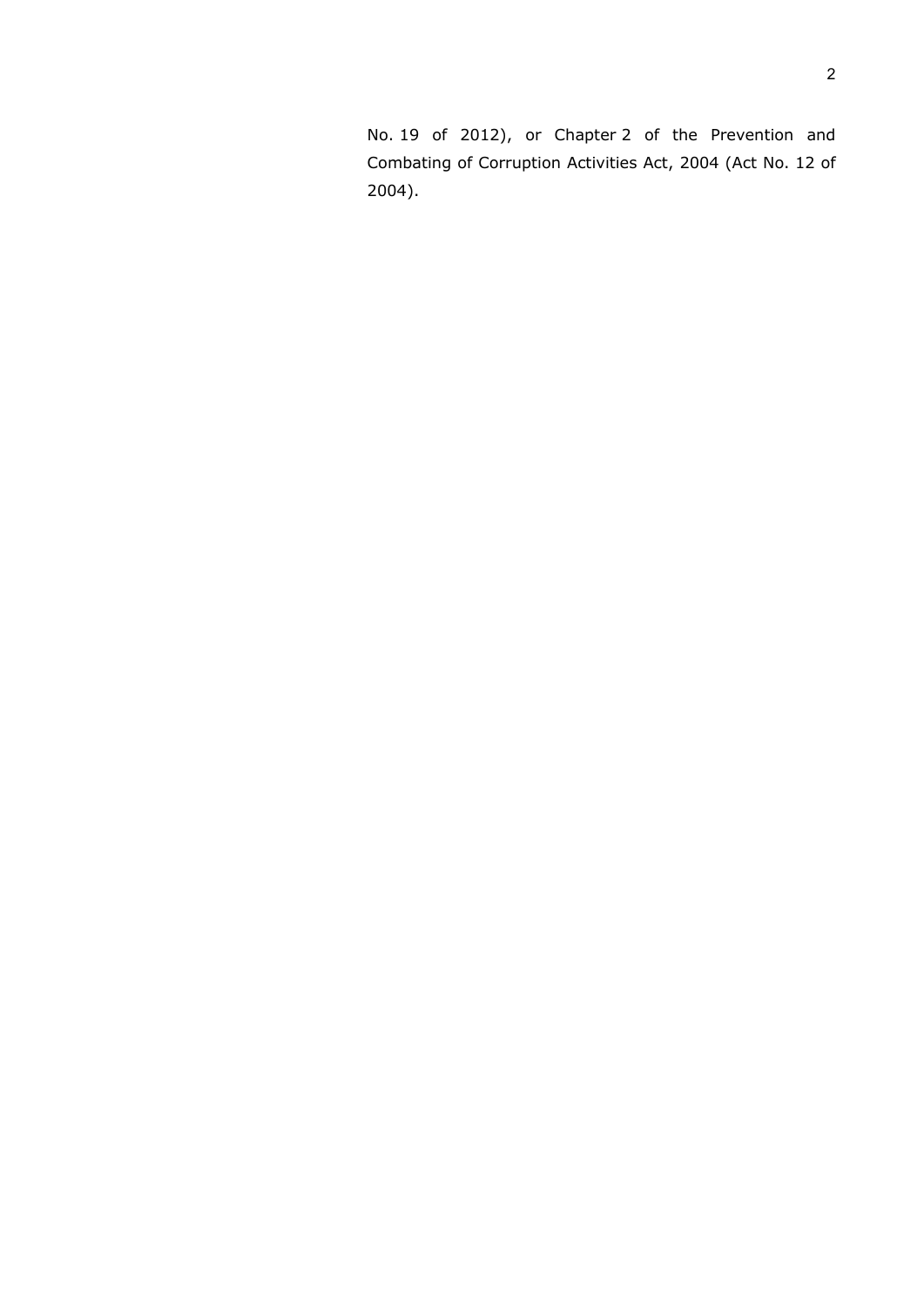No. 19 of 2012), or Chapter 2 of the Prevention and Combating of Corruption Activities Act, 2004 (Act No. 12 of 2004).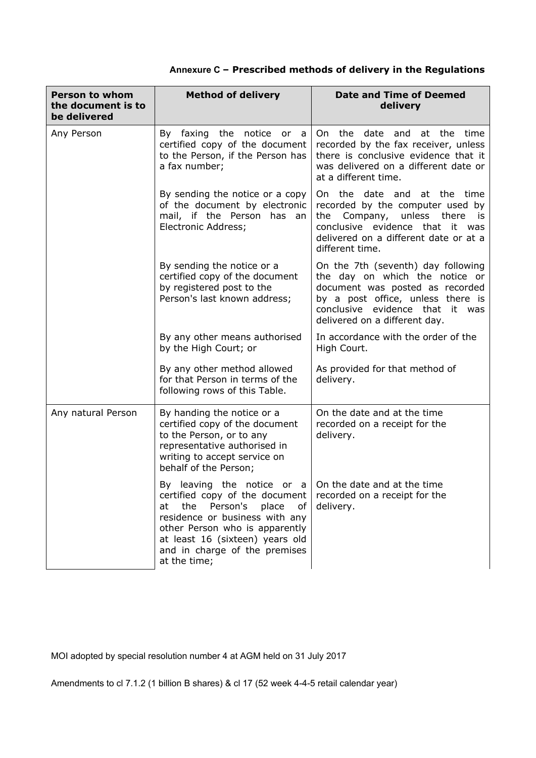### Annexure C – Prescribed methods of delivery in the Regulations

| Person to whom the document is to be delivered | Method of delivery | Date and Time of Deemed delivery |
|---|---|---|
| Any Person | By faxing the notice or a certified copy of the document to the Person, if the Person has a fax number; | On the date and at the time recorded by the fax receiver, unless there is conclusive evidence that it was delivered on a different date or at a different time. |
| | By sending the notice or a copy of the document by electronic mail, if the Person has an Electronic Address; | On the date and at the time recorded by the computer used by the Company, unless there is conclusive evidence that it was delivered on a different date or at a different time. |
| | By sending the notice or a certified copy of the document by registered post to the Person's last known address; | On the 7th (seventh) day following the day on which the notice or document was posted as recorded by a post office, unless there is conclusive evidence that it was delivered on a different day. |
| | By any other means authorised by the High Court; or | In accordance with the order of the High Court. |
| | By any other method allowed for that Person in terms of the following rows of this Table. | As provided for that method of delivery. |
| Any natural Person | By handing the notice or a certified copy of the document to the Person, or to any representative authorised in writing to accept service on behalf of the Person; | On the date and at the time recorded on a receipt for the delivery. |
| | By leaving the notice or a certified copy of the document at the Person's place of residence or business with any other Person who is apparently at least 16 (sixteen) years old and in charge of the premises at the time; | On the date and at the time recorded on a receipt for the delivery. |

MOI adopted by special resolution number 4 at AGM held on 31 July 2017

Amendments to cl 7.1.2 (1 billion B shares) & cl 17 (52 week 4-4-5 retail calendar year)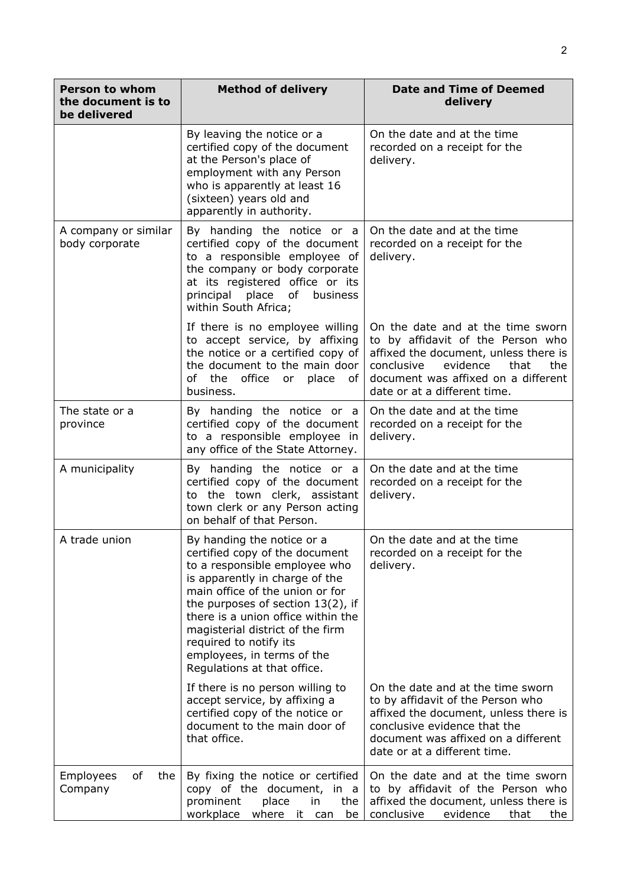| Person to whom the document is to be delivered | Method of delivery | Date and Time of Deemed delivery |
|---|---|---|
| | By leaving the notice or a certified copy of the document at the Person's place of employment with any Person who is apparently at least 16 (sixteen) years old and apparently in authority. | On the date and at the time recorded on a receipt for the delivery. |
| A company or similar body corporate | By handing the notice or a certified copy of the document to a responsible employee of the company or body corporate at its registered office or its principal place of business within South Africa; | On the date and at the time recorded on a receipt for the delivery. |
| | If there is no employee willing to accept service, by affixing the notice or a certified copy of the document to the main door of the office or place of business. | On the date and at the time sworn to by affidavit of the Person who affixed the document, unless there is conclusive evidence that the document was affixed on a different date or at a different time. |
| The state or a province | By handing the notice or a certified copy of the document to a responsible employee in any office of the State Attorney. | On the date and at the time recorded on a receipt for the delivery. |
| A municipality | By handing the notice or a certified copy of the document to the town clerk, assistant town clerk or any Person acting on behalf of that Person. | On the date and at the time recorded on a receipt for the delivery. |
| A trade union | By handing the notice or a certified copy of the document to a responsible employee who is apparently in charge of the main office of the union or for the purposes of section 13(2), if there is a union office within the magisterial district of the firm required to notify its employees, in terms of the Regulations at that office. | On the date and at the time recorded on a receipt for the delivery. |
| | If there is no person willing to accept service, by affixing a certified copy of the notice or document to the main door of that office. | On the date and at the time sworn to by affidavit of the Person who affixed the document, unless there is conclusive evidence that the document was affixed on a different date or at a different time. |
| Employees of the Company | By fixing the notice or certified copy of the document, in a prominent place in the workplace where it can be | On the date and at the time sworn to by affidavit of the Person who affixed the document, unless there is conclusive evidence that the |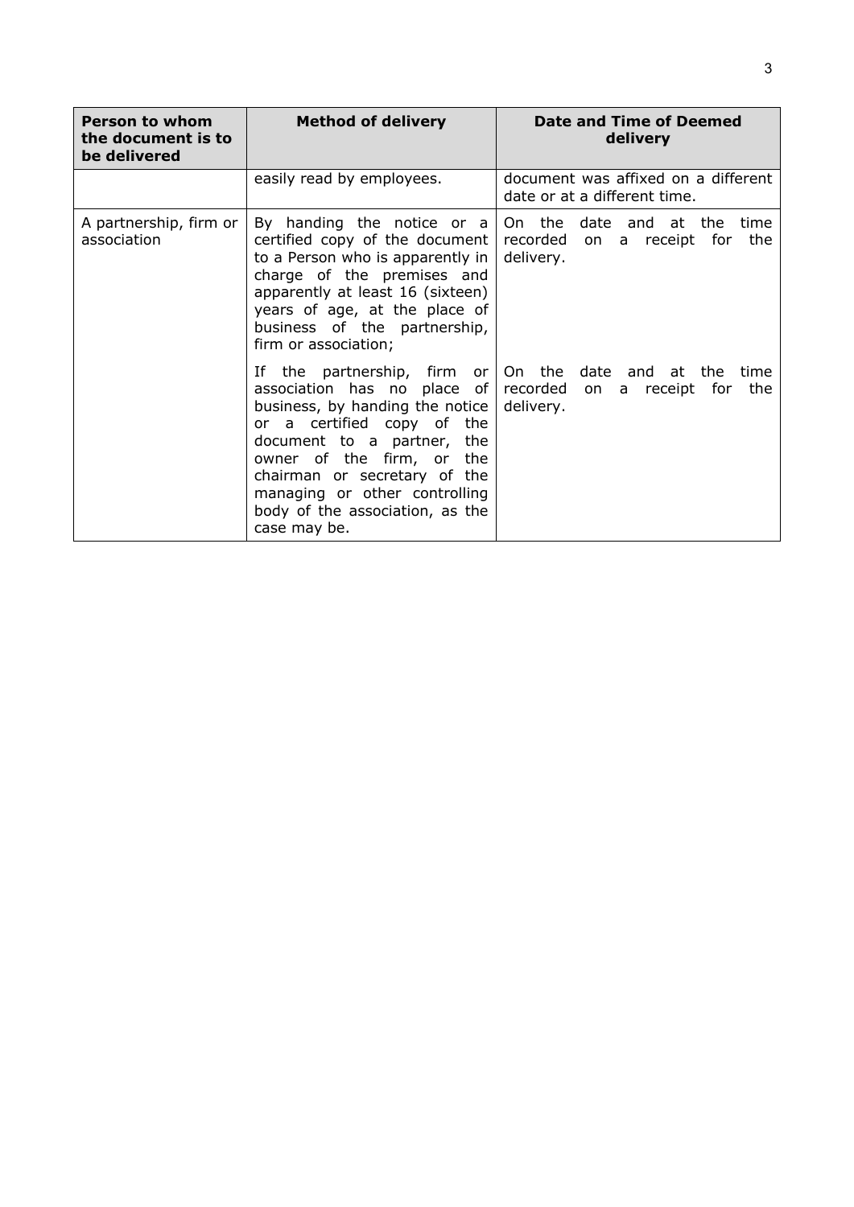| Person to whom the document is to be delivered | Method of delivery | Date and Time of Deemed delivery |
|---|---|---|
| | easily read by employees. | document was affixed on a different date or at a different time. |
| A partnership, firm or association | By handing the notice or a certified copy of the document to a Person who is apparently in charge of the premises and apparently at least 16 (sixteen) years of age, at the place of business of the partnership, firm or association; | On the date and at the time recorded on a receipt for the delivery. |
| | If the partnership, firm or association has no place of business, by handing the notice or a certified copy of the document to a partner, the owner of the firm, or the chairman or secretary of the managing or other controlling body of the association, as the case may be. | On the date and at the time recorded on a receipt for the delivery. |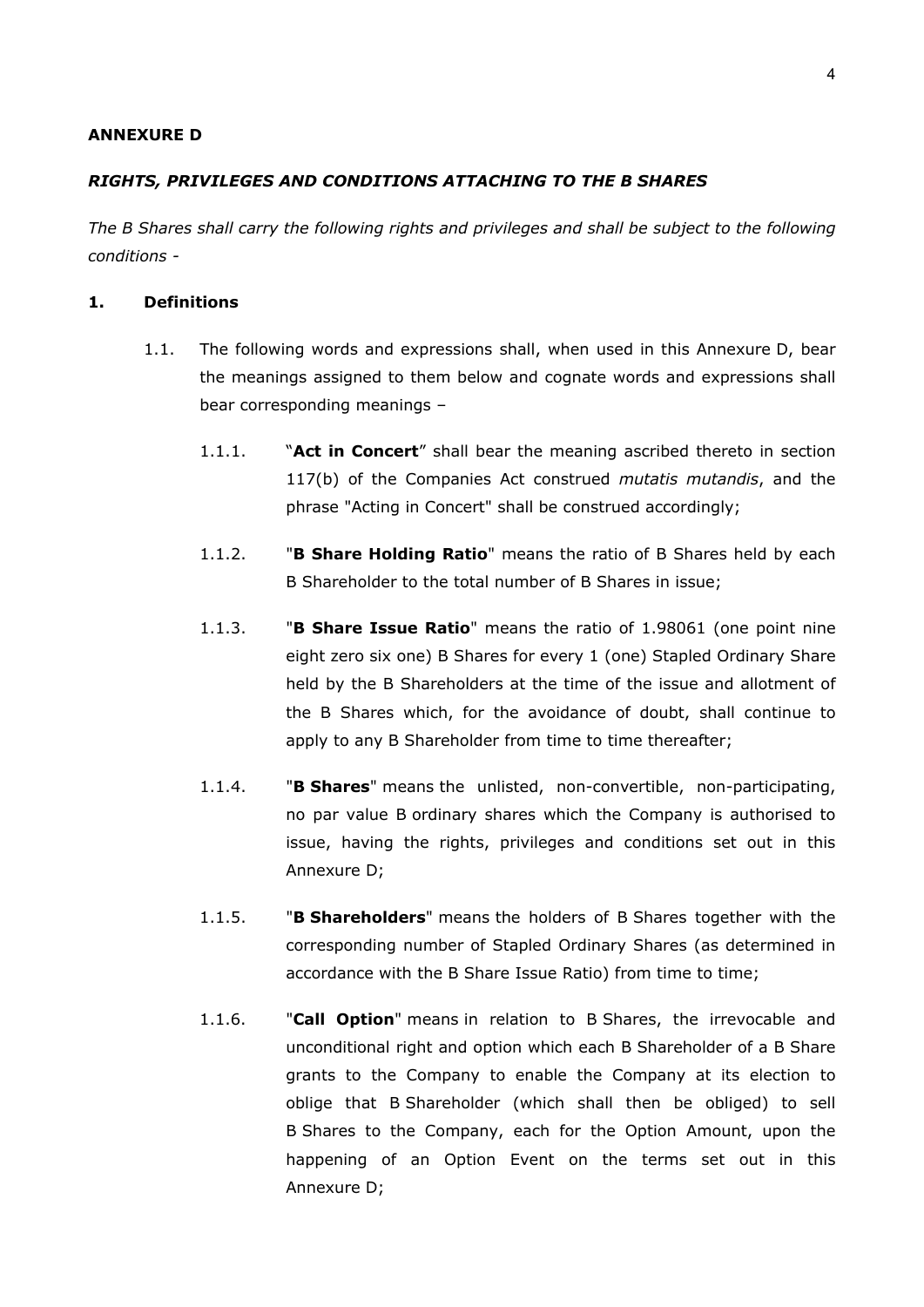**ANNEXURE D**

***RIGHTS, PRIVILEGES AND CONDITIONS ATTACHING TO THE B SHARES***

*The B Shares shall carry the following rights and privileges and shall be subject to the following conditions -*

**1. Definitions**

1.1. The following words and expressions shall, when used in this Annexure D, bear the meanings assigned to them below and cognate words and expressions shall bear corresponding meanings –

1.1.1. "**Act in Concert**" shall bear the meaning ascribed thereto in section 117(b) of the Companies Act construed *mutatis mutandis*, and the phrase "Acting in Concert" shall be construed accordingly;

1.1.2. "**B Share Holding Ratio**" means the ratio of B Shares held by each B Shareholder to the total number of B Shares in issue;

1.1.3. "**B Share Issue Ratio**" means the ratio of 1.98061 (one point nine eight zero six one) B Shares for every 1 (one) Stapled Ordinary Share held by the B Shareholders at the time of the issue and allotment of the B Shares which, for the avoidance of doubt, shall continue to apply to any B Shareholder from time to time thereafter;

1.1.4. "**B Shares**" means the unlisted, non-convertible, non-participating, no par value B ordinary shares which the Company is authorised to issue, having the rights, privileges and conditions set out in this Annexure D;

1.1.5. "**B Shareholders**" means the holders of B Shares together with the corresponding number of Stapled Ordinary Shares (as determined in accordance with the B Share Issue Ratio) from time to time;

1.1.6. "**Call Option**" means in relation to B Shares, the irrevocable and unconditional right and option which each B Shareholder of a B Share grants to the Company to enable the Company at its election to oblige that B Shareholder (which shall then be obliged) to sell B Shares to the Company, each for the Option Amount, upon the happening of an Option Event on the terms set out in this Annexure D;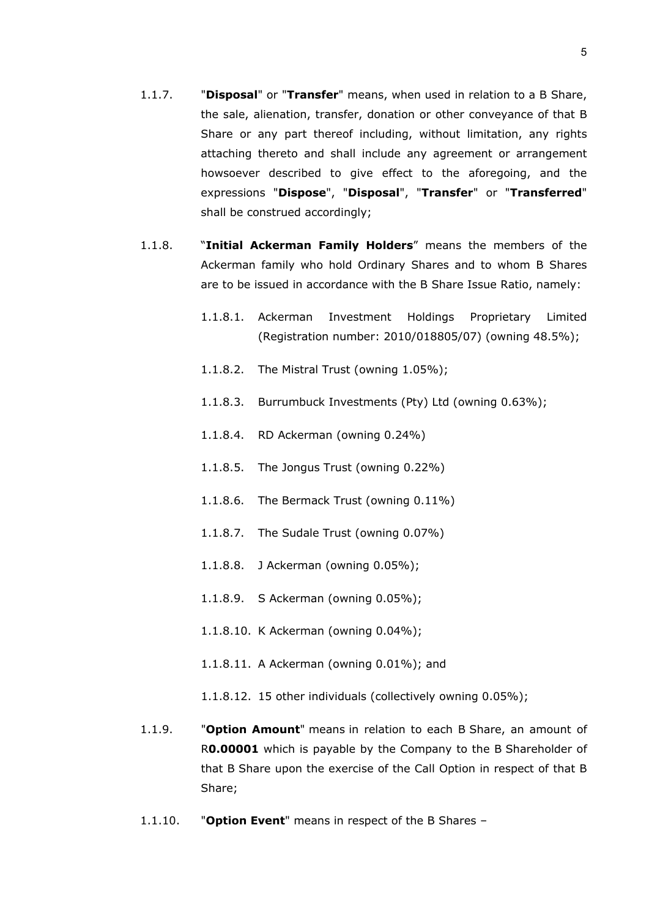1.1.7. "**Disposal**" or "**Transfer**" means, when used in relation to a B Share, the sale, alienation, transfer, donation or other conveyance of that B Share or any part thereof including, without limitation, any rights attaching thereto and shall include any agreement or arrangement howsoever described to give effect to the aforegoing, and the expressions "**Dispose**", "**Disposal**", "**Transfer**" or "**Transferred**" shall be construed accordingly;

1.1.8. "**Initial Ackerman Family Holders**" means the members of the Ackerman family who hold Ordinary Shares and to whom B Shares are to be issued in accordance with the B Share Issue Ratio, namely:

1.1.8.1. Ackerman Investment Holdings Proprietary Limited (Registration number: 2010/018805/07) (owning 48.5%);

1.1.8.2. The Mistral Trust (owning 1.05%);

1.1.8.3. Burrumbuck Investments (Pty) Ltd (owning 0.63%);

1.1.8.4. RD Ackerman (owning 0.24%)

1.1.8.5. The Jongus Trust (owning 0.22%)

1.1.8.6. The Bermack Trust (owning 0.11%)

1.1.8.7. The Sudale Trust (owning 0.07%)

1.1.8.8. J Ackerman (owning 0.05%);

1.1.8.9. S Ackerman (owning 0.05%);

1.1.8.10. K Ackerman (owning 0.04%);

1.1.8.11. A Ackerman (owning 0.01%); and

1.1.8.12. 15 other individuals (collectively owning 0.05%);

1.1.9. "**Option Amount**" means in relation to each B Share, an amount of R**0.00001** which is payable by the Company to the B Shareholder of that B Share upon the exercise of the Call Option in respect of that B Share;

1.1.10. "**Option Event**" means in respect of the B Shares –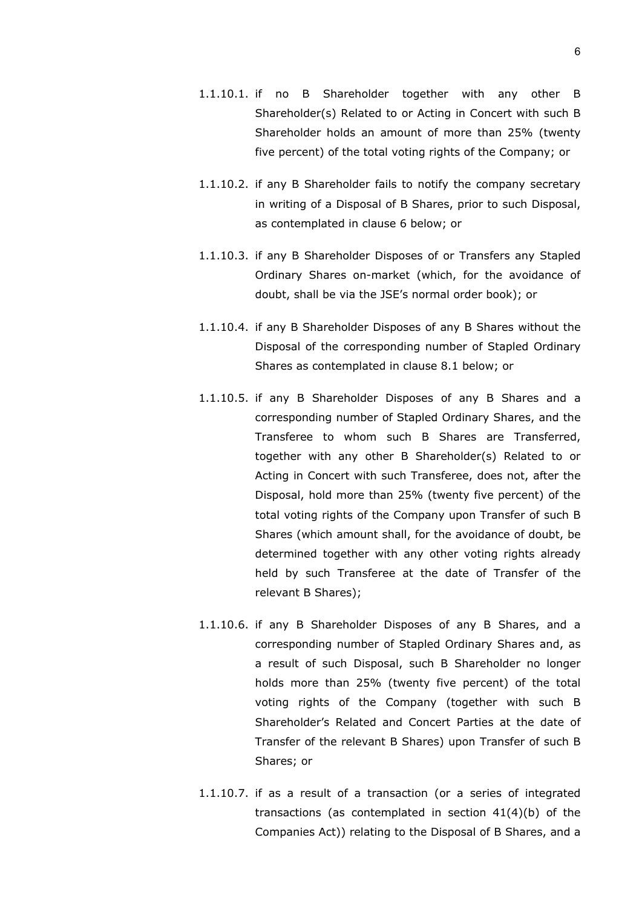1.1.10.1. if no B Shareholder together with any other B Shareholder(s) Related to or Acting in Concert with such B Shareholder holds an amount of more than 25% (twenty five percent) of the total voting rights of the Company; or

1.1.10.2. if any B Shareholder fails to notify the company secretary in writing of a Disposal of B Shares, prior to such Disposal, as contemplated in clause 6 below; or

1.1.10.3. if any B Shareholder Disposes of or Transfers any Stapled Ordinary Shares on-market (which, for the avoidance of doubt, shall be via the JSE's normal order book); or

1.1.10.4. if any B Shareholder Disposes of any B Shares without the Disposal of the corresponding number of Stapled Ordinary Shares as contemplated in clause 8.1 below; or

1.1.10.5. if any B Shareholder Disposes of any B Shares and a corresponding number of Stapled Ordinary Shares, and the Transferee to whom such B Shares are Transferred, together with any other B Shareholder(s) Related to or Acting in Concert with such Transferee, does not, after the Disposal, hold more than 25% (twenty five percent) of the total voting rights of the Company upon Transfer of such B Shares (which amount shall, for the avoidance of doubt, be determined together with any other voting rights already held by such Transferee at the date of Transfer of the relevant B Shares);

1.1.10.6. if any B Shareholder Disposes of any B Shares, and a corresponding number of Stapled Ordinary Shares and, as a result of such Disposal, such B Shareholder no longer holds more than 25% (twenty five percent) of the total voting rights of the Company (together with such B Shareholder's Related and Concert Parties at the date of Transfer of the relevant B Shares) upon Transfer of such B Shares; or

1.1.10.7. if as a result of a transaction (or a series of integrated transactions (as contemplated in section 41(4)(b) of the Companies Act)) relating to the Disposal of B Shares, and a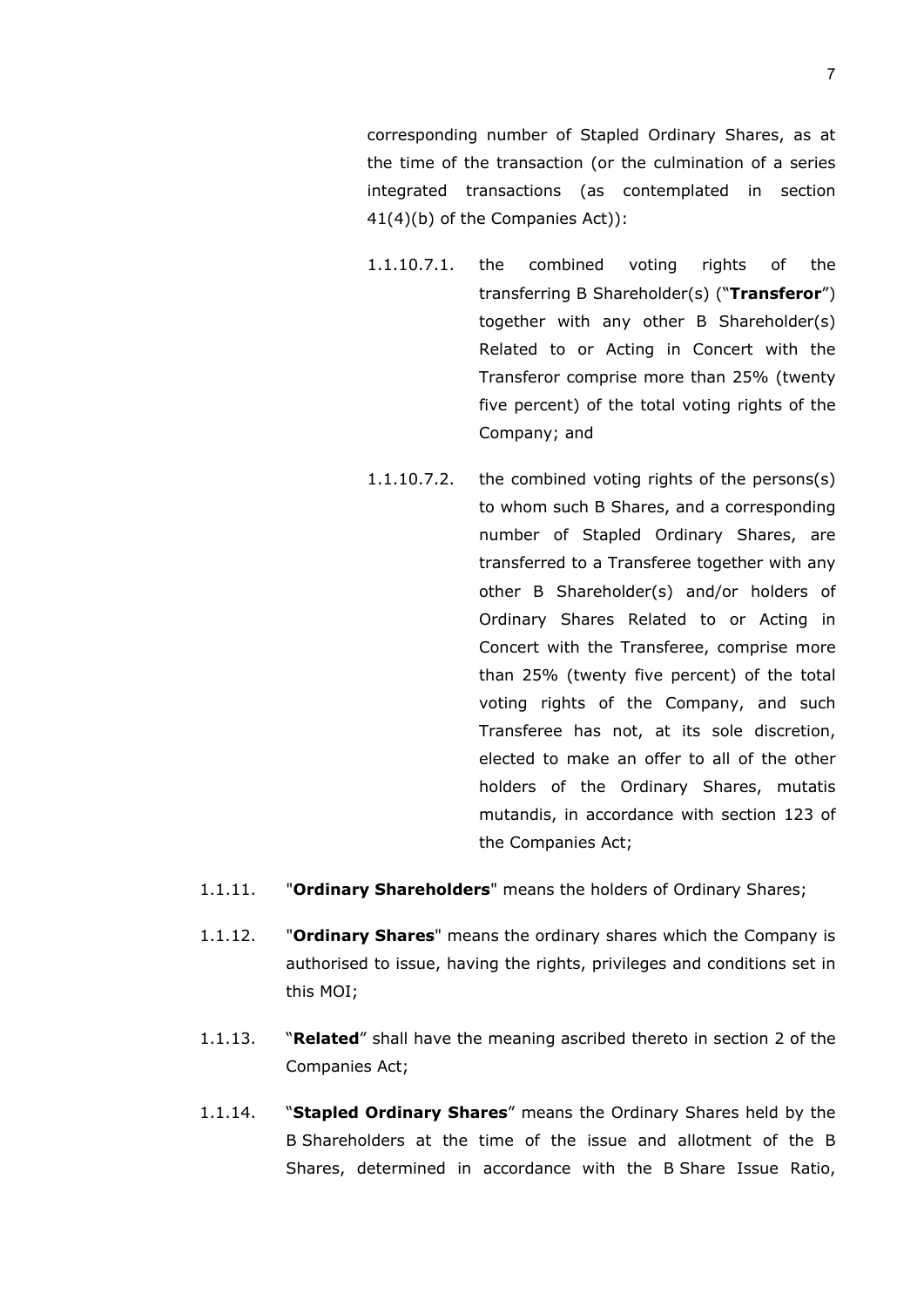corresponding number of Stapled Ordinary Shares, as at the time of the transaction (or the culmination of a series integrated transactions (as contemplated in section 41(4)(b) of the Companies Act)):

1.1.10.7.1. the combined voting rights of the transferring B Shareholder(s) ("**Transferor**") together with any other B Shareholder(s) Related to or Acting in Concert with the Transferor comprise more than 25% (twenty five percent) of the total voting rights of the Company; and

1.1.10.7.2. the combined voting rights of the persons(s) to whom such B Shares, and a corresponding number of Stapled Ordinary Shares, are transferred to a Transferee together with any other B Shareholder(s) and/or holders of Ordinary Shares Related to or Acting in Concert with the Transferee, comprise more than 25% (twenty five percent) of the total voting rights of the Company, and such Transferee has not, at its sole discretion, elected to make an offer to all of the other holders of the Ordinary Shares, mutatis mutandis, in accordance with section 123 of the Companies Act;

1.1.11. "**Ordinary Shareholders**" means the holders of Ordinary Shares;

1.1.12. "**Ordinary Shares**" means the ordinary shares which the Company is authorised to issue, having the rights, privileges and conditions set in this MOI;

1.1.13. "**Related**" shall have the meaning ascribed thereto in section 2 of the Companies Act;

1.1.14. "**Stapled Ordinary Shares**" means the Ordinary Shares held by the B Shareholders at the time of the issue and allotment of the B Shares, determined in accordance with the B Share Issue Ratio,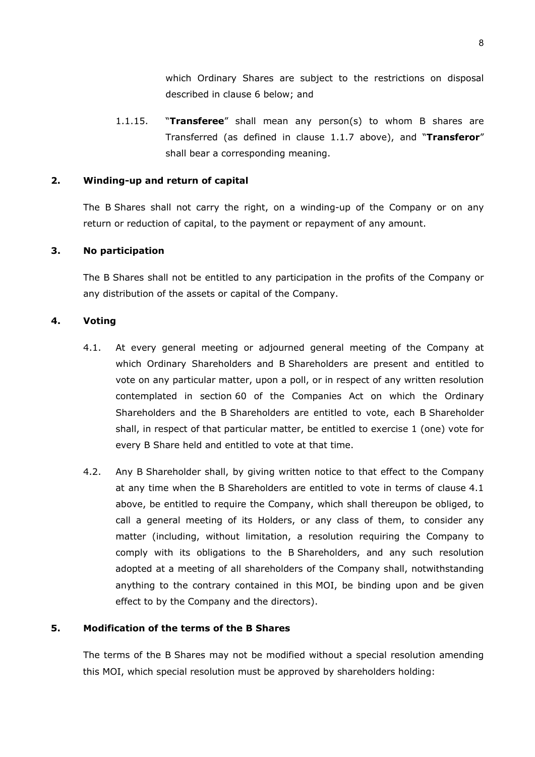which Ordinary Shares are subject to the restrictions on disposal described in clause 6 below; and

1.1.15. "**Transferee**" shall mean any person(s) to whom B shares are Transferred (as defined in clause 1.1.7 above), and "**Transferor**" shall bear a corresponding meaning.

## 2. Winding-up and return of capital

The B Shares shall not carry the right, on a winding-up of the Company or on any return or reduction of capital, to the payment or repayment of any amount.

## 3. No participation

The B Shares shall not be entitled to any participation in the profits of the Company or any distribution of the assets or capital of the Company.

## 4. Voting

4.1. At every general meeting or adjourned general meeting of the Company at which Ordinary Shareholders and B Shareholders are present and entitled to vote on any particular matter, upon a poll, or in respect of any written resolution contemplated in section 60 of the Companies Act on which the Ordinary Shareholders and the B Shareholders are entitled to vote, each B Shareholder shall, in respect of that particular matter, be entitled to exercise 1 (one) vote for every B Share held and entitled to vote at that time.

4.2. Any B Shareholder shall, by giving written notice to that effect to the Company at any time when the B Shareholders are entitled to vote in terms of clause 4.1 above, be entitled to require the Company, which shall thereupon be obliged, to call a general meeting of its Holders, or any class of them, to consider any matter (including, without limitation, a resolution requiring the Company to comply with its obligations to the B Shareholders, and any such resolution adopted at a meeting of all shareholders of the Company shall, notwithstanding anything to the contrary contained in this MOI, be binding upon and be given effect to by the Company and the directors).

## 5. Modification of the terms of the B Shares

The terms of the B Shares may not be modified without a special resolution amending this MOI, which special resolution must be approved by shareholders holding: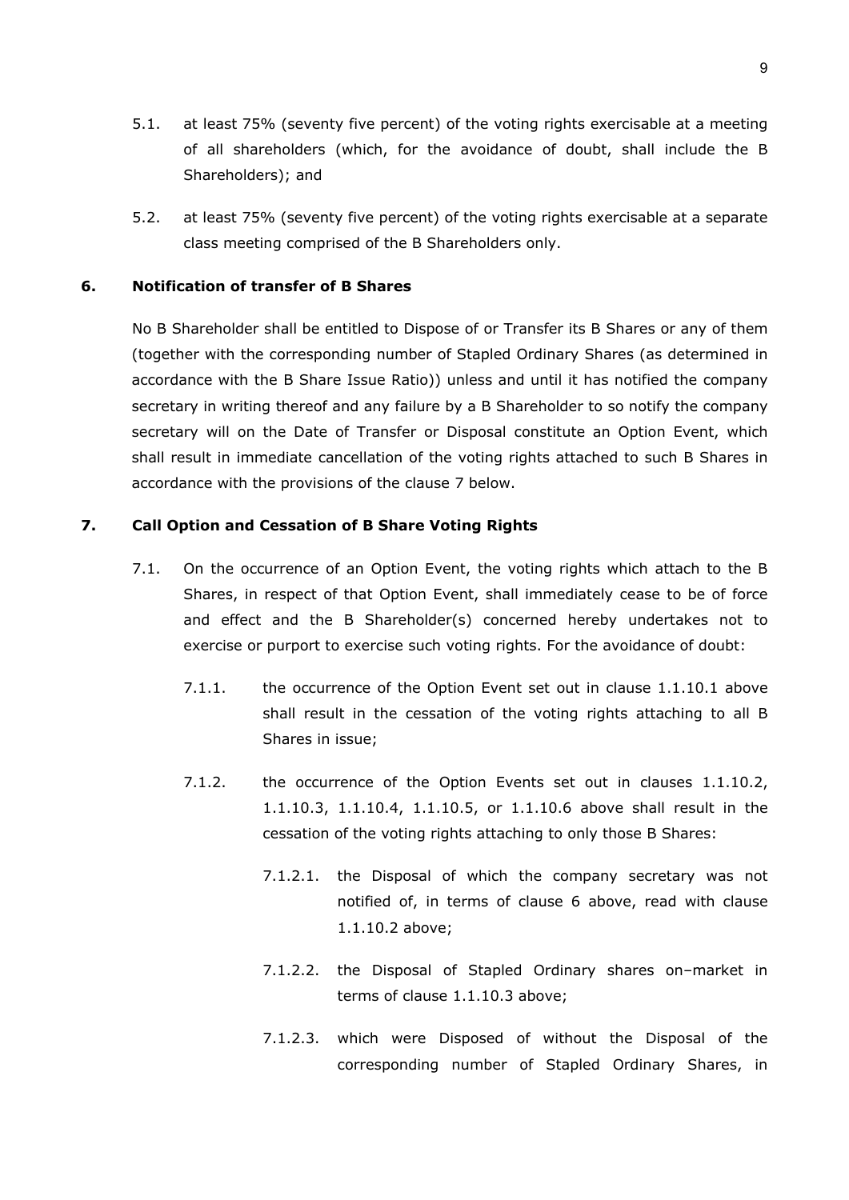5.1. at least 75% (seventy five percent) of the voting rights exercisable at a meeting of all shareholders (which, for the avoidance of doubt, shall include the B Shareholders); and

5.2. at least 75% (seventy five percent) of the voting rights exercisable at a separate class meeting comprised of the B Shareholders only.

**6. Notification of transfer of B Shares**

No B Shareholder shall be entitled to Dispose of or Transfer its B Shares or any of them (together with the corresponding number of Stapled Ordinary Shares (as determined in accordance with the B Share Issue Ratio)) unless and until it has notified the company secretary in writing thereof and any failure by a B Shareholder to so notify the company secretary will on the Date of Transfer or Disposal constitute an Option Event, which shall result in immediate cancellation of the voting rights attached to such B Shares in accordance with the provisions of the clause 7 below.

**7. Call Option and Cessation of B Share Voting Rights**

7.1. On the occurrence of an Option Event, the voting rights which attach to the B Shares, in respect of that Option Event, shall immediately cease to be of force and effect and the B Shareholder(s) concerned hereby undertakes not to exercise or purport to exercise such voting rights. For the avoidance of doubt:

7.1.1. the occurrence of the Option Event set out in clause 1.1.10.1 above shall result in the cessation of the voting rights attaching to all B Shares in issue;

7.1.2. the occurrence of the Option Events set out in clauses 1.1.10.2, 1.1.10.3, 1.1.10.4, 1.1.10.5, or 1.1.10.6 above shall result in the cessation of the voting rights attaching to only those B Shares:

7.1.2.1. the Disposal of which the company secretary was not notified of, in terms of clause 6 above, read with clause 1.1.10.2 above;

7.1.2.2. the Disposal of Stapled Ordinary shares on–market in terms of clause 1.1.10.3 above;

7.1.2.3. which were Disposed of without the Disposal of the corresponding number of Stapled Ordinary Shares, in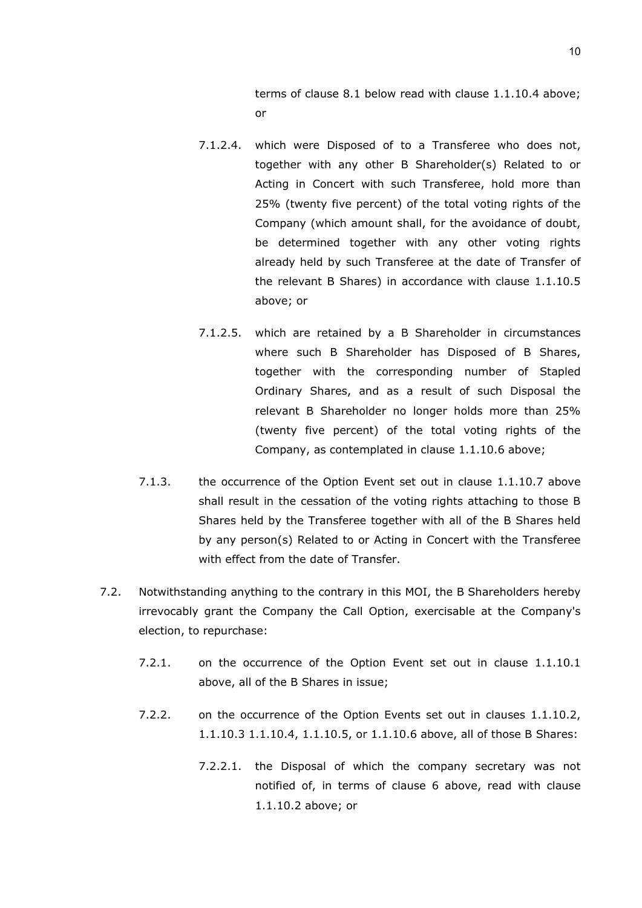terms of clause 8.1 below read with clause 1.1.10.4 above; or

7.1.2.4. which were Disposed of to a Transferee who does not, together with any other B Shareholder(s) Related to or Acting in Concert with such Transferee, hold more than 25% (twenty five percent) of the total voting rights of the Company (which amount shall, for the avoidance of doubt, be determined together with any other voting rights already held by such Transferee at the date of Transfer of the relevant B Shares) in accordance with clause 1.1.10.5 above; or

7.1.2.5. which are retained by a B Shareholder in circumstances where such B Shareholder has Disposed of B Shares, together with the corresponding number of Stapled Ordinary Shares, and as a result of such Disposal the relevant B Shareholder no longer holds more than 25% (twenty five percent) of the total voting rights of the Company, as contemplated in clause 1.1.10.6 above;

7.1.3. the occurrence of the Option Event set out in clause 1.1.10.7 above shall result in the cessation of the voting rights attaching to those B Shares held by the Transferee together with all of the B Shares held by any person(s) Related to or Acting in Concert with the Transferee with effect from the date of Transfer.

7.2. Notwithstanding anything to the contrary in this MOI, the B Shareholders hereby irrevocably grant the Company the Call Option, exercisable at the Company's election, to repurchase:

7.2.1. on the occurrence of the Option Event set out in clause 1.1.10.1 above, all of the B Shares in issue;

7.2.2. on the occurrence of the Option Events set out in clauses 1.1.10.2, 1.1.10.3 1.1.10.4, 1.1.10.5, or 1.1.10.6 above, all of those B Shares:

7.2.2.1. the Disposal of which the company secretary was not notified of, in terms of clause 6 above, read with clause 1.1.10.2 above; or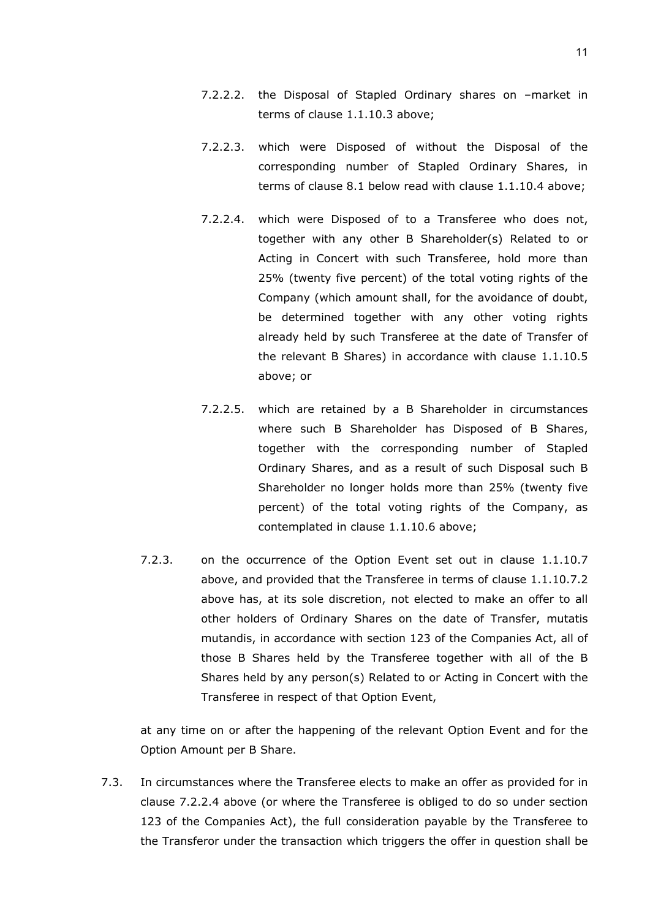7.2.2.2. the Disposal of Stapled Ordinary shares on –market in terms of clause 1.1.10.3 above;

7.2.2.3. which were Disposed of without the Disposal of the corresponding number of Stapled Ordinary Shares, in terms of clause 8.1 below read with clause 1.1.10.4 above;

7.2.2.4. which were Disposed of to a Transferee who does not, together with any other B Shareholder(s) Related to or Acting in Concert with such Transferee, hold more than 25% (twenty five percent) of the total voting rights of the Company (which amount shall, for the avoidance of doubt, be determined together with any other voting rights already held by such Transferee at the date of Transfer of the relevant B Shares) in accordance with clause 1.1.10.5 above; or

7.2.2.5. which are retained by a B Shareholder in circumstances where such B Shareholder has Disposed of B Shares, together with the corresponding number of Stapled Ordinary Shares, and as a result of such Disposal such B Shareholder no longer holds more than 25% (twenty five percent) of the total voting rights of the Company, as contemplated in clause 1.1.10.6 above;

7.2.3. on the occurrence of the Option Event set out in clause 1.1.10.7 above, and provided that the Transferee in terms of clause 1.1.10.7.2 above has, at its sole discretion, not elected to make an offer to all other holders of Ordinary Shares on the date of Transfer, mutatis mutandis, in accordance with section 123 of the Companies Act, all of those B Shares held by the Transferee together with all of the B Shares held by any person(s) Related to or Acting in Concert with the Transferee in respect of that Option Event,

at any time on or after the happening of the relevant Option Event and for the Option Amount per B Share.

7.3. In circumstances where the Transferee elects to make an offer as provided for in clause 7.2.2.4 above (or where the Transferee is obliged to do so under section 123 of the Companies Act), the full consideration payable by the Transferee to the Transferor under the transaction which triggers the offer in question shall be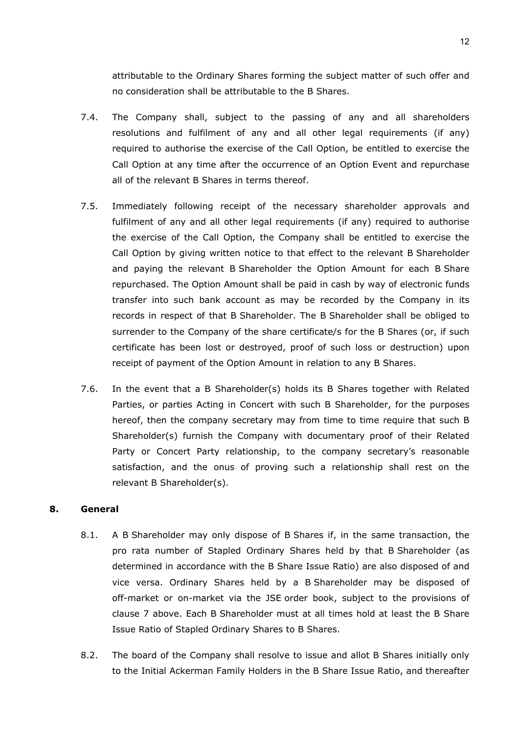attributable to the Ordinary Shares forming the subject matter of such offer and no consideration shall be attributable to the B Shares.

7.4. The Company shall, subject to the passing of any and all shareholders resolutions and fulfilment of any and all other legal requirements (if any) required to authorise the exercise of the Call Option, be entitled to exercise the Call Option at any time after the occurrence of an Option Event and repurchase all of the relevant B Shares in terms thereof.

7.5. Immediately following receipt of the necessary shareholder approvals and fulfilment of any and all other legal requirements (if any) required to authorise the exercise of the Call Option, the Company shall be entitled to exercise the Call Option by giving written notice to that effect to the relevant B Shareholder and paying the relevant B Shareholder the Option Amount for each B Share repurchased. The Option Amount shall be paid in cash by way of electronic funds transfer into such bank account as may be recorded by the Company in its records in respect of that B Shareholder. The B Shareholder shall be obliged to surrender to the Company of the share certificate/s for the B Shares (or, if such certificate has been lost or destroyed, proof of such loss or destruction) upon receipt of payment of the Option Amount in relation to any B Shares.

7.6. In the event that a B Shareholder(s) holds its B Shares together with Related Parties, or parties Acting in Concert with such B Shareholder, for the purposes hereof, then the company secretary may from time to time require that such B Shareholder(s) furnish the Company with documentary proof of their Related Party or Concert Party relationship, to the company secretary's reasonable satisfaction, and the onus of proving such a relationship shall rest on the relevant B Shareholder(s).

## 8. General

8.1. A B Shareholder may only dispose of B Shares if, in the same transaction, the pro rata number of Stapled Ordinary Shares held by that B Shareholder (as determined in accordance with the B Share Issue Ratio) are also disposed of and vice versa. Ordinary Shares held by a B Shareholder may be disposed of off-market or on-market via the JSE order book, subject to the provisions of clause 7 above. Each B Shareholder must at all times hold at least the B Share Issue Ratio of Stapled Ordinary Shares to B Shares.

8.2. The board of the Company shall resolve to issue and allot B Shares initially only to the Initial Ackerman Family Holders in the B Share Issue Ratio, and thereafter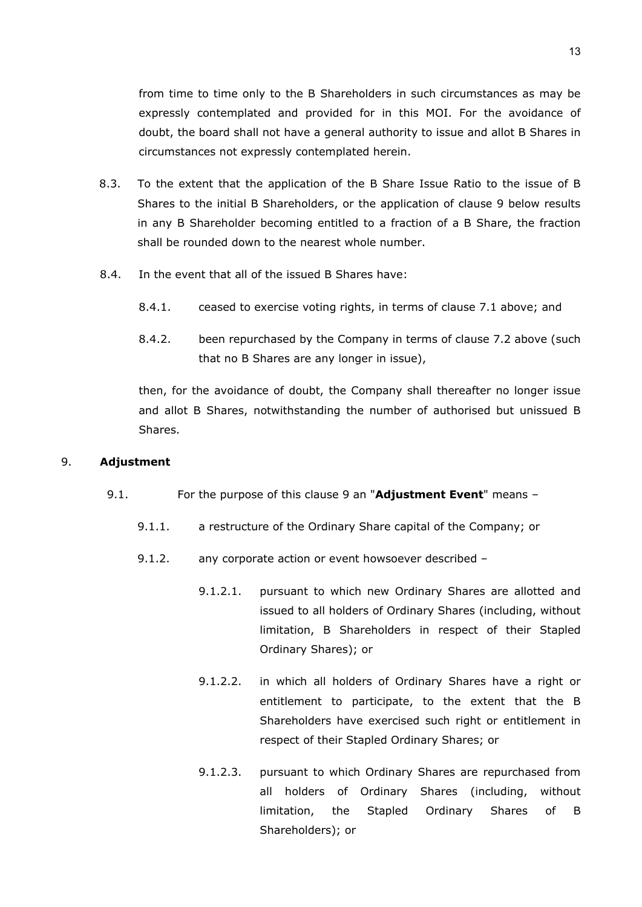from time to time only to the B Shareholders in such circumstances as may be expressly contemplated and provided for in this MOI. For the avoidance of doubt, the board shall not have a general authority to issue and allot B Shares in circumstances not expressly contemplated herein.

8.3. To the extent that the application of the B Share Issue Ratio to the issue of B Shares to the initial B Shareholders, or the application of clause 9 below results in any B Shareholder becoming entitled to a fraction of a B Share, the fraction shall be rounded down to the nearest whole number.

8.4. In the event that all of the issued B Shares have:

8.4.1. ceased to exercise voting rights, in terms of clause 7.1 above; and

8.4.2. been repurchased by the Company in terms of clause 7.2 above (such that no B Shares are any longer in issue),

then, for the avoidance of doubt, the Company shall thereafter no longer issue and allot B Shares, notwithstanding the number of authorised but unissued B Shares.

9. **Adjustment**

9.1. For the purpose of this clause 9 an "**Adjustment Event**" means –

9.1.1. a restructure of the Ordinary Share capital of the Company; or

9.1.2. any corporate action or event howsoever described –

9.1.2.1. pursuant to which new Ordinary Shares are allotted and issued to all holders of Ordinary Shares (including, without limitation, B Shareholders in respect of their Stapled Ordinary Shares); or

9.1.2.2. in which all holders of Ordinary Shares have a right or entitlement to participate, to the extent that the B Shareholders have exercised such right or entitlement in respect of their Stapled Ordinary Shares; or

9.1.2.3. pursuant to which Ordinary Shares are repurchased from all holders of Ordinary Shares (including, without limitation, the Stapled Ordinary Shares of B Shareholders); or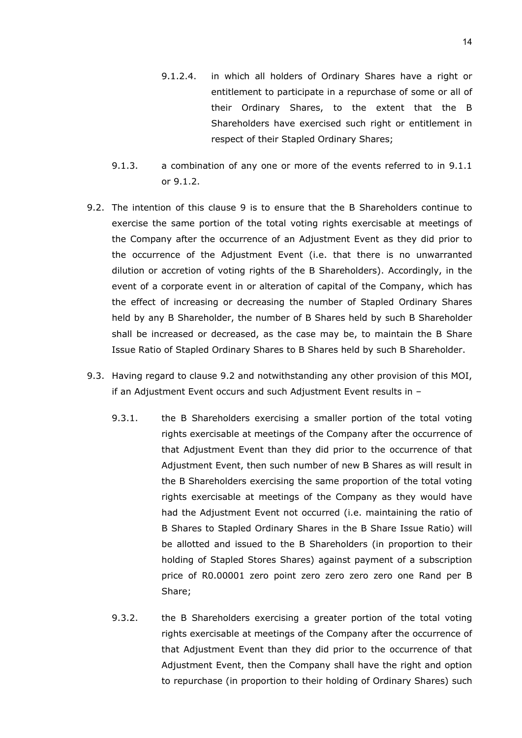9.1.2.4. in which all holders of Ordinary Shares have a right or entitlement to participate in a repurchase of some or all of their Ordinary Shares, to the extent that the B Shareholders have exercised such right or entitlement in respect of their Stapled Ordinary Shares;

9.1.3. a combination of any one or more of the events referred to in 9.1.1 or 9.1.2.

9.2. The intention of this clause 9 is to ensure that the B Shareholders continue to exercise the same portion of the total voting rights exercisable at meetings of the Company after the occurrence of an Adjustment Event as they did prior to the occurrence of the Adjustment Event (i.e. that there is no unwarranted dilution or accretion of voting rights of the B Shareholders). Accordingly, in the event of a corporate event in or alteration of capital of the Company, which has the effect of increasing or decreasing the number of Stapled Ordinary Shares held by any B Shareholder, the number of B Shares held by such B Shareholder shall be increased or decreased, as the case may be, to maintain the B Share Issue Ratio of Stapled Ordinary Shares to B Shares held by such B Shareholder.

9.3. Having regard to clause 9.2 and notwithstanding any other provision of this MOI, if an Adjustment Event occurs and such Adjustment Event results in –

9.3.1. the B Shareholders exercising a smaller portion of the total voting rights exercisable at meetings of the Company after the occurrence of that Adjustment Event than they did prior to the occurrence of that Adjustment Event, then such number of new B Shares as will result in the B Shareholders exercising the same proportion of the total voting rights exercisable at meetings of the Company as they would have had the Adjustment Event not occurred (i.e. maintaining the ratio of B Shares to Stapled Ordinary Shares in the B Share Issue Ratio) will be allotted and issued to the B Shareholders (in proportion to their holding of Stapled Stores Shares) against payment of a subscription price of R0.00001 zero point zero zero zero zero one Rand per B Share;

9.3.2. the B Shareholders exercising a greater portion of the total voting rights exercisable at meetings of the Company after the occurrence of that Adjustment Event than they did prior to the occurrence of that Adjustment Event, then the Company shall have the right and option to repurchase (in proportion to their holding of Ordinary Shares) such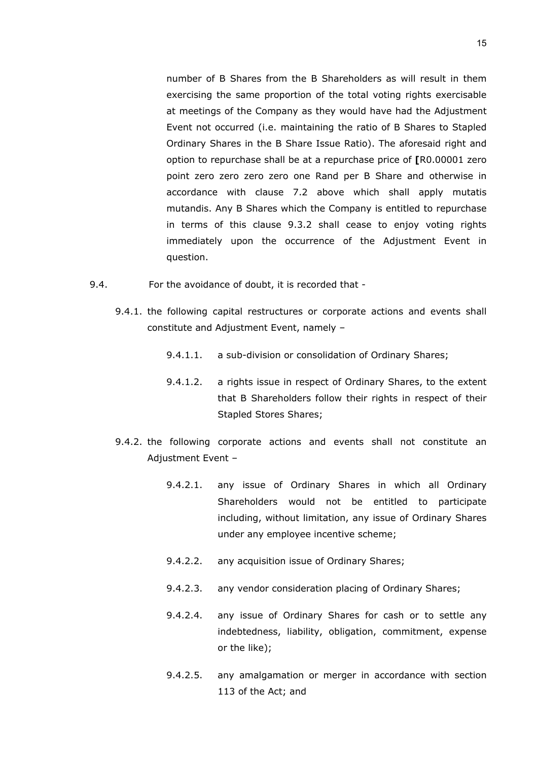number of B Shares from the B Shareholders as will result in them exercising the same proportion of the total voting rights exercisable at meetings of the Company as they would have had the Adjustment Event not occurred (i.e. maintaining the ratio of B Shares to Stapled Ordinary Shares in the B Share Issue Ratio). The aforesaid right and option to repurchase shall be at a repurchase price of **[**R0.00001 zero point zero zero zero zero one Rand per B Share and otherwise in accordance with clause 7.2 above which shall apply mutatis mutandis. Any B Shares which the Company is entitled to repurchase in terms of this clause 9.3.2 shall cease to enjoy voting rights immediately upon the occurrence of the Adjustment Event in question.

9.4. For the avoidance of doubt, it is recorded that -

9.4.1. the following capital restructures or corporate actions and events shall constitute and Adjustment Event, namely –

9.4.1.1. a sub-division or consolidation of Ordinary Shares;

9.4.1.2. a rights issue in respect of Ordinary Shares, to the extent that B Shareholders follow their rights in respect of their Stapled Stores Shares;

9.4.2. the following corporate actions and events shall not constitute an Adjustment Event –

9.4.2.1. any issue of Ordinary Shares in which all Ordinary Shareholders would not be entitled to participate including, without limitation, any issue of Ordinary Shares under any employee incentive scheme;

9.4.2.2. any acquisition issue of Ordinary Shares;

9.4.2.3. any vendor consideration placing of Ordinary Shares;

9.4.2.4. any issue of Ordinary Shares for cash or to settle any indebtedness, liability, obligation, commitment, expense or the like);

9.4.2.5. any amalgamation or merger in accordance with section 113 of the Act; and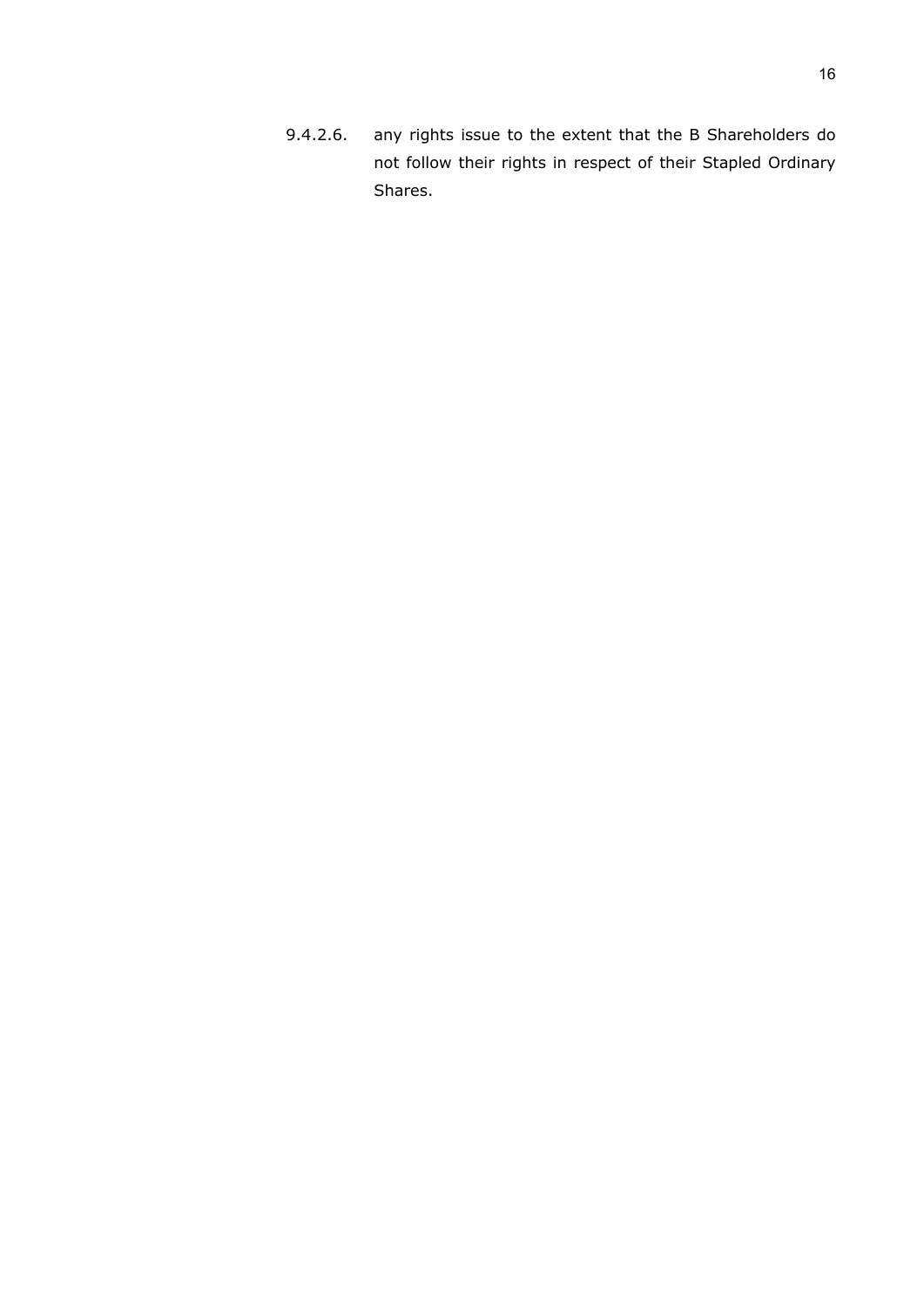9.4.2.6. any rights issue to the extent that the B Shareholders do not follow their rights in respect of their Stapled Ordinary Shares.